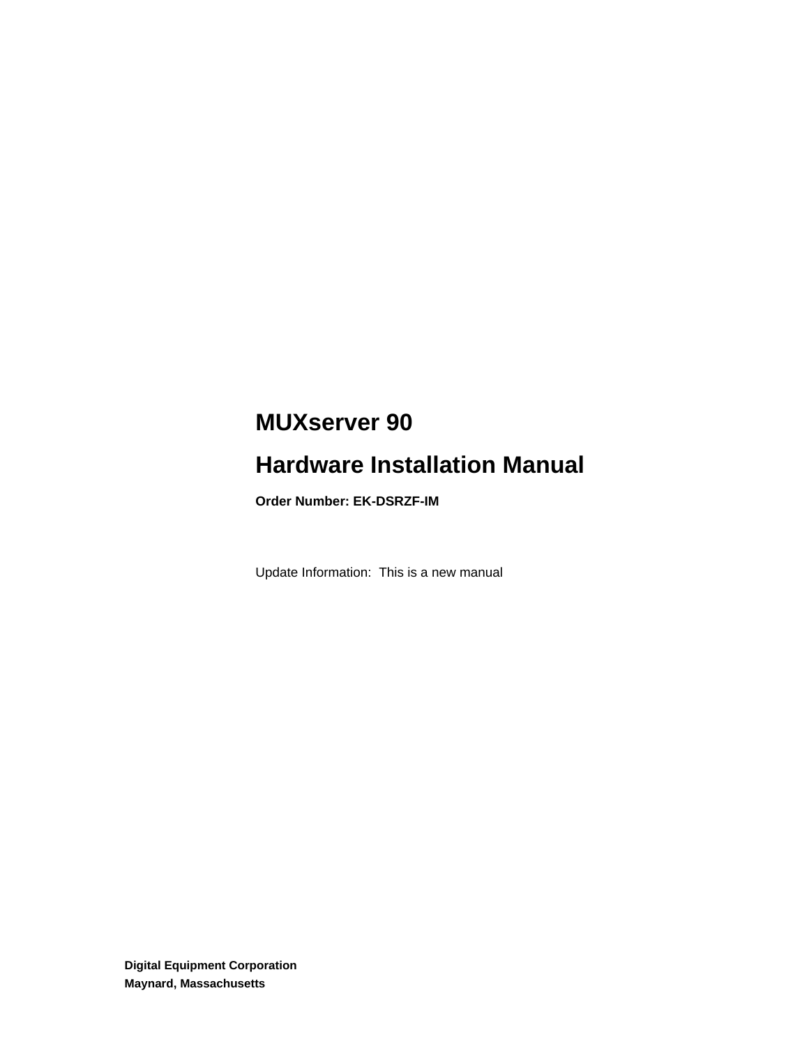# MUXserver 90

# Hardware Installation Manual

**Order Number: EK-DSRZF-IM**

Update Information: This is a new manual

**Digital Equipment Corporation**
**Maynard, Massachusetts**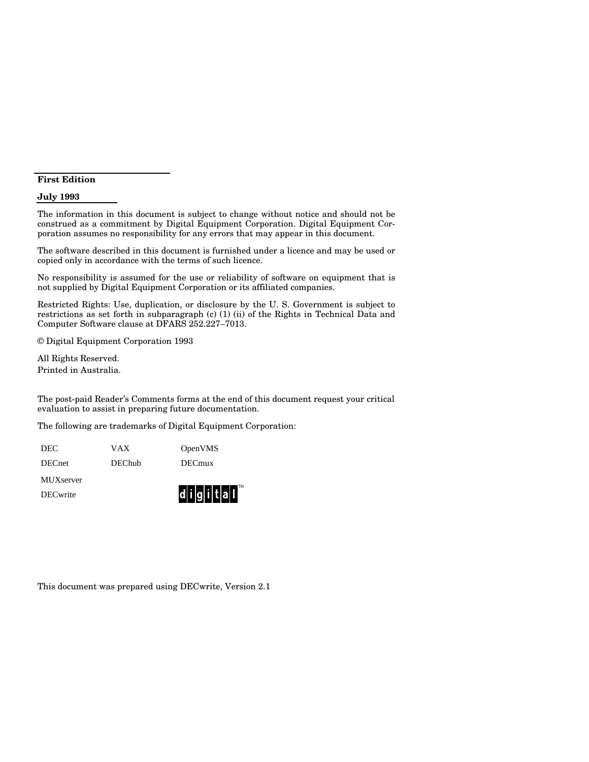**First Edition**

**July 1993**

The information in this document is subject to change without notice and should not be construed as a commitment by Digital Equipment Corporation. Digital Equipment Corporation assumes no responsibility for any errors that may appear in this document.

The software described in this document is furnished under a licence and may be used or copied only in accordance with the terms of such licence.

No responsibility is assumed for the use or reliability of software on equipment that is not supplied by Digital Equipment Corporation or its affiliated companies.

Restricted Rights: Use, duplication, or disclosure by the U. S. Government is subject to restrictions as set forth in subparagraph (c) (1) (ii) of the Rights in Technical Data and Computer Software clause at DFARS 252.227–7013.

© Digital Equipment Corporation 1993

All Rights Reserved.
Printed in Australia.

The post-paid Reader's Comments forms at the end of this document request your critical evaluation to assist in preparing future documentation.

The following are trademarks of Digital Equipment Corporation:

DEC VAX OpenVMS
DECnet DEChub DECmux
MUXserver
DECwrite digital™

This document was prepared using DECwrite, Version 2.1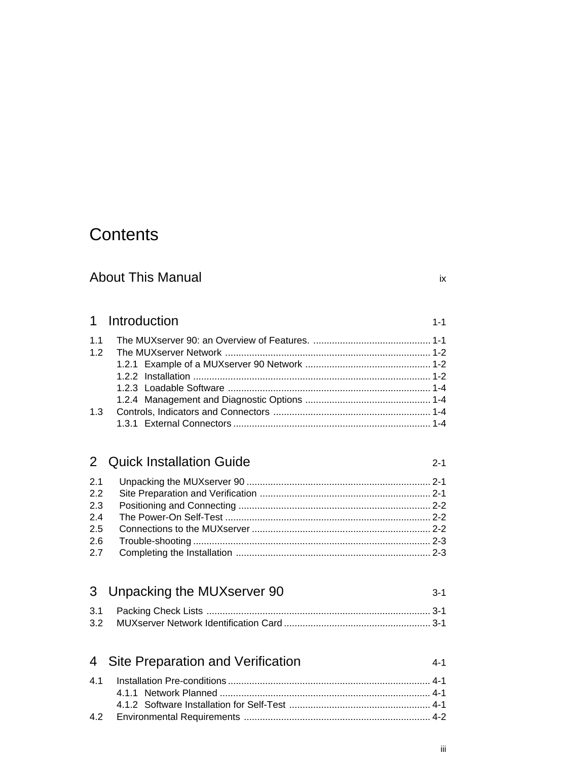# Contents

## About This Manual ix

## 1 Introduction 1-1

1.1 The MUXserver 90: an Overview of Features. 1-1
1.2 The MUXserver Network 1-2
  1.2.1 Example of a MUXserver 90 Network 1-2
  1.2.2 Installation 1-2
  1.2.3 Loadable Software 1-4
  1.2.4 Management and Diagnostic Options 1-4
1.3 Controls, Indicators and Connectors 1-4
  1.3.1 External Connectors 1-4

## 2 Quick Installation Guide 2-1

2.1 Unpacking the MUXserver 90 2-1
2.2 Site Preparation and Verification 2-1
2.3 Positioning and Connecting 2-2
2.4 The Power-On Self-Test 2-2
2.5 Connections to the MUXserver 2-2
2.6 Trouble-shooting 2-3
2.7 Completing the Installation 2-3

## 3 Unpacking the MUXserver 90 3-1

3.1 Packing Check Lists 3-1
3.2 MUXserver Network Identification Card 3-1

## 4 Site Preparation and Verification 4-1

4.1 Installation Pre-conditions 4-1
  4.1.1 Network Planned 4-1
  4.1.2 Software Installation for Self-Test 4-1
4.2 Environmental Requirements 4-2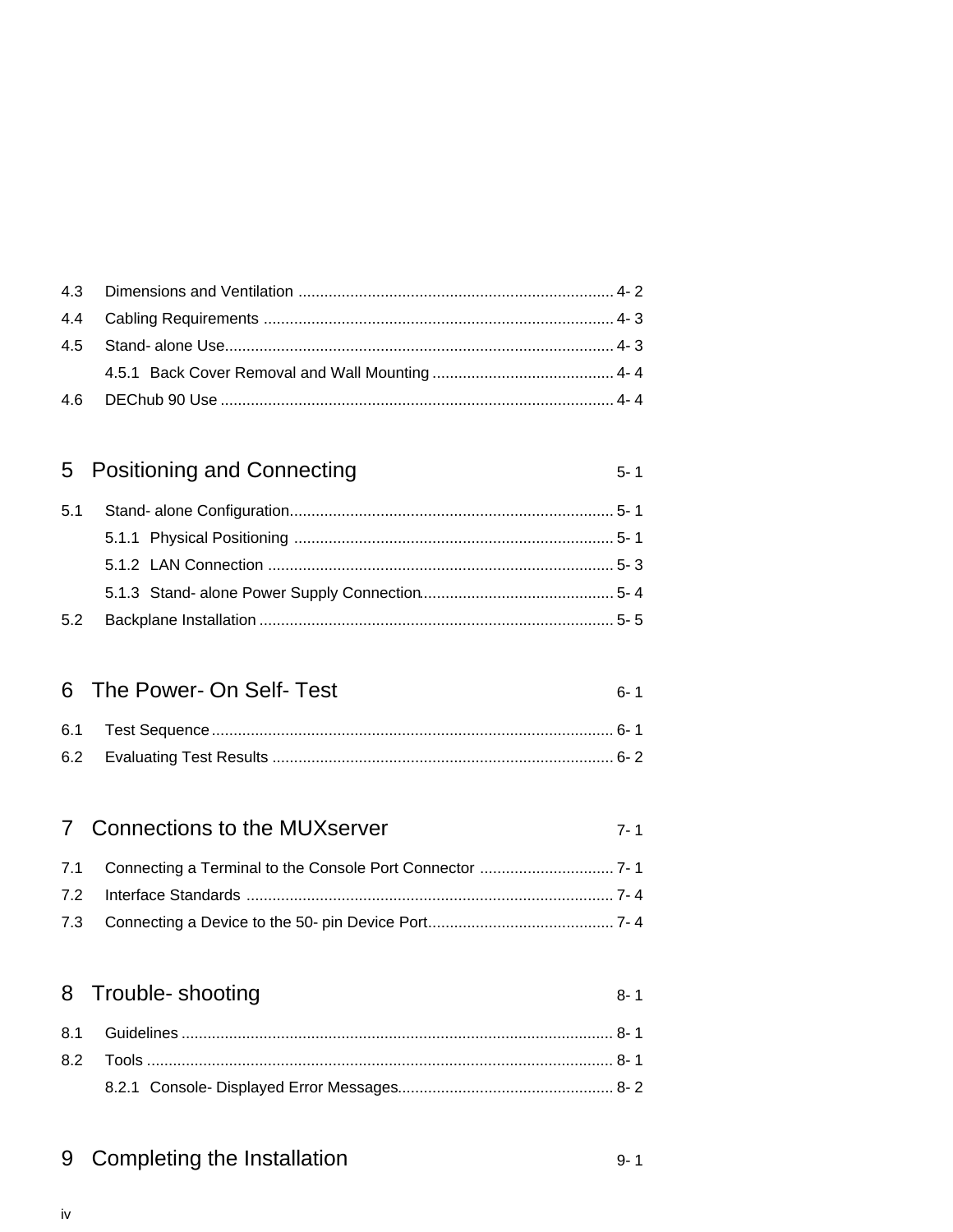4.3 Dimensions and Ventilation ........................................................................ 4- 2
4.4 Cabling Requirements ................................................................................ 4- 3
4.5 Stand- alone Use......................................................................................... 4- 3
 4.5.1 Back Cover Removal and Wall Mounting .......................................... 4- 4
4.6 DEChub 90 Use .......................................................................................... 4- 4

## 5 Positioning and Connecting 5- 1

5.1 Stand- alone Configuration.......................................................................... 5- 1
 5.1.1 Physical Positioning ......................................................................... 5- 1
 5.1.2 LAN Connection ............................................................................... 5- 3
 5.1.3 Stand- alone Power Supply Connection............................................ 5- 4
5.2 Backplane Installation ................................................................................. 5- 5

## 6 The Power- On Self- Test 6- 1

6.1 Test Sequence............................................................................................ 6- 1
6.2 Evaluating Test Results .............................................................................. 6- 2

## 7 Connections to the MUXserver 7- 1

7.1 Connecting a Terminal to the Console Port Connector ............................... 7- 1
7.2 Interface Standards .................................................................................... 7- 4
7.3 Connecting a Device to the 50- pin Device Port.......................................... 7- 4

## 8 Trouble- shooting 8- 1

8.1 Guidelines ................................................................................................... 8- 1
8.2 Tools ........................................................................................................... 8- 1
 8.2.1 Console- Displayed Error Messages................................................. 8- 2

## 9 Completing the Installation 9- 1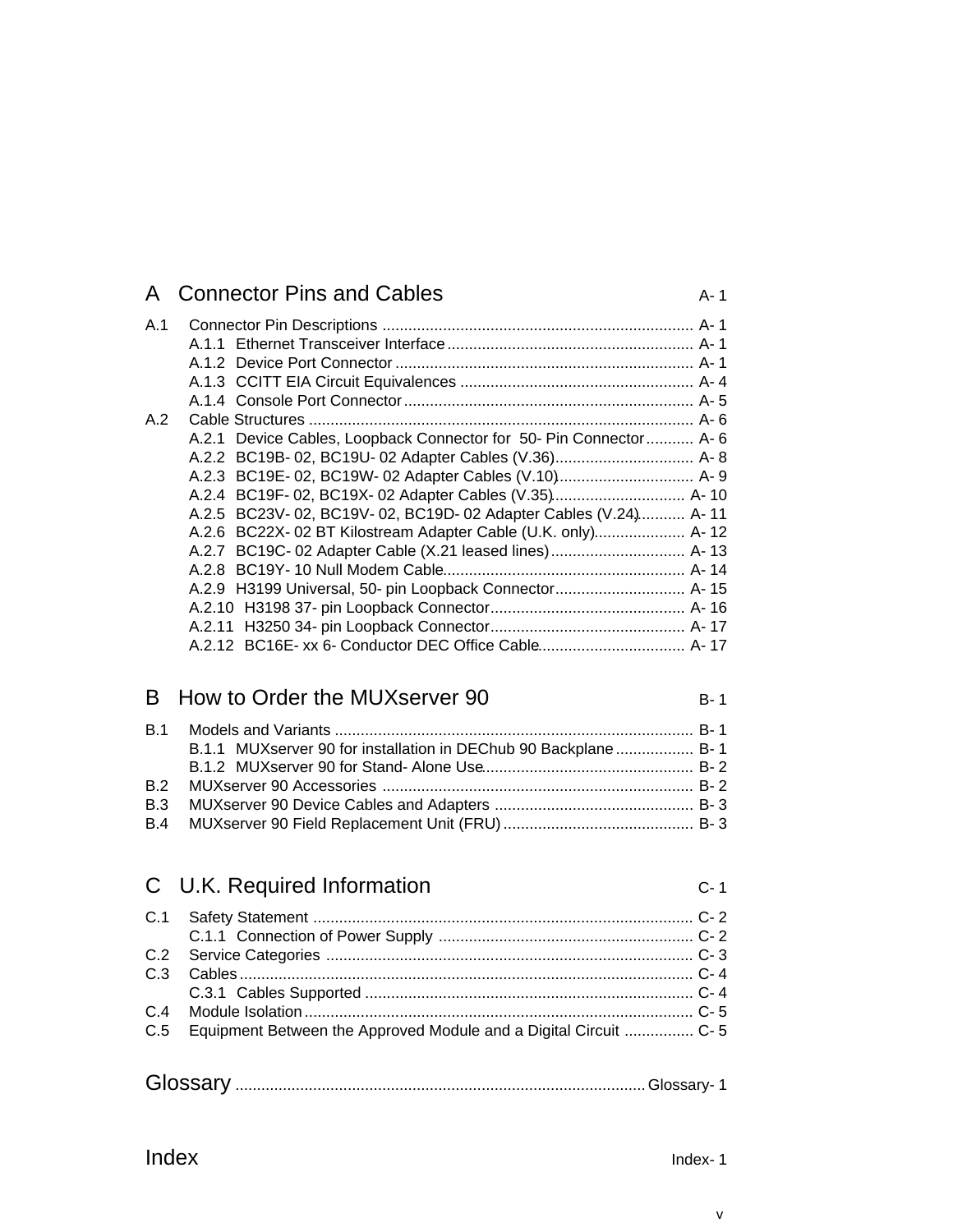## A Connector Pins and Cables A- 1

A.1 Connector Pin Descriptions ........................................................................ A- 1
- A.1.1 Ethernet Transceiver Interface ........................................................ A- 1
- A.1.2 Device Port Connector ..................................................................... A- 1
- A.1.3 CCITT EIA Circuit Equivalences ...................................................... A- 4
- A.1.4 Console Port Connector .................................................................. A- 5

A.2 Cable Structures ......................................................................................... A- 6
- A.2.1 Device Cables, Loopback Connector for 50- Pin Connector ........... A- 6
- A.2.2 BC19B- 02, BC19U- 02 Adapter Cables (V.36)................................ A- 8
- A.2.3 BC19E- 02, BC19W- 02 Adapter Cables (V.10)............................... A- 9
- A.2.4 BC19F- 02, BC19X- 02 Adapter Cables (V.35)............................... A- 10
- A.2.5 BC23V- 02, BC19V- 02, BC19D- 02 Adapter Cables (V.24)........... A- 11
- A.2.6 BC22X- 02 BT Kilostream Adapter Cable (U.K. only)..................... A- 12
- A.2.7 BC19C- 02 Adapter Cable (X.21 leased lines)............................... A- 13
- A.2.8 BC19Y- 10 Null Modem Cable........................................................ A- 14
- A.2.9 H3199 Universal, 50- pin Loopback Connector.............................. A- 15
- A.2.10 H3198 37- pin Loopback Connector............................................. A- 16
- A.2.11 H3250 34- pin Loopback Connector............................................. A- 17
- A.2.12 BC16E- xx 6- Conductor DEC Office Cable.................................. A- 17

## B How to Order the MUXserver 90 B- 1

B.1 Models and Variants ................................................................................... B- 1
- B.1.1 MUXserver 90 for installation in DEChub 90 Backplane .................. B- 1
- B.1.2 MUXserver 90 for Stand- Alone Use................................................. B- 2

B.2 MUXserver 90 Accessories ........................................................................ B- 2

B.3 MUXserver 90 Device Cables and Adapters .............................................. B- 3

B.4 MUXserver 90 Field Replacement Unit (FRU) ............................................ B- 3

## C U.K. Required Information C- 1

C.1 Safety Statement ........................................................................................ C- 2
- C.1.1 Connection of Power Supply ........................................................... C- 2

C.2 Service Categories ..................................................................................... C- 3

C.3 Cables......................................................................................................... C- 4
- C.3.1 Cables Supported ............................................................................ C- 4

C.4 Module Isolation.......................................................................................... C- 5

C.5 Equipment Between the Approved Module and a Digital Circuit ................ C- 5

## Glossary ............................................................................................. Glossary- 1

## Index Index- 1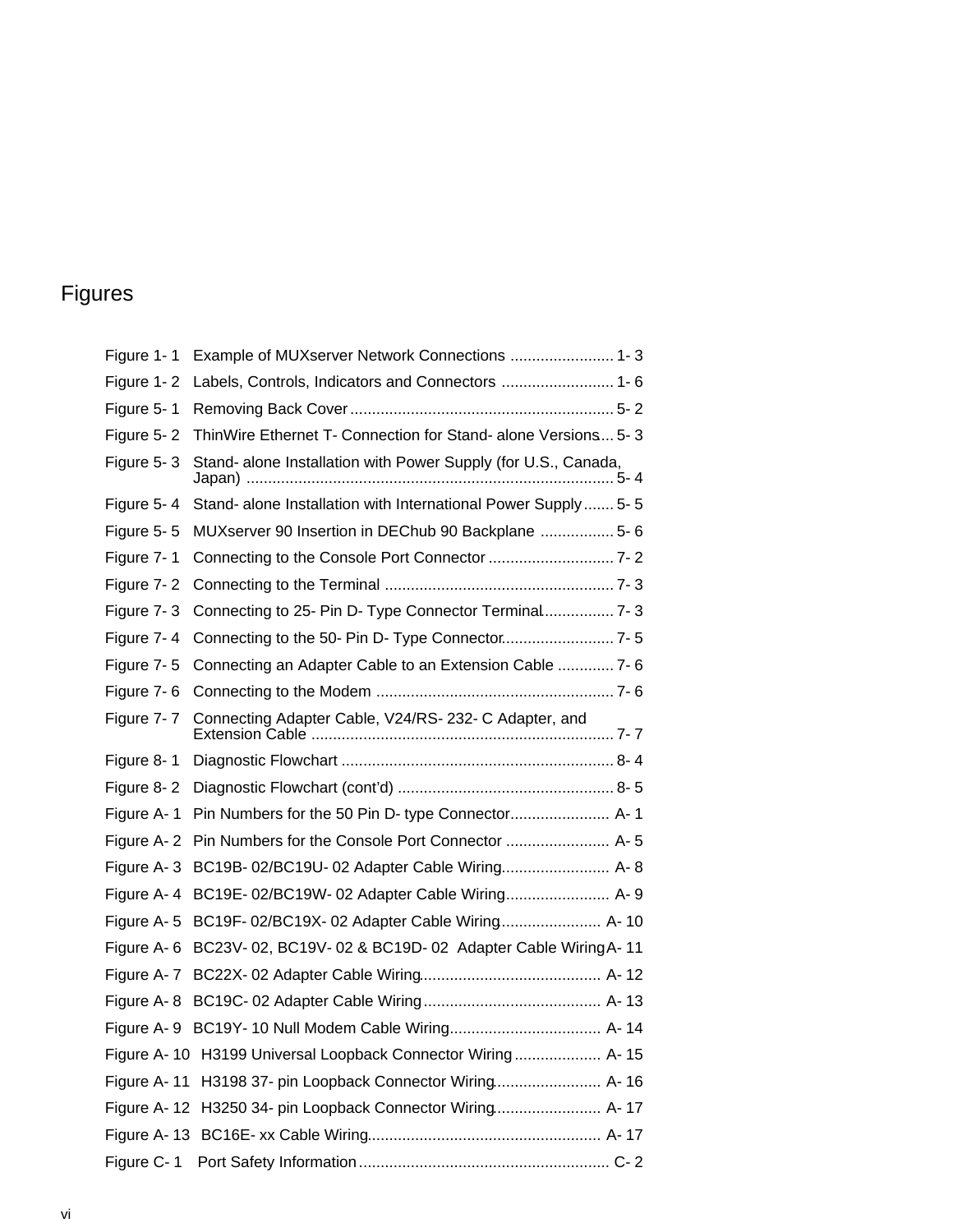# Figures

Figure 1- 1 Example of MUXserver Network Connections ........................ 1- 3

Figure 1- 2 Labels, Controls, Indicators and Connectors .......................... 1- 6

Figure 5- 1 Removing Back Cover ............................................................. 5- 2

Figure 5- 2 ThinWire Ethernet T- Connection for Stand- alone Versions.... 5- 3

Figure 5- 3 Stand- alone Installation with Power Supply (for U.S., Canada, Japan) .................................................................................... 5- 4

Figure 5- 4 Stand- alone Installation with International Power Supply ....... 5- 5

Figure 5- 5 MUXserver 90 Insertion in DEChub 90 Backplane ................. 5- 6

Figure 7- 1 Connecting to the Console Port Connector ............................. 7- 2

Figure 7- 2 Connecting to the Terminal ..................................................... 7- 3

Figure 7- 3 Connecting to 25- Pin D- Type Connector Terminal................ 7- 3

Figure 7- 4 Connecting to the 50- Pin D- Type Connector.......................... 7- 5

Figure 7- 5 Connecting an Adapter Cable to an Extension Cable ............. 7- 6

Figure 7- 6 Connecting to the Modem ....................................................... 7- 6

Figure 7- 7 Connecting Adapter Cable, V24/RS- 232- C Adapter, and Extension Cable ...................................................................... 7- 7

Figure 8- 1 Diagnostic Flowchart ............................................................... 8- 4

Figure 8- 2 Diagnostic Flowchart (cont'd) .................................................. 8- 5

Figure A- 1 Pin Numbers for the 50 Pin D- type Connector....................... A- 1

Figure A- 2 Pin Numbers for the Console Port Connector ........................ A- 5

Figure A- 3 BC19B- 02/BC19U- 02 Adapter Cable Wiring......................... A- 8

Figure A- 4 BC19E- 02/BC19W- 02 Adapter Cable Wiring........................ A- 9

Figure A- 5 BC19F- 02/BC19X- 02 Adapter Cable Wiring....................... A- 10

Figure A- 6 BC23V- 02, BC19V- 02 & BC19D- 02 Adapter Cable Wiring A- 11

Figure A- 7 BC22X- 02 Adapter Cable Wiring.......................................... A- 12

Figure A- 8 BC19C- 02 Adapter Cable Wiring ......................................... A- 13

Figure A- 9 BC19Y- 10 Null Modem Cable Wiring................................... A- 14

Figure A- 10 H3199 Universal Loopback Connector Wiring .................... A- 15

Figure A- 11 H3198 37- pin Loopback Connector Wiring......................... A- 16

Figure A- 12 H3250 34- pin Loopback Connector Wiring......................... A- 17

Figure A- 13 BC16E- xx Cable Wiring...................................................... A- 17

Figure C- 1 Port Safety Information .......................................................... C- 2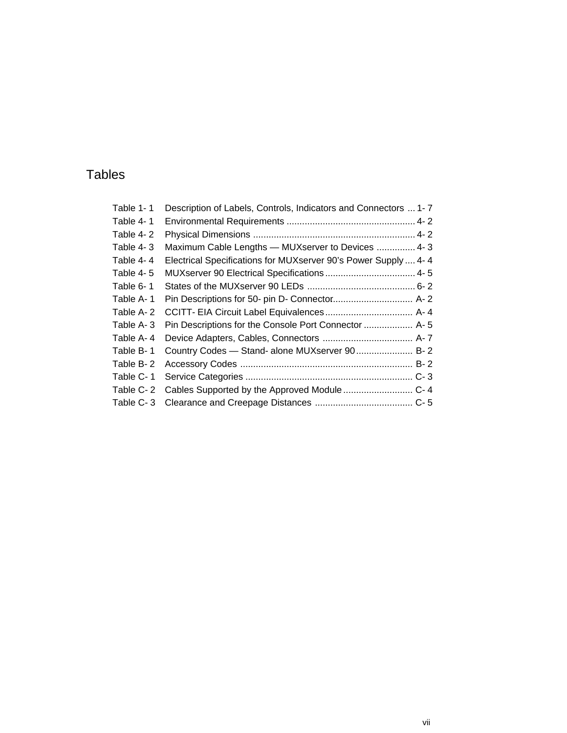# Tables

| | | |
|---|---|---|
| Table 1- 1 | Description of Labels, Controls, Indicators and Connectors | 1- 7 |
| Table 4- 1 | Environmental Requirements | 4- 2 |
| Table 4- 2 | Physical Dimensions | 4- 2 |
| Table 4- 3 | Maximum Cable Lengths — MUXserver to Devices | 4- 3 |
| Table 4- 4 | Electrical Specifications for MUXserver 90’s Power Supply | 4- 4 |
| Table 4- 5 | MUXserver 90 Electrical Specifications | 4- 5 |
| Table 6- 1 | States of the MUXserver 90 LEDs | 6- 2 |
| Table A- 1 | Pin Descriptions for 50- pin D- Connector | A- 2 |
| Table A- 2 | CCITT- EIA Circuit Label Equivalences | A- 4 |
| Table A- 3 | Pin Descriptions for the Console Port Connector | A- 5 |
| Table A- 4 | Device Adapters, Cables, Connectors | A- 7 |
| Table B- 1 | Country Codes — Stand- alone MUXserver 90 | B- 2 |
| Table B- 2 | Accessory Codes | B- 2 |
| Table C- 1 | Service Categories | C- 3 |
| Table C- 2 | Cables Supported by the Approved Module | C- 4 |
| Table C- 3 | Clearance and Creepage Distances | C- 5 |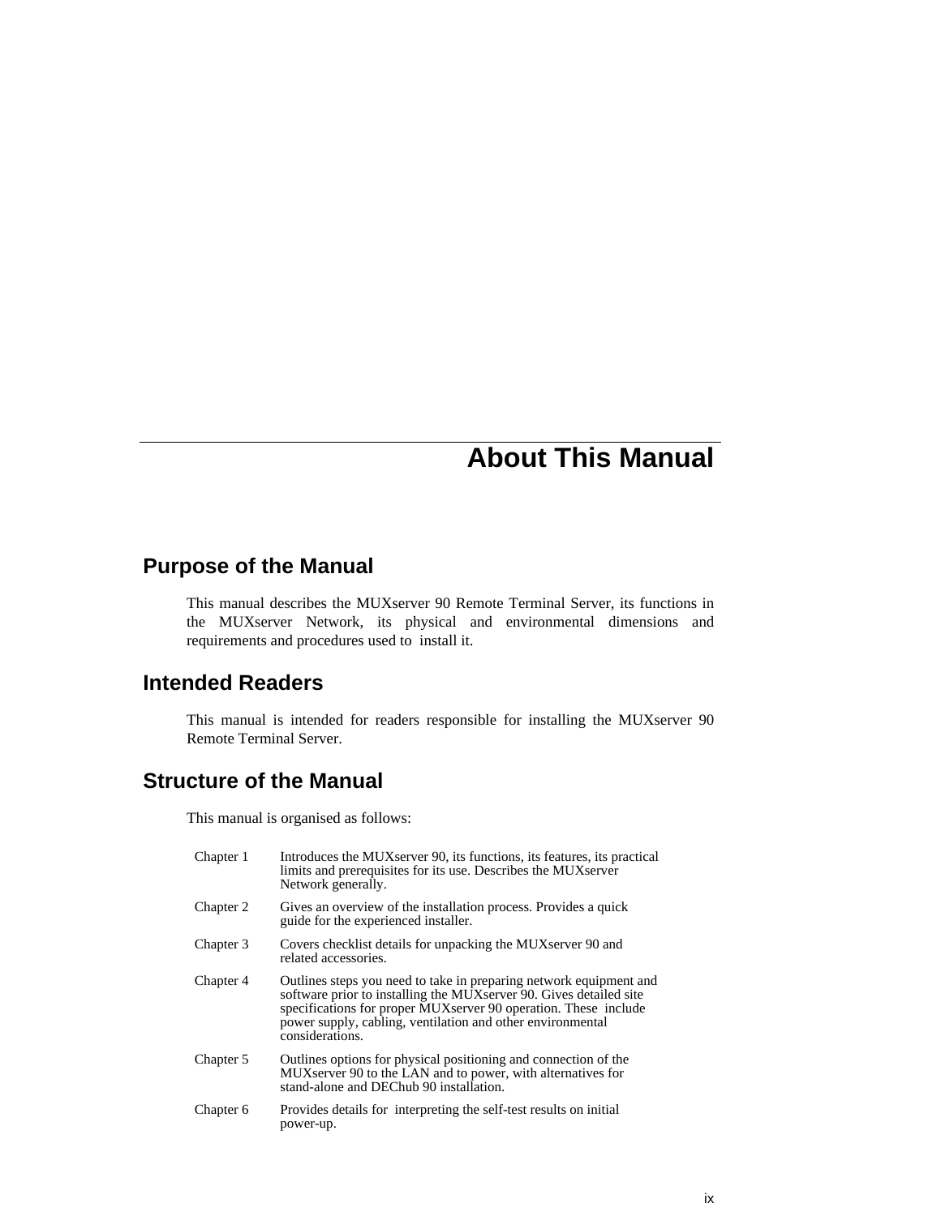# About This Manual

## Purpose of the Manual

This manual describes the MUXserver 90 Remote Terminal Server, its functions in the MUXserver Network, its physical and environmental dimensions and requirements and procedures used to install it.

## Intended Readers

This manual is intended for readers responsible for installing the MUXserver 90 Remote Terminal Server.

## Structure of the Manual

This manual is organised as follows:

| | |
|---|---|
| Chapter 1 | Introduces the MUXserver 90, its functions, its features, its practical limits and prerequisites for its use. Describes the MUXserver Network generally. |
| Chapter 2 | Gives an overview of the installation process. Provides a quick guide for the experienced installer. |
| Chapter 3 | Covers checklist details for unpacking the MUXserver 90 and related accessories. |
| Chapter 4 | Outlines steps you need to take in preparing network equipment and software prior to installing the MUXserver 90. Gives detailed site specifications for proper MUXserver 90 operation. These include power supply, cabling, ventilation and other environmental considerations. |
| Chapter 5 | Outlines options for physical positioning and connection of the MUXserver 90 to the LAN and to power, with alternatives for stand-alone and DEChub 90 installation. |
| Chapter 6 | Provides details for interpreting the self-test results on initial power-up. |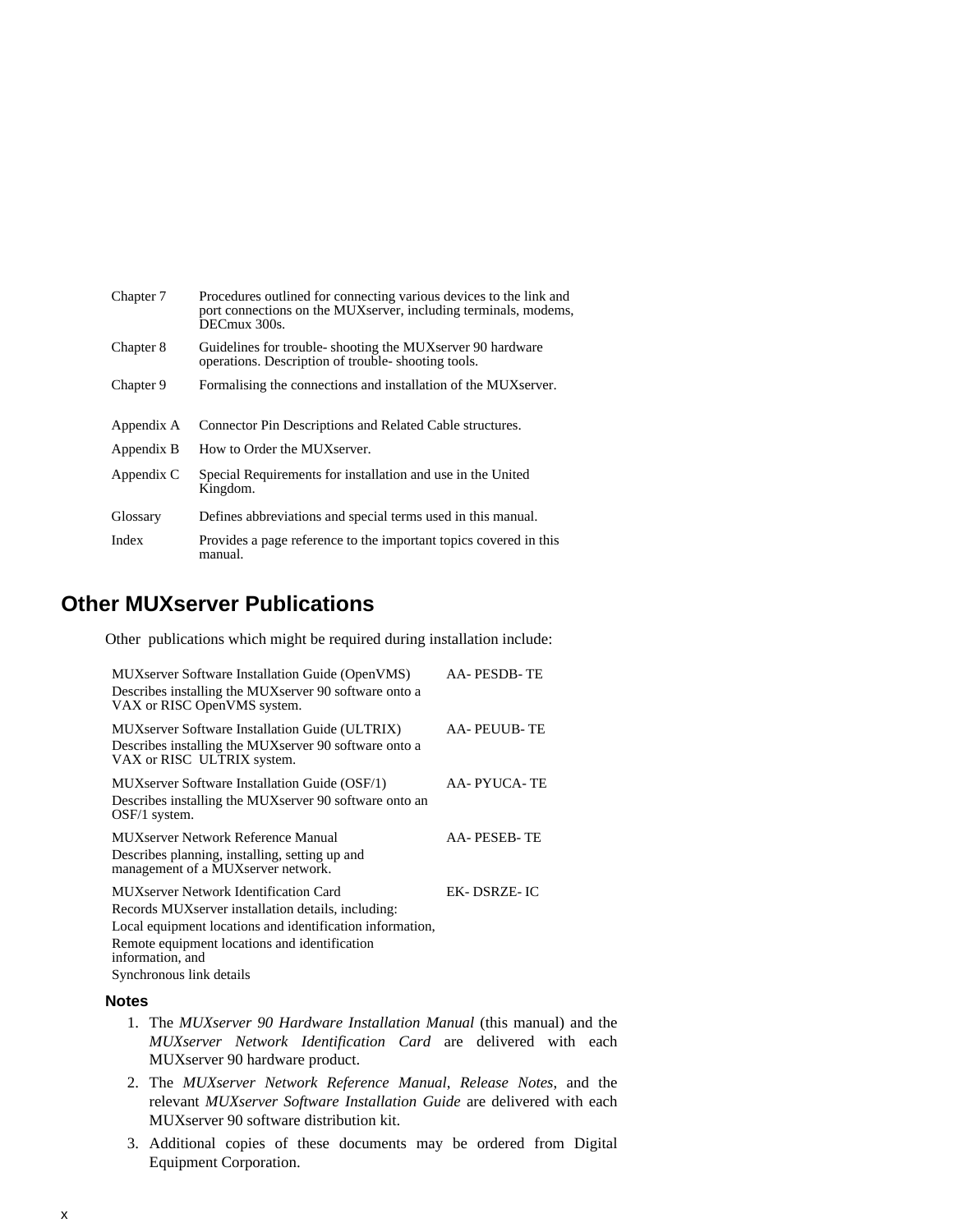| | |
|---|---|
| Chapter 7 | Procedures outlined for connecting various devices to the link and port connections on the MUXserver, including terminals, modems, DECmux 300s. |
| Chapter 8 | Guidelines for trouble- shooting the MUXserver 90 hardware operations. Description of trouble- shooting tools. |
| Chapter 9 | Formalising the connections and installation of the MUXserver. |
| Appendix A | Connector Pin Descriptions and Related Cable structures. |
| Appendix B | How to Order the MUXserver. |
| Appendix C | Special Requirements for installation and use in the United Kingdom. |
| Glossary | Defines abbreviations and special terms used in this manual. |
| Index | Provides a page reference to the important topics covered in this manual. |

## Other MUXserver Publications

Other publications which might be required during installation include:

| | |
|---|---|
| MUXserver Software Installation Guide (OpenVMS)<br>Describes installing the MUXserver 90 software onto a VAX or RISC OpenVMS system. | AA- PESDB- TE |
| MUXserver Software Installation Guide (ULTRIX)<br>Describes installing the MUXserver 90 software onto a VAX or RISC ULTRIX system. | AA- PEUUB- TE |
| MUXserver Software Installation Guide (OSF/1)<br>Describes installing the MUXserver 90 software onto an OSF/1 system. | AA- PYUCA- TE |
| MUXserver Network Reference Manual<br>Describes planning, installing, setting up and management of a MUXserver network. | AA- PESEB- TE |
| MUXserver Network Identification Card<br>Records MUXserver installation details, including:<br>Local equipment locations and identification information,<br>Remote equipment locations and identification information, and<br>Synchronous link details | EK- DSRZE- IC |

**Notes**

1. The *MUXserver 90 Hardware Installation Manual* (this manual) and the *MUXserver Network Identification Card* are delivered with each MUXserver 90 hardware product.
2. The *MUXserver Network Reference Manual*, *Release Notes*, and the relevant *MUXserver Software Installation Guide* are delivered with each MUXserver 90 software distribution kit.
3. Additional copies of these documents may be ordered from Digital Equipment Corporation.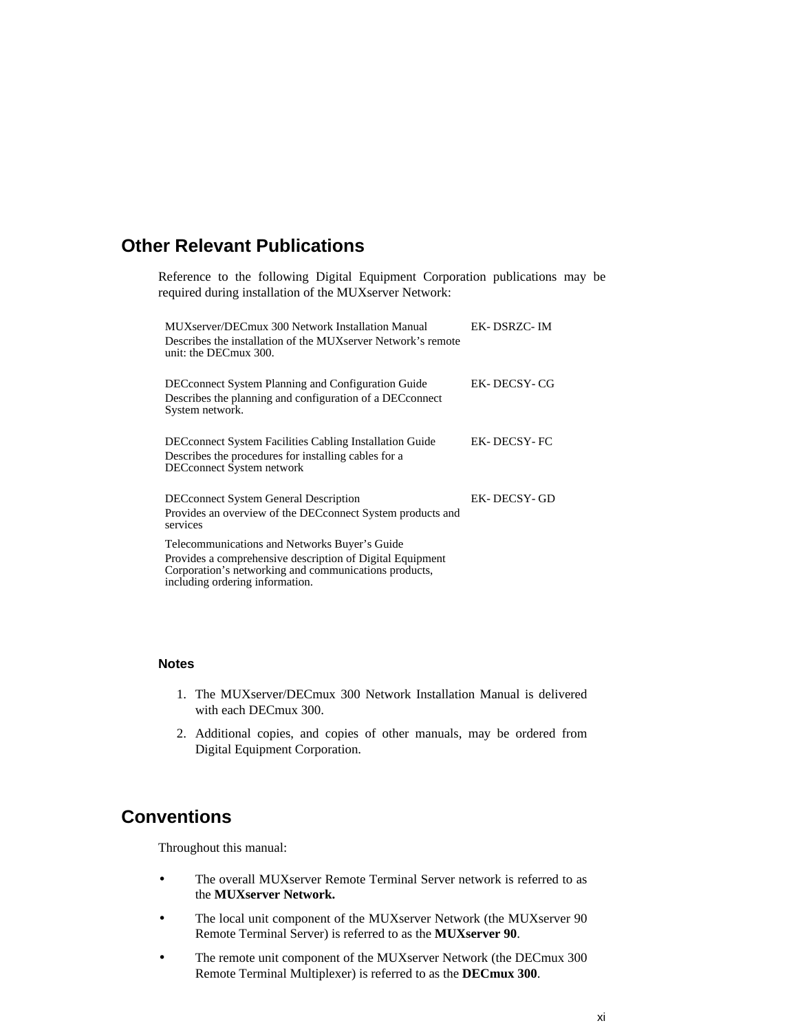## Other Relevant Publications

Reference to the following Digital Equipment Corporation publications may be required during installation of the MUXserver Network:

| Publication | Order Number |
|---|---|
| MUXserver/DECmux 300 Network Installation Manual<br>Describes the installation of the MUXserver Network's remote unit: the DECmux 300. | EK- DSRZC- IM |
| DECconnect System Planning and Configuration Guide<br>Describes the planning and configuration of a DECconnect System network. | EK- DECSY- CG |
| DECconnect System Facilities Cabling Installation Guide<br>Describes the procedures for installing cables for a DECconnect System network | EK- DECSY- FC |
| DECconnect System General Description<br>Provides an overview of the DECconnect System products and services | EK- DECSY- GD |
| Telecommunications and Networks Buyer's Guide<br>Provides a comprehensive description of Digital Equipment Corporation's networking and communications products, including ordering information. | |

**Notes**

1. The MUXserver/DECmux 300 Network Installation Manual is delivered with each DECmux 300.
2. Additional copies, and copies of other manuals, may be ordered from Digital Equipment Corporation.

## Conventions

Throughout this manual:

- The overall MUXserver Remote Terminal Server network is referred to as the **MUXserver Network.**
- The local unit component of the MUXserver Network (the MUXserver 90 Remote Terminal Server) is referred to as the **MUXserver 90**.
- The remote unit component of the MUXserver Network (the DECmux 300 Remote Terminal Multiplexer) is referred to as the **DECmux 300**.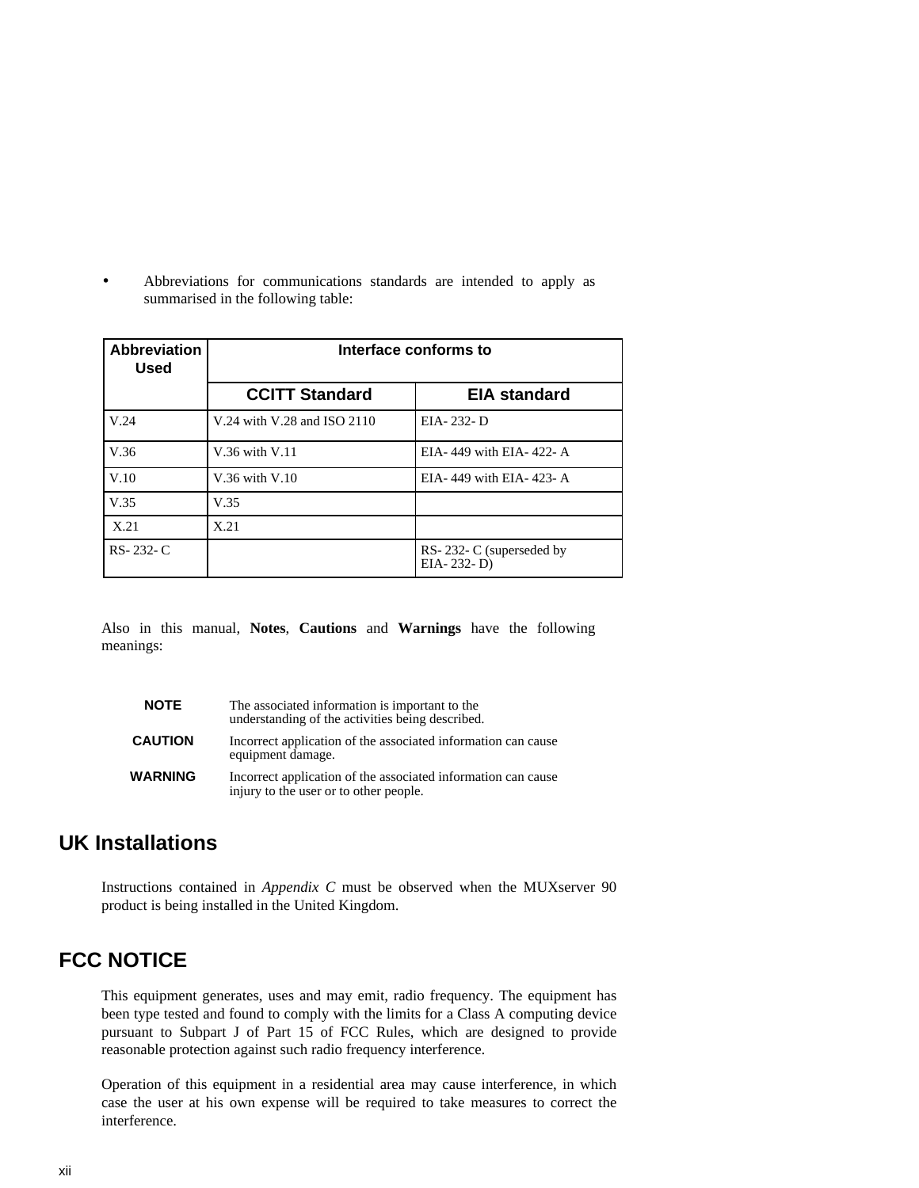- Abbreviations for communications standards are intended to apply as summarised in the following table:

| Abbreviation Used | Interface conforms to | |
|---|---|---|
| | **CCITT Standard** | **EIA standard** |
| V.24 | V.24 with V.28 and ISO 2110 | EIA- 232- D |
| V.36 | V.36 with V.11 | EIA- 449 with EIA- 422- A |
| V.10 | V.36 with V.10 | EIA- 449 with EIA- 423- A |
| V.35 | V.35 | |
| X.21 | X.21 | |
| RS- 232- C | | RS- 232- C (superseded by EIA- 232- D) |

Also in this manual, **Notes**, **Cautions** and **Warnings** have the following meanings:

| | |
|---|---|
| **NOTE** | The associated information is important to the understanding of the activities being described. |
| **CAUTION** | Incorrect application of the associated information can cause equipment damage. |
| **WARNING** | Incorrect application of the associated information can cause injury to the user or to other people. |

## UK Installations

Instructions contained in *Appendix C* must be observed when the MUXserver 90 product is being installed in the United Kingdom.

## FCC NOTICE

This equipment generates, uses and may emit, radio frequency. The equipment has been type tested and found to comply with the limits for a Class A computing device pursuant to Subpart J of Part 15 of FCC Rules, which are designed to provide reasonable protection against such radio frequency interference.

Operation of this equipment in a residential area may cause interference, in which case the user at his own expense will be required to take measures to correct the interference.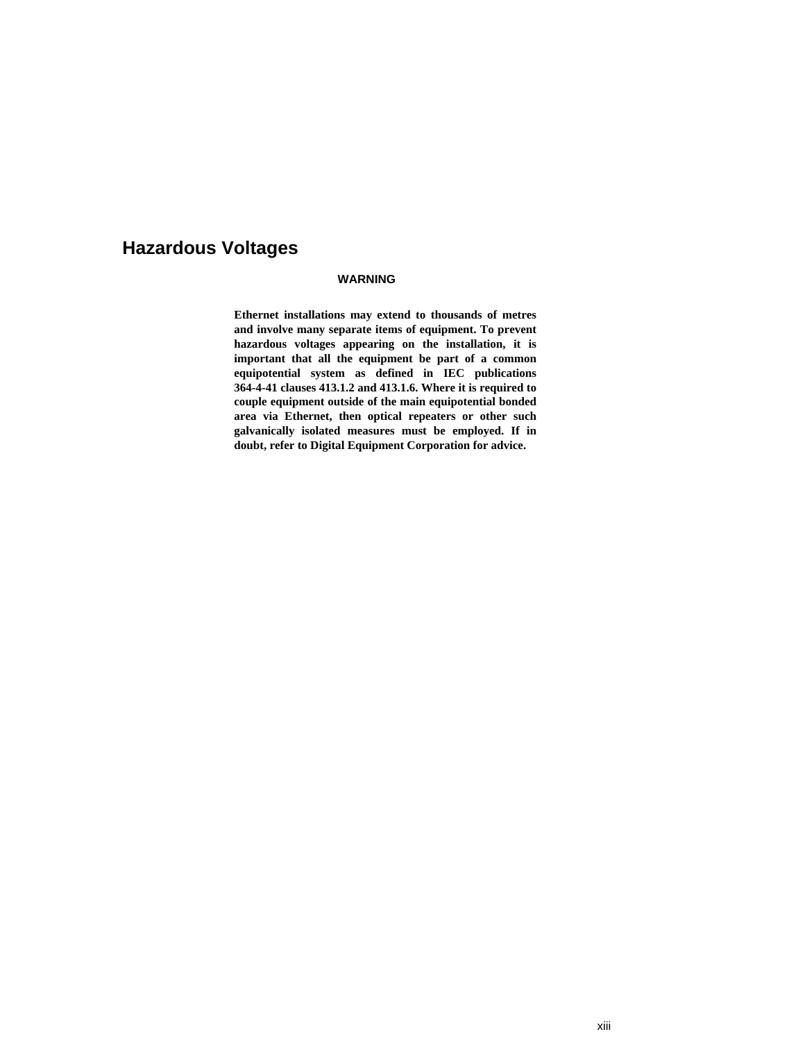## Hazardous Voltages

**WARNING**

**Ethernet installations may extend to thousands of metres and involve many separate items of equipment. To prevent hazardous voltages appearing on the installation, it is important that all the equipment be part of a common equipotential system as defined in IEC publications 364-4-41 clauses 413.1.2 and 413.1.6. Where it is required to couple equipment outside of the main equipotential bonded area via Ethernet, then optical repeaters or other such galvanically isolated measures must be employed. If in doubt, refer to Digital Equipment Corporation for advice.**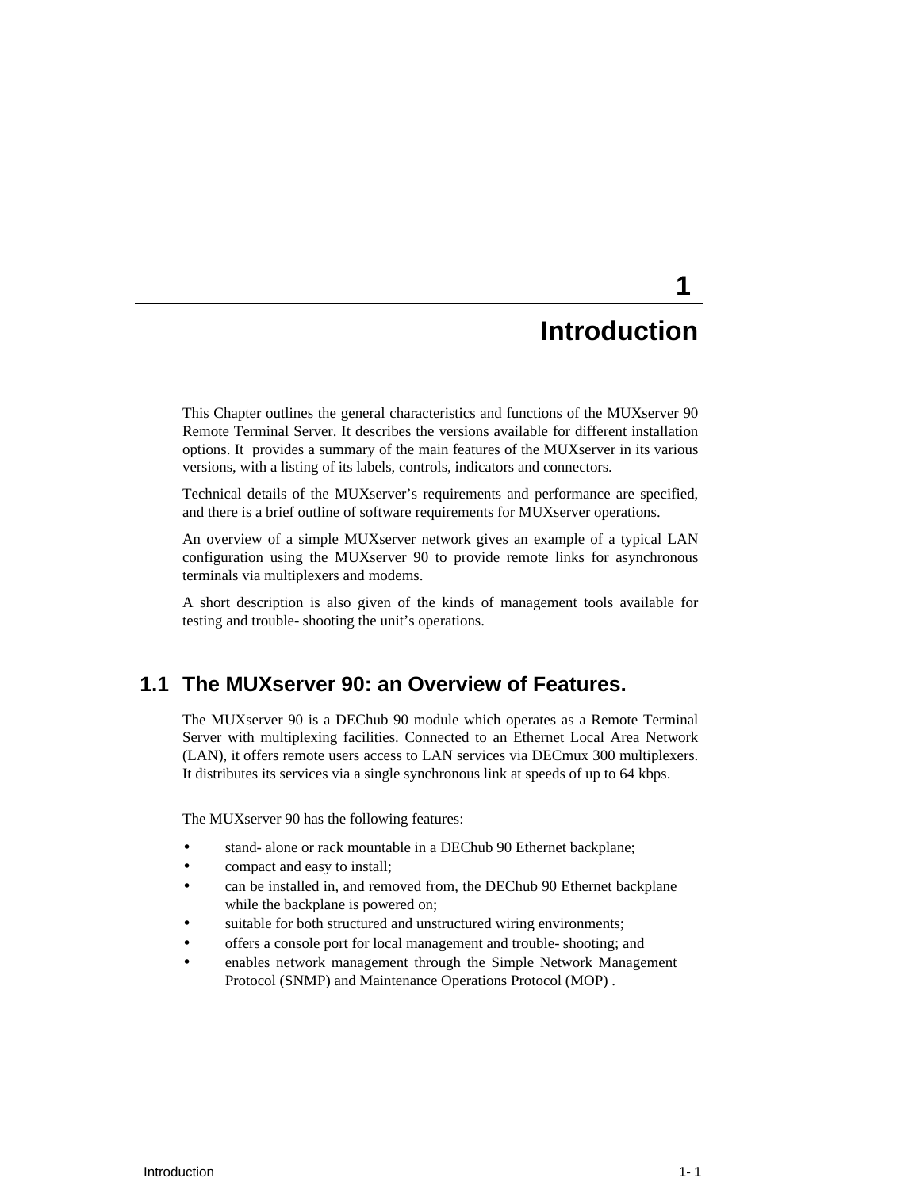# 1 Introduction

This Chapter outlines the general characteristics and functions of the MUXserver 90 Remote Terminal Server. It describes the versions available for different installation options. It provides a summary of the main features of the MUXserver in its various versions, with a listing of its labels, controls, indicators and connectors.

Technical details of the MUXserver's requirements and performance are specified, and there is a brief outline of software requirements for MUXserver operations.

An overview of a simple MUXserver network gives an example of a typical LAN configuration using the MUXserver 90 to provide remote links for asynchronous terminals via multiplexers and modems.

A short description is also given of the kinds of management tools available for testing and trouble- shooting the unit's operations.

## 1.1 The MUXserver 90: an Overview of Features.

The MUXserver 90 is a DEChub 90 module which operates as a Remote Terminal Server with multiplexing facilities. Connected to an Ethernet Local Area Network (LAN), it offers remote users access to LAN services via DECmux 300 multiplexers. It distributes its services via a single synchronous link at speeds of up to 64 kbps.

The MUXserver 90 has the following features:

- stand- alone or rack mountable in a DEChub 90 Ethernet backplane;
- compact and easy to install;
- can be installed in, and removed from, the DEChub 90 Ethernet backplane while the backplane is powered on;
- suitable for both structured and unstructured wiring environments;
- offers a console port for local management and trouble- shooting; and
- enables network management through the Simple Network Management Protocol (SNMP) and Maintenance Operations Protocol (MOP) .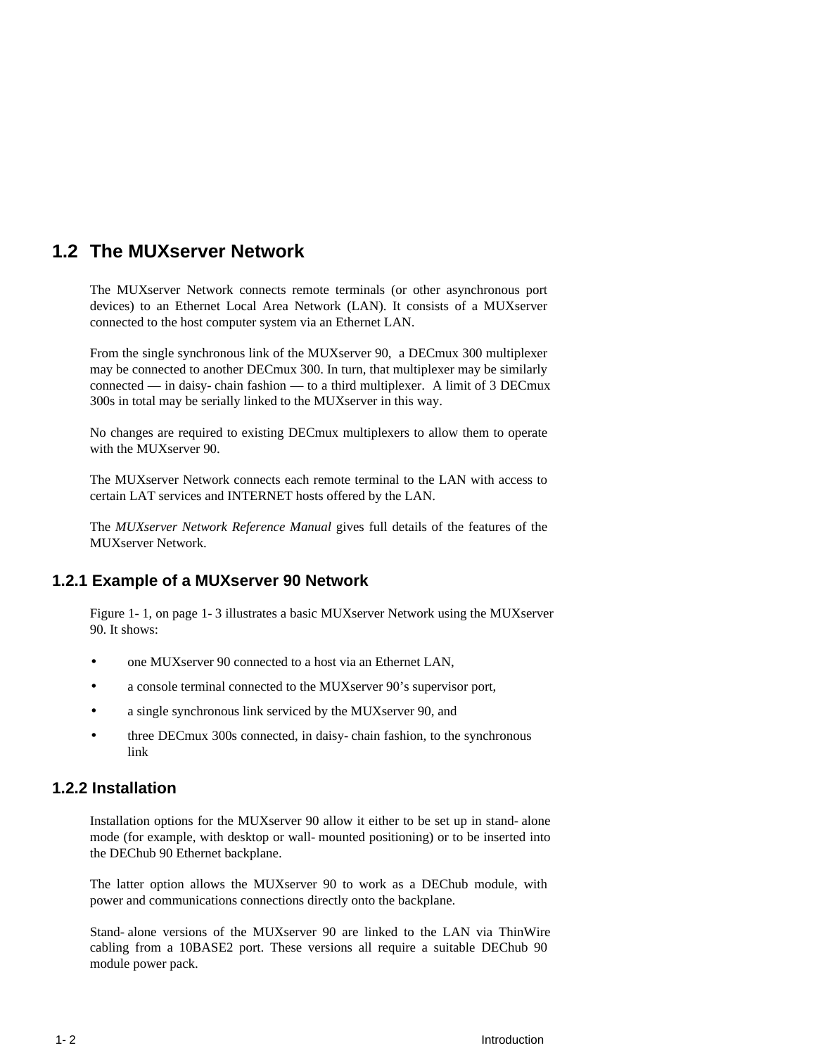## 1.2 The MUXserver Network

The MUXserver Network connects remote terminals (or other asynchronous port devices) to an Ethernet Local Area Network (LAN). It consists of a MUXserver connected to the host computer system via an Ethernet LAN.

From the single synchronous link of the MUXserver 90, a DECmux 300 multiplexer may be connected to another DECmux 300. In turn, that multiplexer may be similarly connected — in daisy- chain fashion — to a third multiplexer. A limit of 3 DECmux 300s in total may be serially linked to the MUXserver in this way.

No changes are required to existing DECmux multiplexers to allow them to operate with the MUXserver 90.

The MUXserver Network connects each remote terminal to the LAN with access to certain LAT services and INTERNET hosts offered by the LAN.

The *MUXserver Network Reference Manual* gives full details of the features of the MUXserver Network.

### 1.2.1 Example of a MUXserver 90 Network

Figure 1- 1, on page 1- 3 illustrates a basic MUXserver Network using the MUXserver 90. It shows:

- one MUXserver 90 connected to a host via an Ethernet LAN,
- a console terminal connected to the MUXserver 90's supervisor port,
- a single synchronous link serviced by the MUXserver 90, and
- three DECmux 300s connected, in daisy- chain fashion, to the synchronous link

### 1.2.2 Installation

Installation options for the MUXserver 90 allow it either to be set up in stand- alone mode (for example, with desktop or wall- mounted positioning) or to be inserted into the DEChub 90 Ethernet backplane.

The latter option allows the MUXserver 90 to work as a DEChub module, with power and communications connections directly onto the backplane.

Stand- alone versions of the MUXserver 90 are linked to the LAN via ThinWire cabling from a 10BASE2 port. These versions all require a suitable DEChub 90 module power pack.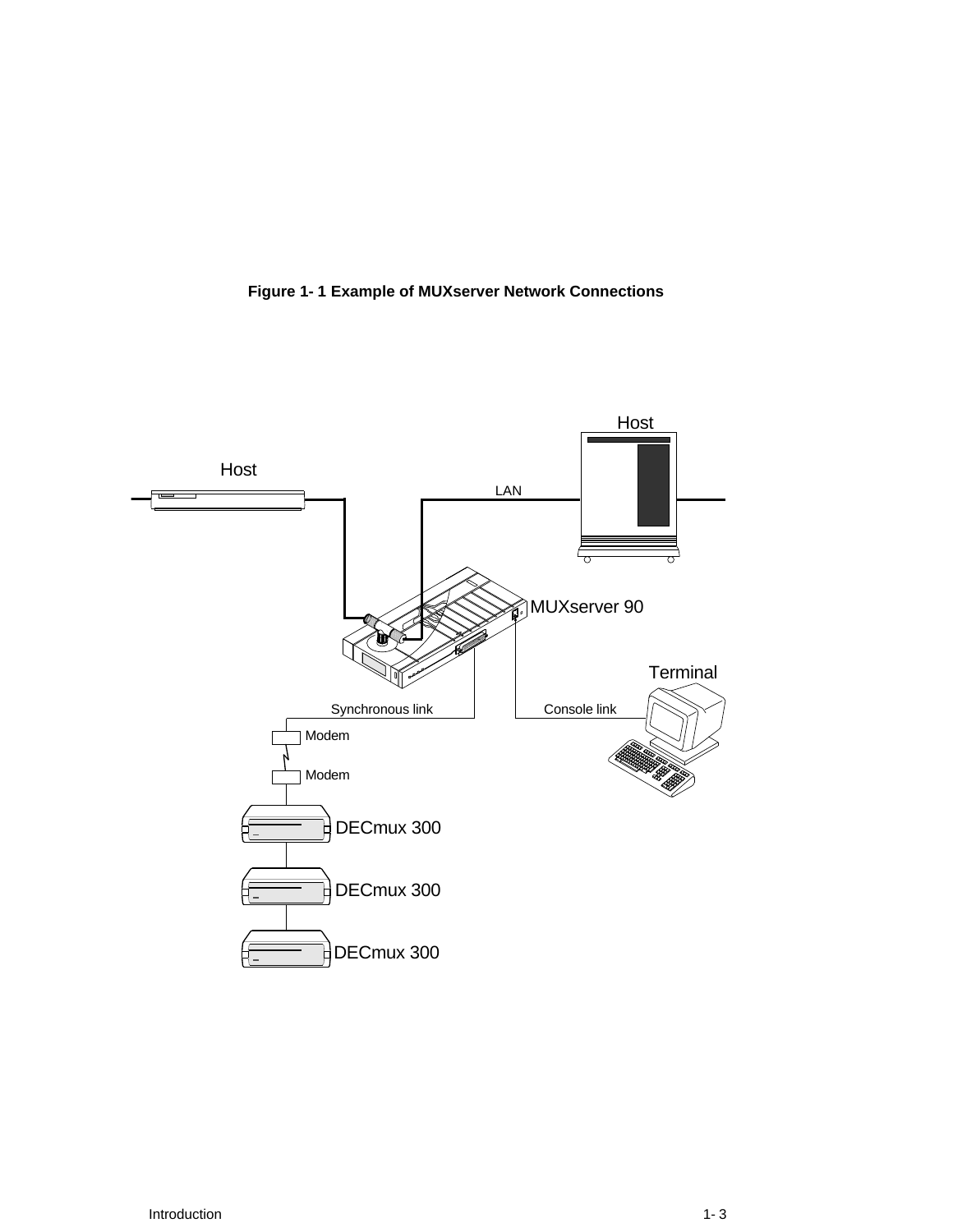**Figure 1- 1 Example of MUXserver Network Connections**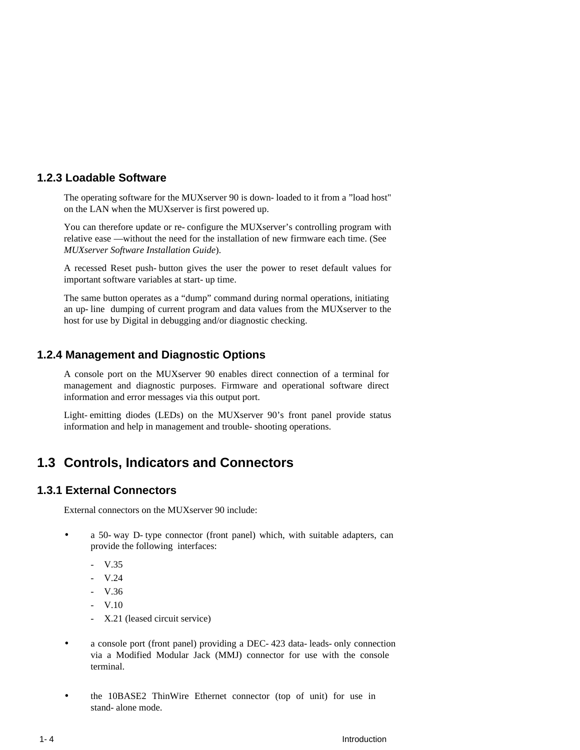### 1.2.3 Loadable Software

The operating software for the MUXserver 90 is down-loaded to it from a "load host" on the LAN when the MUXserver is first powered up.

You can therefore update or re-configure the MUXserver's controlling program with relative ease —without the need for the installation of new firmware each time. (See *MUXserver Software Installation Guide*).

A recessed Reset push-button gives the user the power to reset default values for important software variables at start-up time.

The same button operates as a "dump" command during normal operations, initiating an up-line dumping of current program and data values from the MUXserver to the host for use by Digital in debugging and/or diagnostic checking.

### 1.2.4 Management and Diagnostic Options

A console port on the MUXserver 90 enables direct connection of a terminal for management and diagnostic purposes. Firmware and operational software direct information and error messages via this output port.

Light-emitting diodes (LEDs) on the MUXserver 90's front panel provide status information and help in management and trouble-shooting operations.

## 1.3 Controls, Indicators and Connectors

### 1.3.1 External Connectors

External connectors on the MUXserver 90 include:

- a 50-way D-type connector (front panel) which, with suitable adapters, can provide the following interfaces:
  - V.35
  - V.24
  - V.36
  - V.10
  - X.21 (leased circuit service)

- a console port (front panel) providing a DEC-423 data-leads-only connection via a Modified Modular Jack (MMJ) connector for use with the console terminal.

- the 10BASE2 ThinWire Ethernet connector (top of unit) for use in stand-alone mode.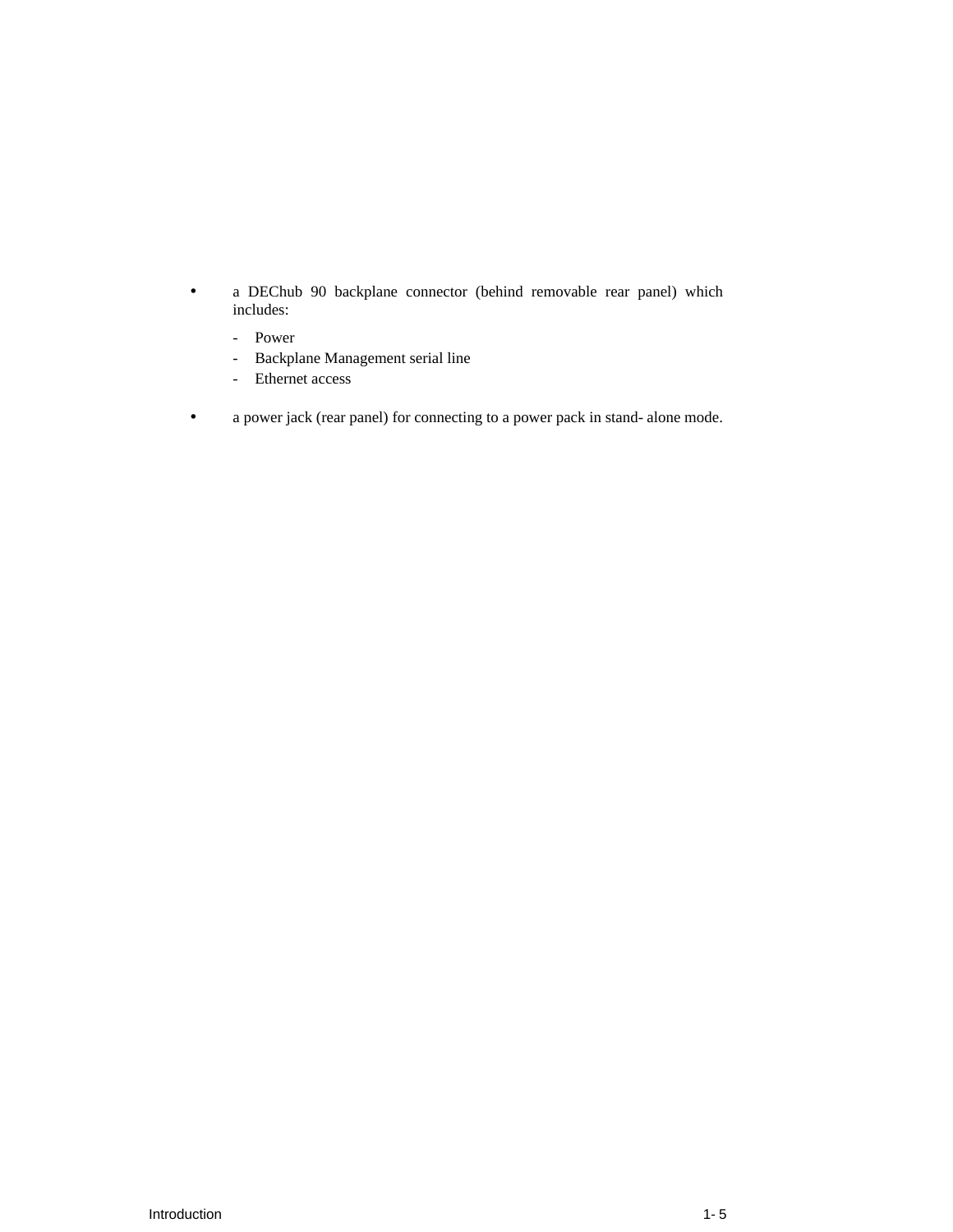- a DEChub 90 backplane connector (behind removable rear panel) which includes:
  - Power
  - Backplane Management serial line
  - Ethernet access

- a power jack (rear panel) for connecting to a power pack in stand- alone mode.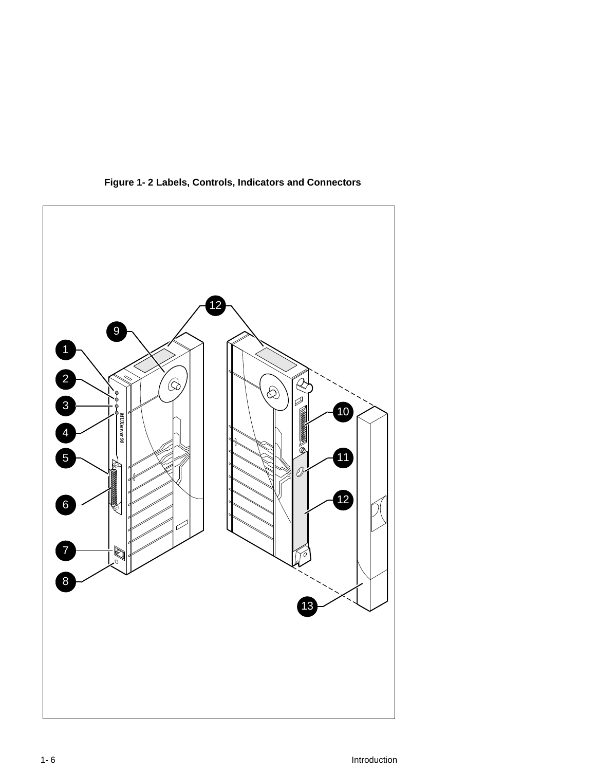**Figure 1- 2 Labels, Controls, Indicators and Connectors**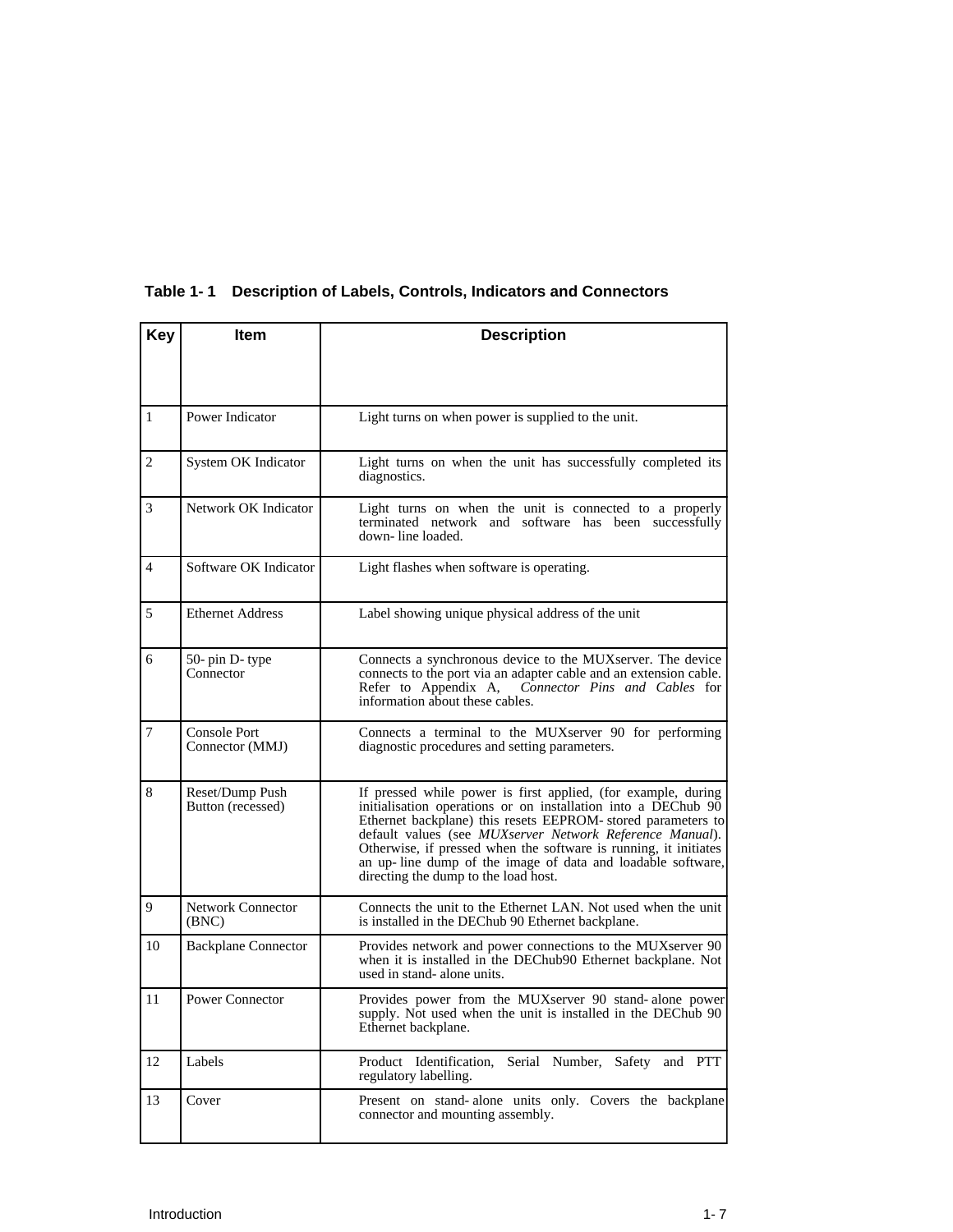**Table 1- 1 Description of Labels, Controls, Indicators and Connectors**

| Key | Item | Description |
|---|---|---|
| 1 | Power Indicator | Light turns on when power is supplied to the unit. |
| 2 | System OK Indicator | Light turns on when the unit has successfully completed its diagnostics. |
| 3 | Network OK Indicator | Light turns on when the unit is connected to a properly terminated network and software has been successfully down- line loaded. |
| 4 | Software OK Indicator | Light flashes when software is operating. |
| 5 | Ethernet Address | Label showing unique physical address of the unit |
| 6 | 50- pin D- type Connector | Connects a synchronous device to the MUXserver. The device connects to the port via an adapter cable and an extension cable. Refer to Appendix A, *Connector Pins and Cables* for information about these cables. |
| 7 | Console Port Connector (MMJ) | Connects a terminal to the MUXserver 90 for performing diagnostic procedures and setting parameters. |
| 8 | Reset/Dump Push Button (recessed) | If pressed while power is first applied, (for example, during initialisation operations or on installation into a DEChub 90 Ethernet backplane) this resets EEPROM- stored parameters to default values (see *MUXserver Network Reference Manual*). Otherwise, if pressed when the software is running, it initiates an up- line dump of the image of data and loadable software, directing the dump to the load host. |
| 9 | Network Connector (BNC) | Connects the unit to the Ethernet LAN. Not used when the unit is installed in the DEChub 90 Ethernet backplane. |
| 10 | Backplane Connector | Provides network and power connections to the MUXserver 90 when it is installed in the DEChub90 Ethernet backplane. Not used in stand- alone units. |
| 11 | Power Connector | Provides power from the MUXserver 90 stand- alone power supply. Not used when the unit is installed in the DEChub 90 Ethernet backplane. |
| 12 | Labels | Product Identification, Serial Number, Safety and PTT regulatory labelling. |
| 13 | Cover | Present on stand- alone units only. Covers the backplane connector and mounting assembly. |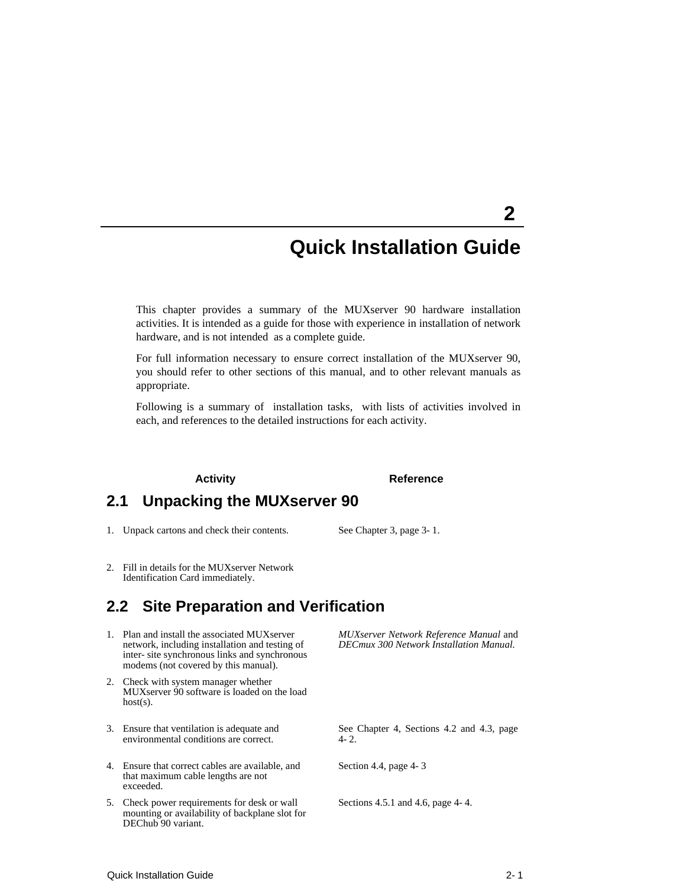# 2 Quick Installation Guide

This chapter provides a summary of the MUXserver 90 hardware installation activities. It is intended as a guide for those with experience in installation of network hardware, and is not intended as a complete guide.

For full information necessary to ensure correct installation of the MUXserver 90, you should refer to other sections of this manual, and to other relevant manuals as appropriate.

Following is a summary of installation tasks, with lists of activities involved in each, and references to the detailed instructions for each activity.

| Activity | Reference |
|---|---|

## 2.1 Unpacking the MUXserver 90

| Activity | Reference |
|---|---|
| 1. Unpack cartons and check their contents. | See Chapter 3, page 3- 1. |
| 2. Fill in details for the MUXserver Network Identification Card immediately. | |

## 2.2 Site Preparation and Verification

| Activity | Reference |
|---|---|
| 1. Plan and install the associated MUXserver network, including installation and testing of inter- site synchronous links and synchronous modems (not covered by this manual). | *MUXserver Network Reference Manual* and *DECmux 300 Network Installation Manual.* |
| 2. Check with system manager whether MUXserver 90 software is loaded on the load host(s). | |
| 3. Ensure that ventilation is adequate and environmental conditions are correct. | See Chapter 4, Sections 4.2 and 4.3, page 4- 2. |
| 4. Ensure that correct cables are available, and that maximum cable lengths are not exceeded. | Section 4.4, page 4- 3 |
| 5. Check power requirements for desk or wall mounting or availability of backplane slot for DEChub 90 variant. | Sections 4.5.1 and 4.6, page 4- 4. |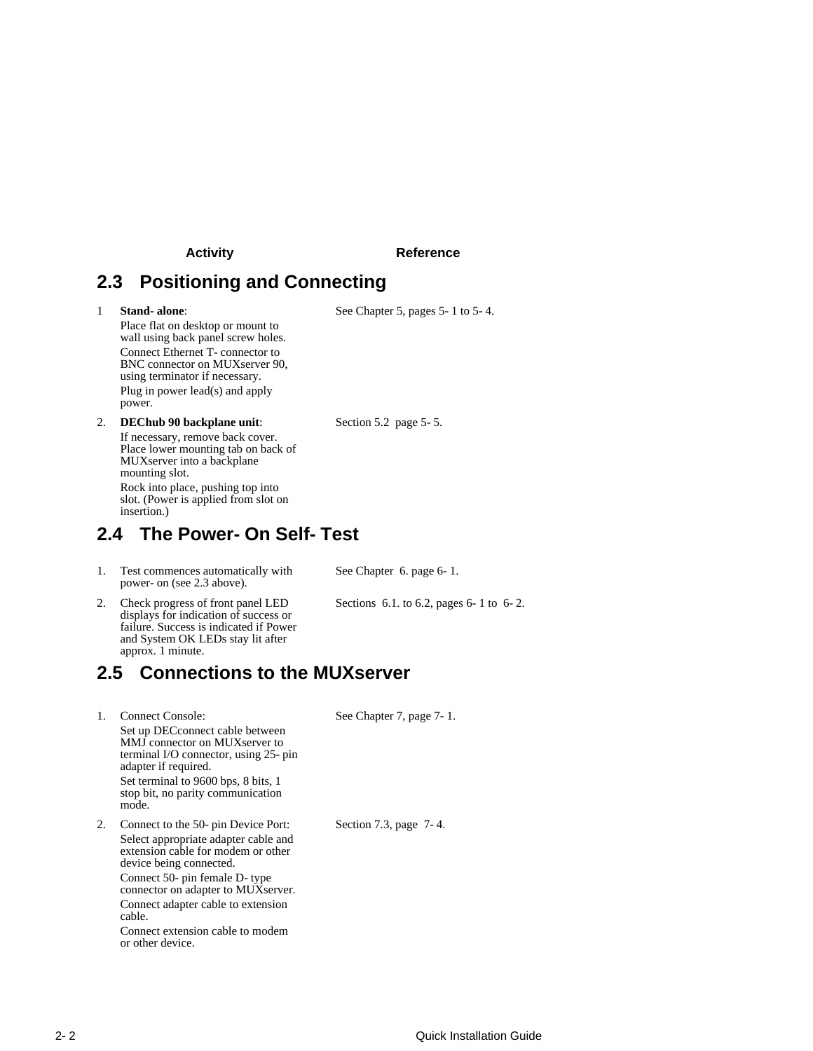| Activity | Reference |
|---|---|

## 2.3 Positioning and Connecting

| | Activity | Reference |
|---|---|---|
| 1 | **Stand- alone**:<br>Place flat on desktop or mount to wall using back panel screw holes.<br>Connect Ethernet T- connector to BNC connector on MUXserver 90, using terminator if necessary.<br>Plug in power lead(s) and apply power. | See Chapter 5, pages 5- 1 to 5- 4. |
| 2. | **DEChub 90 backplane unit**:<br>If necessary, remove back cover. Place lower mounting tab on back of MUXserver into a backplane mounting slot.<br>Rock into place, pushing top into slot. (Power is applied from slot on insertion.) | Section 5.2 page 5- 5. |

## 2.4 The Power- On Self- Test

| | Activity | Reference |
|---|---|---|
| 1. | Test commences automatically with power- on (see 2.3 above). | See Chapter 6. page 6- 1. |
| 2. | Check progress of front panel LED displays for indication of success or failure. Success is indicated if Power and System OK LEDs stay lit after approx. 1 minute. | Sections 6.1. to 6.2, pages 6- 1 to 6- 2. |

## 2.5 Connections to the MUXserver

| | Activity | Reference |
|---|---|---|
| 1. | Connect Console:<br>Set up DECconnect cable between MMJ connector on MUXserver to terminal I/O connector, using 25- pin adapter if required.<br>Set terminal to 9600 bps, 8 bits, 1 stop bit, no parity communication mode. | See Chapter 7, page 7- 1. |
| 2. | Connect to the 50- pin Device Port:<br>Select appropriate adapter cable and extension cable for modem or other device being connected.<br>Connect 50- pin female D- type connector on adapter to MUXserver.<br>Connect adapter cable to extension cable.<br>Connect extension cable to modem or other device. | Section 7.3, page 7- 4. |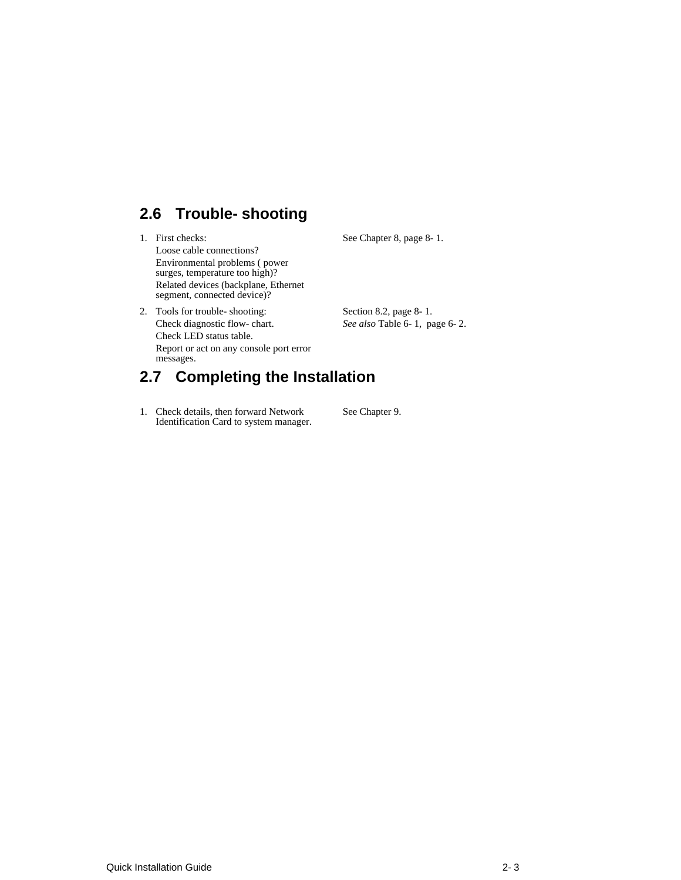## 2.6 Trouble- shooting

| | |
|---|---|
| 1. First checks: | See Chapter 8, page 8- 1. |
| Loose cable connections? | |
| Environmental problems ( power surges, temperature too high)? | |
| Related devices (backplane, Ethernet segment, connected device)? | |
| 2. Tools for trouble- shooting: | Section 8.2, page 8- 1. |
| Check diagnostic flow- chart. | *See also* Table 6- 1, page 6- 2. |
| Check LED status table. | |
| Report or act on any console port error messages. | |

## 2.7 Completing the Installation

| | |
|---|---|
| 1. Check details, then forward Network Identification Card to system manager. | See Chapter 9. |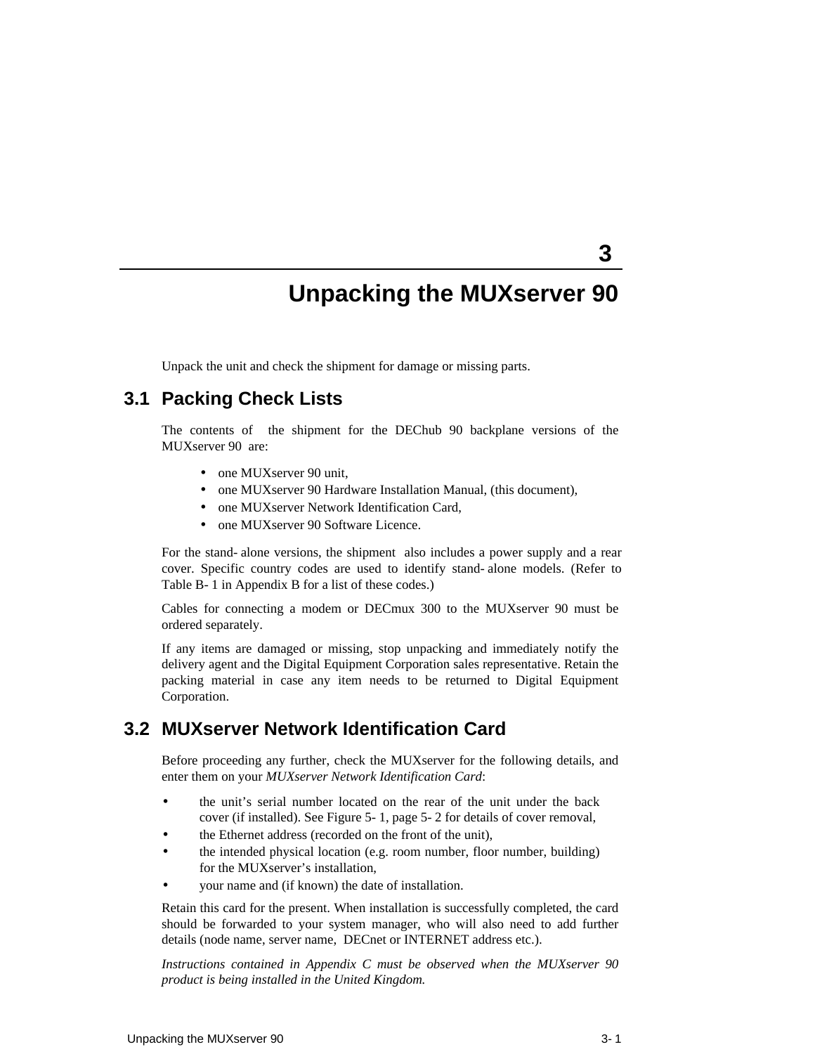# 3 Unpacking the MUXserver 90

Unpack the unit and check the shipment for damage or missing parts.

## 3.1 Packing Check Lists

The contents of the shipment for the DEChub 90 backplane versions of the MUXserver 90 are:

- one MUXserver 90 unit,
- one MUXserver 90 Hardware Installation Manual, (this document),
- one MUXserver Network Identification Card,
- one MUXserver 90 Software Licence.

For the stand-alone versions, the shipment also includes a power supply and a rear cover. Specific country codes are used to identify stand-alone models. (Refer to Table B-1 in Appendix B for a list of these codes.)

Cables for connecting a modem or DECmux 300 to the MUXserver 90 must be ordered separately.

If any items are damaged or missing, stop unpacking and immediately notify the delivery agent and the Digital Equipment Corporation sales representative. Retain the packing material in case any item needs to be returned to Digital Equipment Corporation.

## 3.2 MUXserver Network Identification Card

Before proceeding any further, check the MUXserver for the following details, and enter them on your *MUXserver Network Identification Card*:

- the unit's serial number located on the rear of the unit under the back cover (if installed). See Figure 5-1, page 5-2 for details of cover removal,
- the Ethernet address (recorded on the front of the unit),
- the intended physical location (e.g. room number, floor number, building) for the MUXserver's installation,
- your name and (if known) the date of installation.

Retain this card for the present. When installation is successfully completed, the card should be forwarded to your system manager, who will also need to add further details (node name, server name, DECnet or INTERNET address etc.).

*Instructions contained in Appendix C must be observed when the MUXserver 90 product is being installed in the United Kingdom.*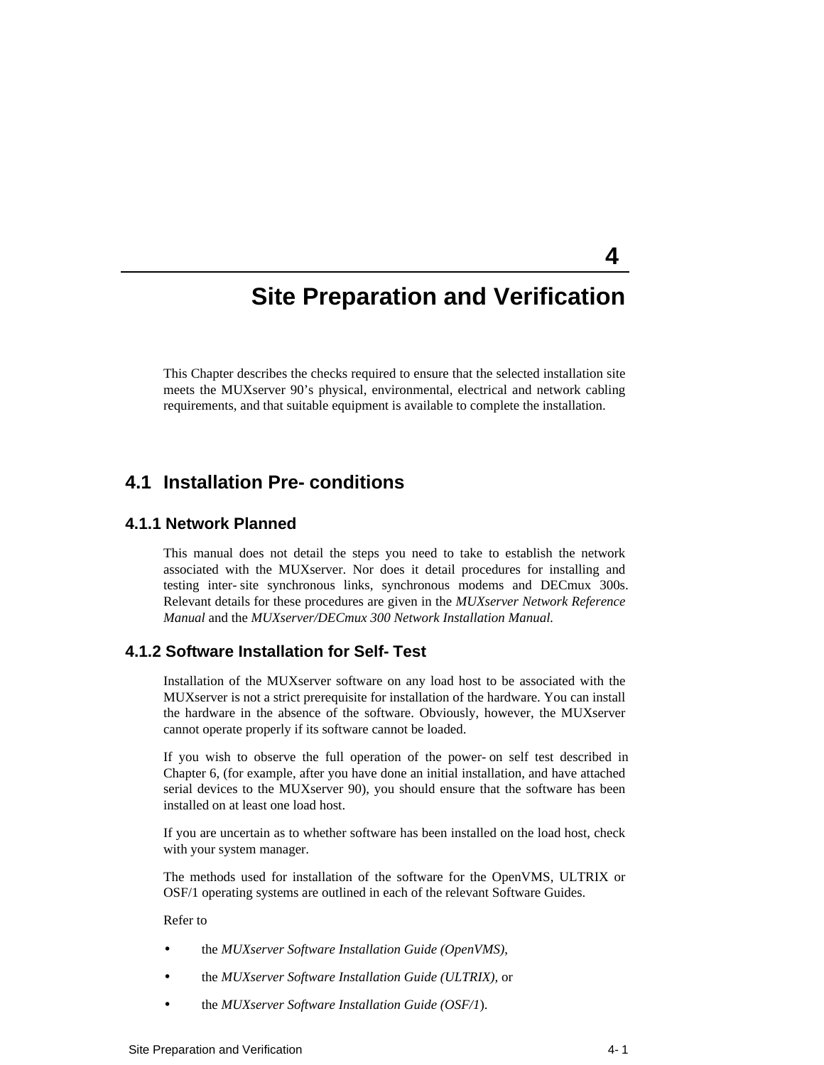# 4 Site Preparation and Verification

This Chapter describes the checks required to ensure that the selected installation site meets the MUXserver 90's physical, environmental, electrical and network cabling requirements, and that suitable equipment is available to complete the installation.

## 4.1 Installation Pre-conditions

### 4.1.1 Network Planned

This manual does not detail the steps you need to take to establish the network associated with the MUXserver. Nor does it detail procedures for installing and testing inter-site synchronous links, synchronous modems and DECmux 300s. Relevant details for these procedures are given in the *MUXserver Network Reference Manual* and the *MUXserver/DECmux 300 Network Installation Manual.*

### 4.1.2 Software Installation for Self-Test

Installation of the MUXserver software on any load host to be associated with the MUXserver is not a strict prerequisite for installation of the hardware. You can install the hardware in the absence of the software. Obviously, however, the MUXserver cannot operate properly if its software cannot be loaded.

If you wish to observe the full operation of the power-on self test described in Chapter 6, (for example, after you have done an initial installation, and have attached serial devices to the MUXserver 90), you should ensure that the software has been installed on at least one load host.

If you are uncertain as to whether software has been installed on the load host, check with your system manager.

The methods used for installation of the software for the OpenVMS, ULTRIX or OSF/1 operating systems are outlined in each of the relevant Software Guides.

Refer to

- the *MUXserver Software Installation Guide (OpenVMS)*,
- the *MUXserver Software Installation Guide (ULTRIX)*, or
- the *MUXserver Software Installation Guide (OSF/1)*.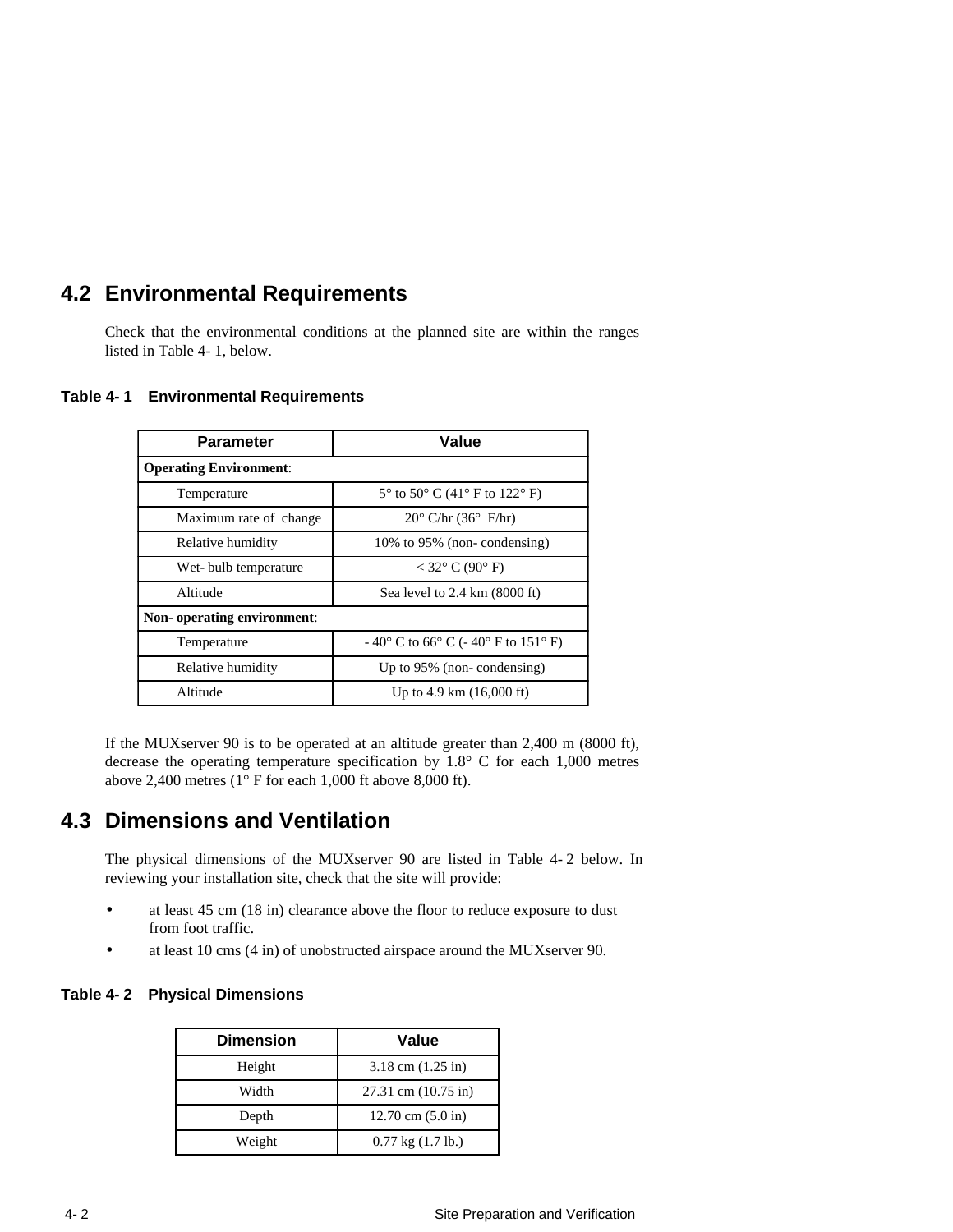## 4.2 Environmental Requirements

Check that the environmental conditions at the planned site are within the ranges listed in Table 4- 1, below.

**Table 4- 1    Environmental Requirements**

| Parameter | Value |
|---|---|
| **Operating Environment**: | |
| Temperature | 5° to 50° C (41° F to 122° F) |
| Maximum rate of change | 20° C/hr (36° F/hr) |
| Relative humidity | 10% to 95% (non- condensing) |
| Wet- bulb temperature | < 32° C (90° F) |
| Altitude | Sea level to 2.4 km (8000 ft) |
| **Non- operating environment**: | |
| Temperature | - 40° C to 66° C (- 40° F to 151° F) |
| Relative humidity | Up to 95% (non- condensing) |
| Altitude | Up to 4.9 km (16,000 ft) |

If the MUXserver 90 is to be operated at an altitude greater than 2,400 m (8000 ft), decrease the operating temperature specification by 1.8° C for each 1,000 metres above 2,400 metres (1° F for each 1,000 ft above 8,000 ft).

## 4.3 Dimensions and Ventilation

The physical dimensions of the MUXserver 90 are listed in Table 4- 2 below. In reviewing your installation site, check that the site will provide:

- at least 45 cm (18 in) clearance above the floor to reduce exposure to dust from foot traffic.
- at least 10 cms (4 in) of unobstructed airspace around the MUXserver 90.

**Table 4- 2    Physical Dimensions**

| Dimension | Value |
|---|---|
| Height | 3.18 cm (1.25 in) |
| Width | 27.31 cm (10.75 in) |
| Depth | 12.70 cm (5.0 in) |
| Weight | 0.77 kg (1.7 lb.) |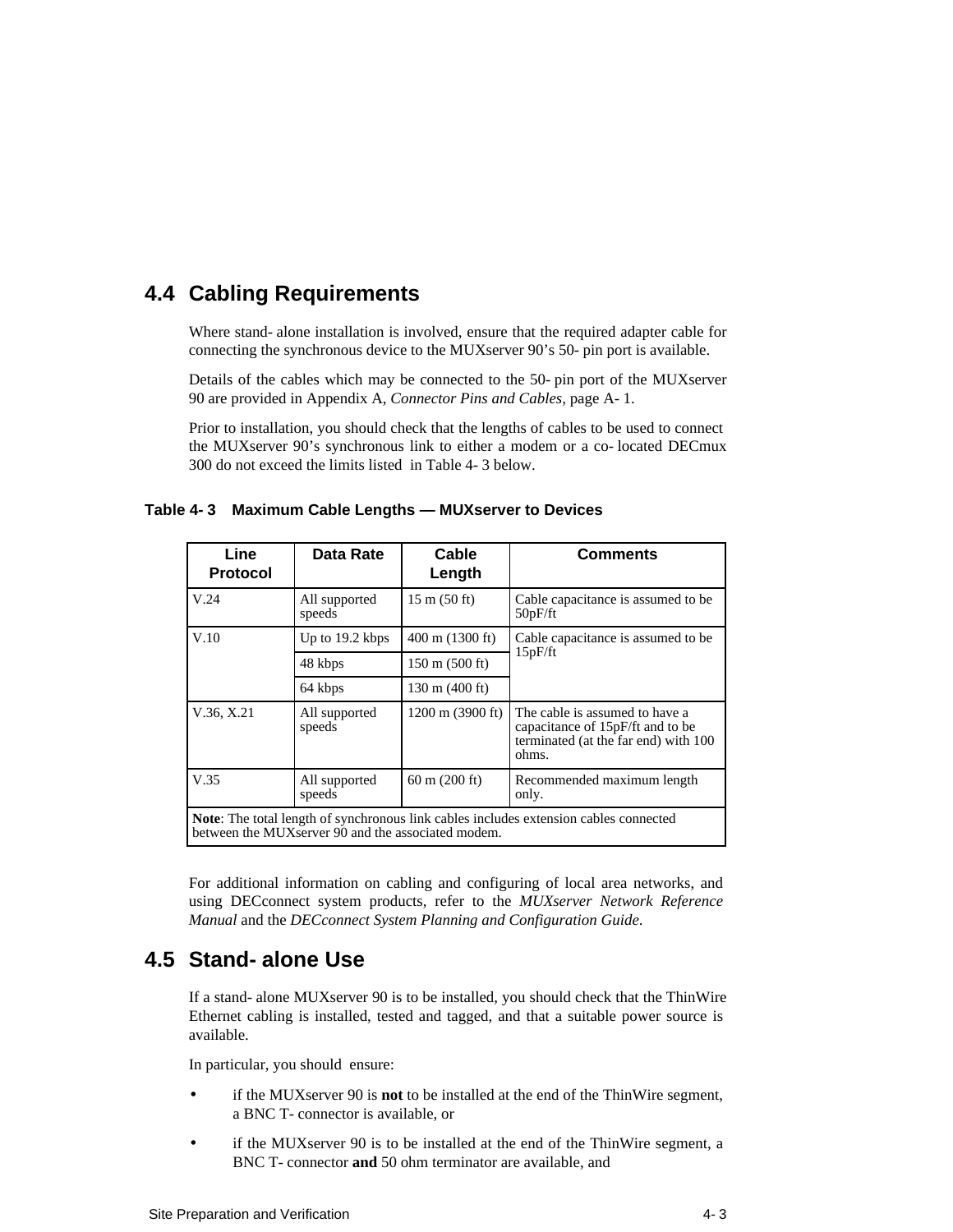## 4.4 Cabling Requirements

Where stand-alone installation is involved, ensure that the required adapter cable for connecting the synchronous device to the MUXserver 90's 50-pin port is available.

Details of the cables which may be connected to the 50-pin port of the MUXserver 90 are provided in Appendix A, *Connector Pins and Cables*, page A-1.

Prior to installation, you should check that the lengths of cables to be used to connect the MUXserver 90's synchronous link to either a modem or a co-located DECmux 300 do not exceed the limits listed in Table 4-3 below.

**Table 4-3 Maximum Cable Lengths — MUXserver to Devices**

| Line Protocol | Data Rate | Cable Length | Comments |
|---|---|---|---|
| V.24 | All supported speeds | 15 m (50 ft) | Cable capacitance is assumed to be 50pF/ft |
| V.10 | Up to 19.2 kbps | 400 m (1300 ft) | Cable capacitance is assumed to be 15pF/ft |
| | 48 kbps | 150 m (500 ft) | |
| | 64 kbps | 130 m (400 ft) | |
| V.36, X.21 | All supported speeds | 1200 m (3900 ft) | The cable is assumed to have a capacitance of 15pF/ft and to be terminated (at the far end) with 100 ohms. |
| V.35 | All supported speeds | 60 m (200 ft) | Recommended maximum length only. |
| **Note**: The total length of synchronous link cables includes extension cables connected between the MUXserver 90 and the associated modem. | | | |

For additional information on cabling and configuring of local area networks, and using DECconnect system products, refer to the *MUXserver Network Reference Manual* and the *DECconnect System Planning and Configuration Guide*.

## 4.5 Stand-alone Use

If a stand-alone MUXserver 90 is to be installed, you should check that the ThinWire Ethernet cabling is installed, tested and tagged, and that a suitable power source is available.

In particular, you should ensure:

- if the MUXserver 90 is **not** to be installed at the end of the ThinWire segment, a BNC T-connector is available, or
- if the MUXserver 90 is to be installed at the end of the ThinWire segment, a BNC T-connector **and** 50 ohm terminator are available, and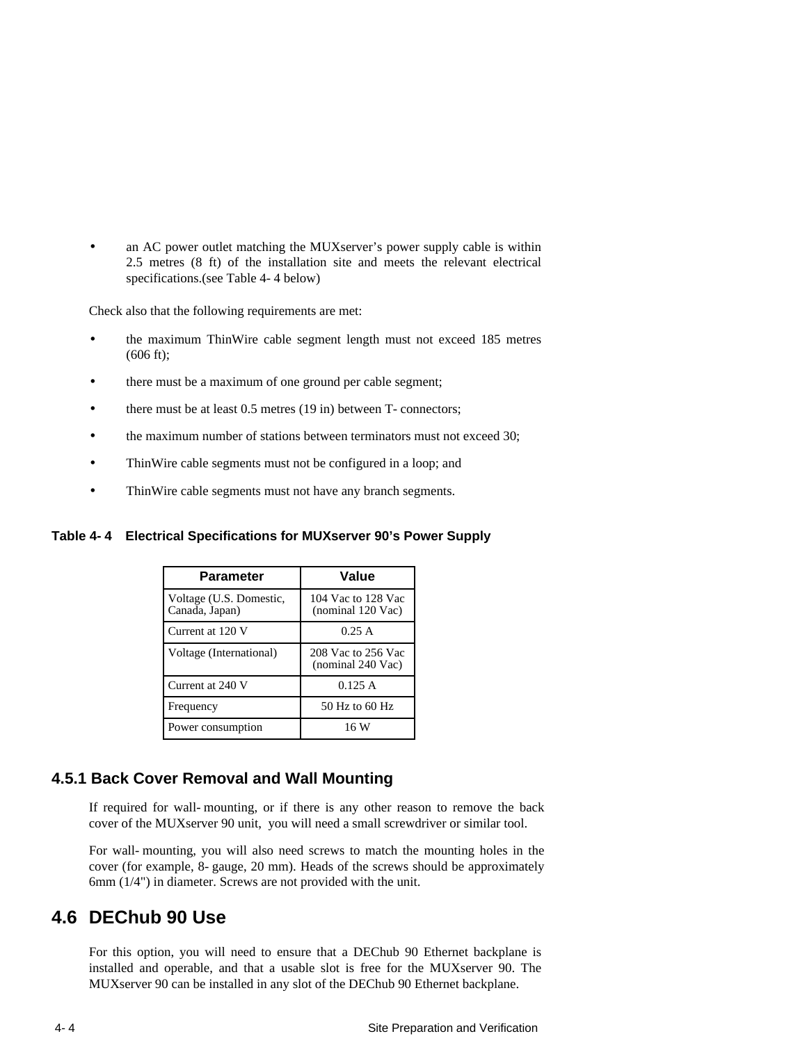- an AC power outlet matching the MUXserver's power supply cable is within 2.5 metres (8 ft) of the installation site and meets the relevant electrical specifications.(see Table 4- 4 below)

Check also that the following requirements are met:

- the maximum ThinWire cable segment length must not exceed 185 metres (606 ft);
- there must be a maximum of one ground per cable segment;
- there must be at least 0.5 metres (19 in) between T- connectors;
- the maximum number of stations between terminators must not exceed 30;
- ThinWire cable segments must not be configured in a loop; and
- ThinWire cable segments must not have any branch segments.

**Table 4- 4 Electrical Specifications for MUXserver 90's Power Supply**

| Parameter | Value |
|---|---|
| Voltage (U.S. Domestic, Canada, Japan) | 104 Vac to 128 Vac (nominal 120 Vac) |
| Current at 120 V | 0.25 A |
| Voltage (International) | 208 Vac to 256 Vac (nominal 240 Vac) |
| Current at 240 V | 0.125 A |
| Frequency | 50 Hz to 60 Hz |
| Power consumption | 16 W |

### 4.5.1 Back Cover Removal and Wall Mounting

If required for wall- mounting, or if there is any other reason to remove the back cover of the MUXserver 90 unit, you will need a small screwdriver or similar tool.

For wall- mounting, you will also need screws to match the mounting holes in the cover (for example, 8- gauge, 20 mm). Heads of the screws should be approximately 6mm (1/4") in diameter. Screws are not provided with the unit.

## 4.6 DEChub 90 Use

For this option, you will need to ensure that a DEChub 90 Ethernet backplane is installed and operable, and that a usable slot is free for the MUXserver 90. The MUXserver 90 can be installed in any slot of the DEChub 90 Ethernet backplane.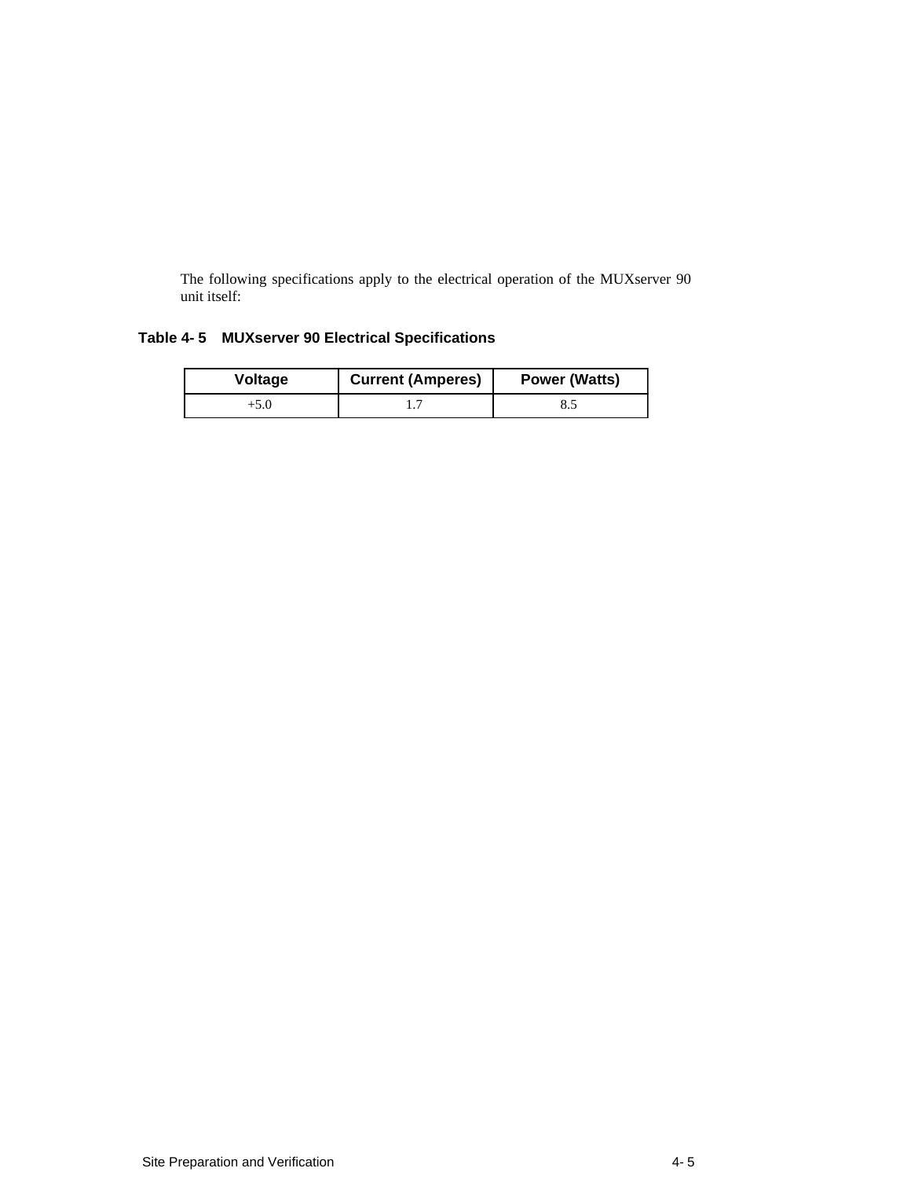The following specifications apply to the electrical operation of the MUXserver 90 unit itself:

**Table 4- 5    MUXserver 90 Electrical Specifications**

| Voltage | Current (Amperes) | Power (Watts) |
| --- | --- | --- |
| +5.0 | 1.7 | 8.5 |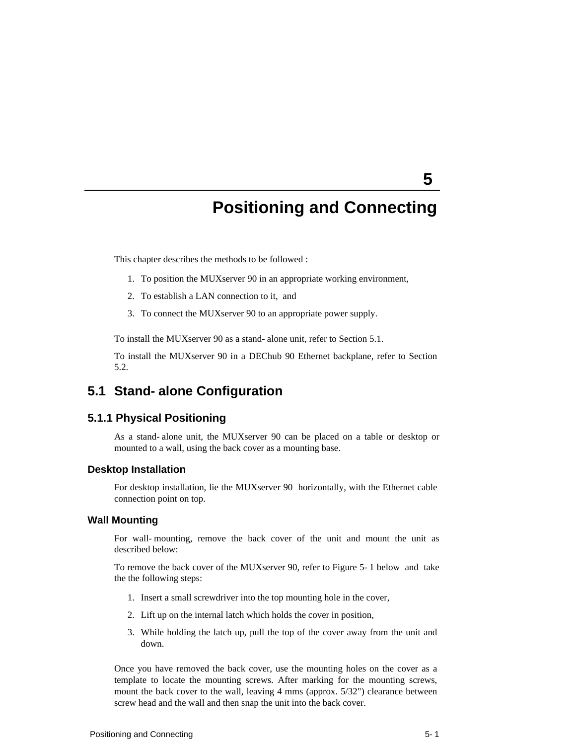# 5 Positioning and Connecting

This chapter describes the methods to be followed :

1. To position the MUXserver 90 in an appropriate working environment,
2. To establish a LAN connection to it, and
3. To connect the MUXserver 90 to an appropriate power supply.

To install the MUXserver 90 as a stand-alone unit, refer to Section 5.1.

To install the MUXserver 90 in a DEChub 90 Ethernet backplane, refer to Section 5.2.

## 5.1 Stand-alone Configuration

### 5.1.1 Physical Positioning

As a stand-alone unit, the MUXserver 90 can be placed on a table or desktop or mounted to a wall, using the back cover as a mounting base.

#### Desktop Installation

For desktop installation, lie the MUXserver 90 horizontally, with the Ethernet cable connection point on top.

#### Wall Mounting

For wall-mounting, remove the back cover of the unit and mount the unit as described below:

To remove the back cover of the MUXserver 90, refer to Figure 5-1 below and take the the following steps:

1. Insert a small screwdriver into the top mounting hole in the cover,
2. Lift up on the internal latch which holds the cover in position,
3. While holding the latch up, pull the top of the cover away from the unit and down.

Once you have removed the back cover, use the mounting holes on the cover as a template to locate the mounting screws. After marking for the mounting screws, mount the back cover to the wall, leaving 4 mms (approx. 5/32") clearance between screw head and the wall and then snap the unit into the back cover.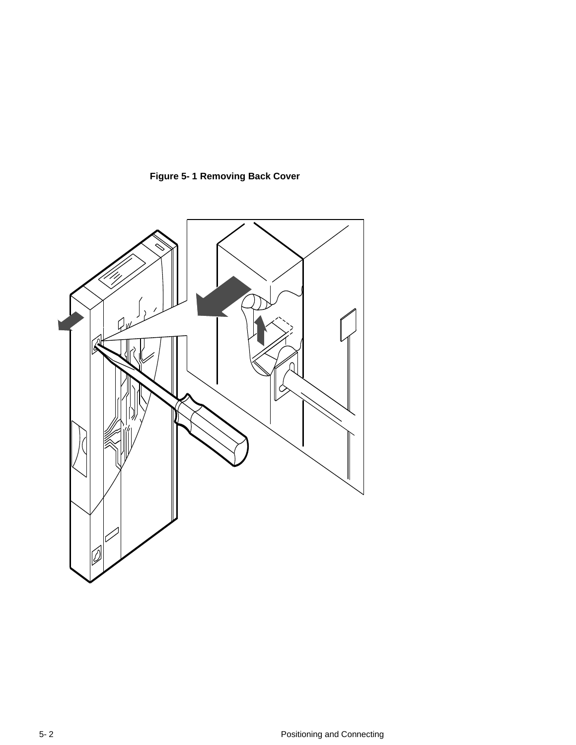**Figure 5- 1 Removing Back Cover**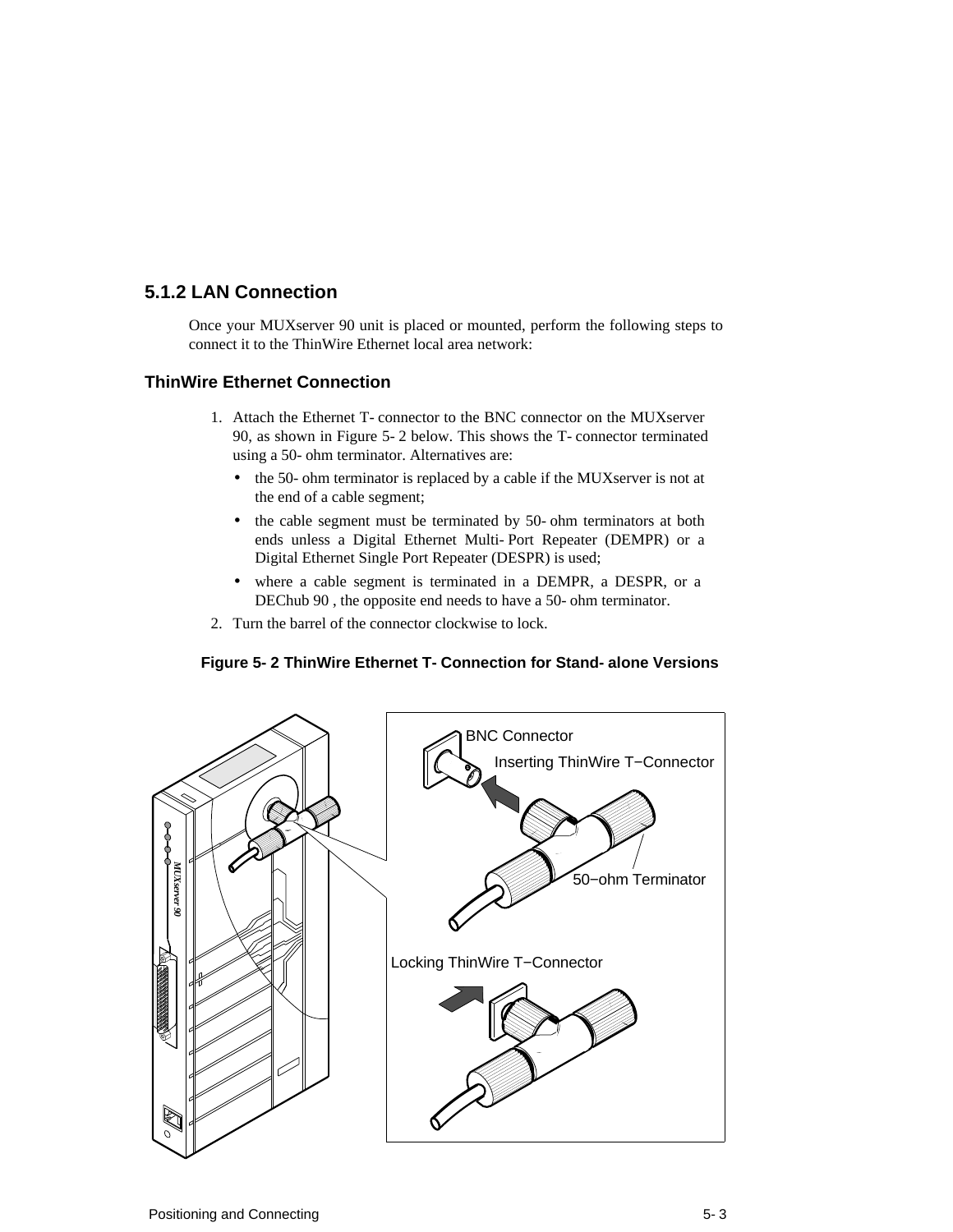### 5.1.2 LAN Connection

Once your MUXserver 90 unit is placed or mounted, perform the following steps to connect it to the ThinWire Ethernet local area network:

#### ThinWire Ethernet Connection

1. Attach the Ethernet T- connector to the BNC connector on the MUXserver 90, as shown in Figure 5- 2 below. This shows the T- connector terminated using a 50- ohm terminator. Alternatives are:
   - the 50- ohm terminator is replaced by a cable if the MUXserver is not at the end of a cable segment;
   - the cable segment must be terminated by 50- ohm terminators at both ends unless a Digital Ethernet Multi- Port Repeater (DEMPR) or a Digital Ethernet Single Port Repeater (DESPR) is used;
   - where a cable segment is terminated in a DEMPR, a DESPR, or a DEChub 90 , the opposite end needs to have a 50- ohm terminator.
2. Turn the barrel of the connector clockwise to lock.

**Figure 5- 2 ThinWire Ethernet T- Connection for Stand- alone Versions**

BNC Connector

Inserting ThinWire T−Connector

50−ohm Terminator

Locking ThinWire T−Connector

MUXserver 90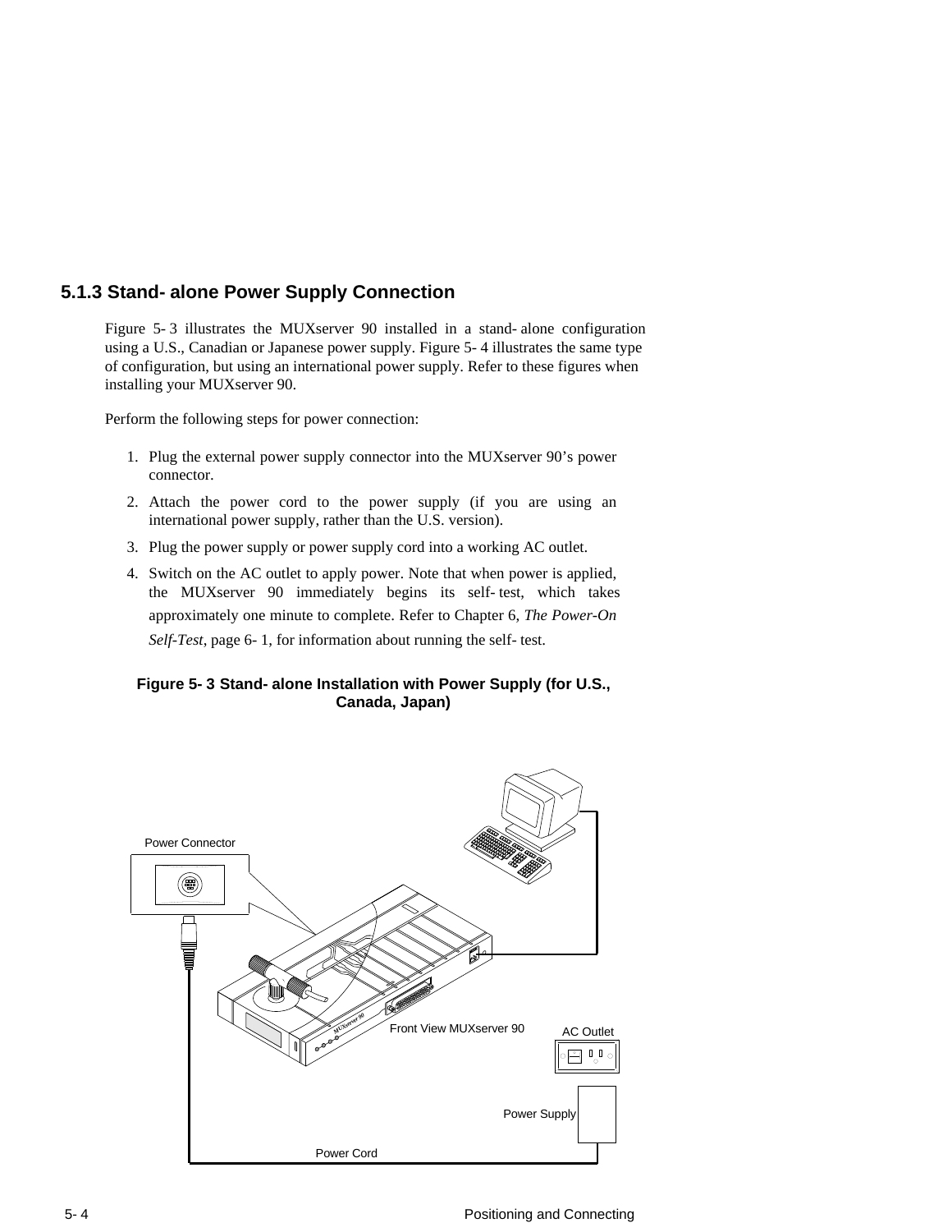### 5.1.3 Stand-alone Power Supply Connection

Figure 5-3 illustrates the MUXserver 90 installed in a stand-alone configuration using a U.S., Canadian or Japanese power supply. Figure 5-4 illustrates the same type of configuration, but using an international power supply. Refer to these figures when installing your MUXserver 90.

Perform the following steps for power connection:

1. Plug the external power supply connector into the MUXserver 90's power connector.
2. Attach the power cord to the power supply (if you are using an international power supply, rather than the U.S. version).
3. Plug the power supply or power supply cord into a working AC outlet.
4. Switch on the AC outlet to apply power. Note that when power is applied, the MUXserver 90 immediately begins its self-test, which takes approximately one minute to complete. Refer to Chapter 6, *The Power-On Self-Test*, page 6-1, for information about running the self-test.

**Figure 5-3 Stand-alone Installation with Power Supply (for U.S., Canada, Japan)**

Power Connector

Front View MUXserver 90

AC Outlet

Power Supply

Power Cord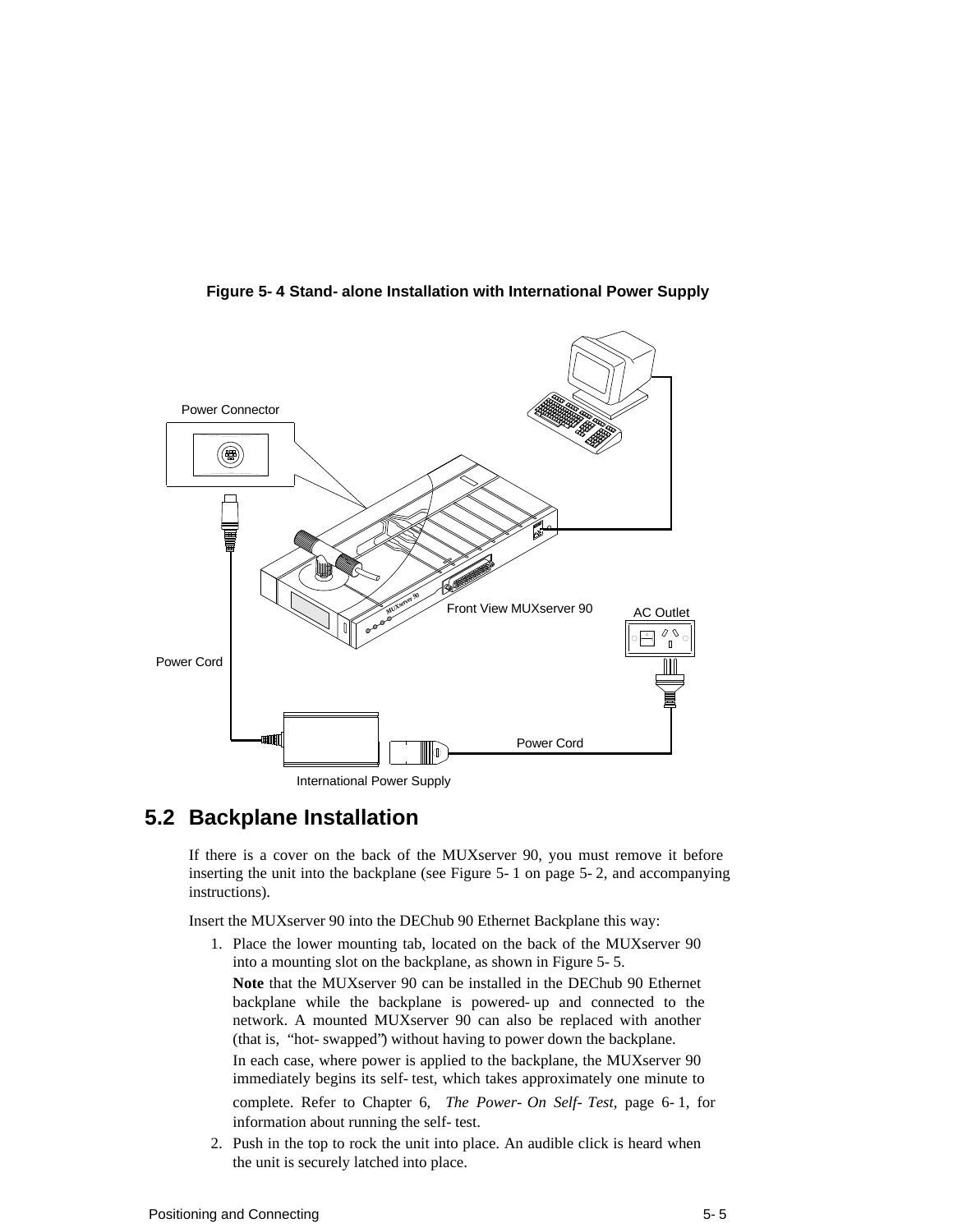**Figure 5- 4 Stand- alone Installation with International Power Supply**

## 5.2 Backplane Installation

If there is a cover on the back of the MUXserver 90, you must remove it before inserting the unit into the backplane (see Figure 5- 1 on page 5- 2, and accompanying instructions).

Insert the MUXserver 90 into the DEChub 90 Ethernet Backplane this way:

1. Place the lower mounting tab, located on the back of the MUXserver 90 into a mounting slot on the backplane, as shown in Figure 5- 5.

   **Note** that the MUXserver 90 can be installed in the DEChub 90 Ethernet backplane while the backplane is powered- up and connected to the network. A mounted MUXserver 90 can also be replaced with another (that is, "hot- swapped") without having to power down the backplane.

   In each case, where power is applied to the backplane, the MUXserver 90 immediately begins its self- test, which takes approximately one minute to complete. Refer to Chapter 6, *The Power- On Self- Test*, page 6- 1, for information about running the self- test.

2. Push in the top to rock the unit into place. An audible click is heard when the unit is securely latched into place.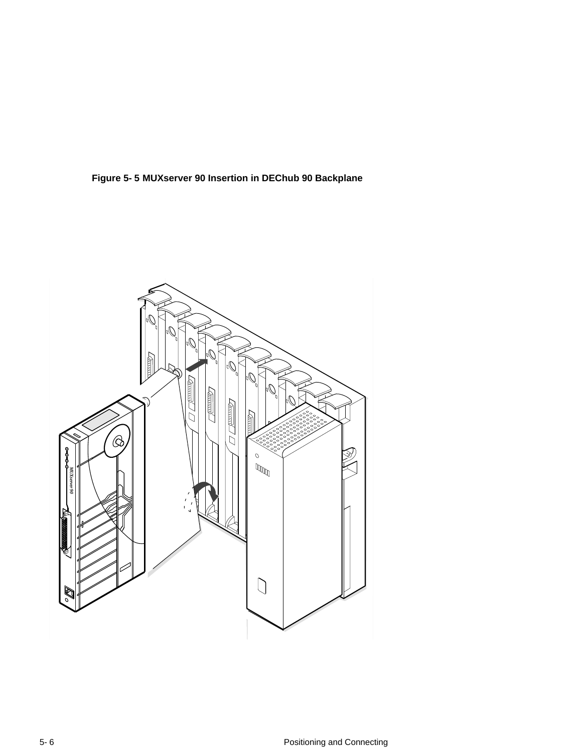**Figure 5- 5 MUXserver 90 Insertion in DEChub 90 Backplane**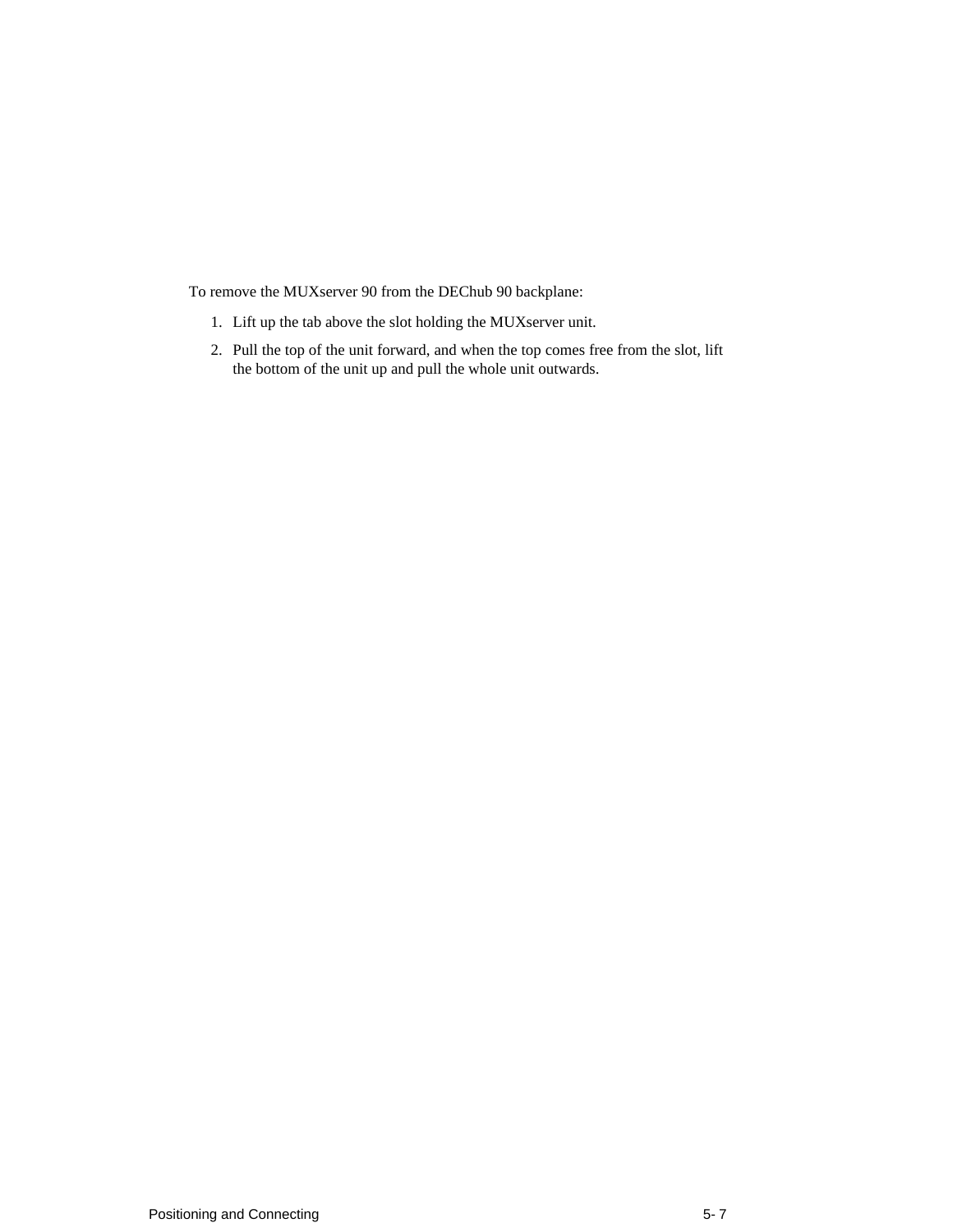To remove the MUXserver 90 from the DEChub 90 backplane:

1. Lift up the tab above the slot holding the MUXserver unit.
2. Pull the top of the unit forward, and when the top comes free from the slot, lift the bottom of the unit up and pull the whole unit outwards.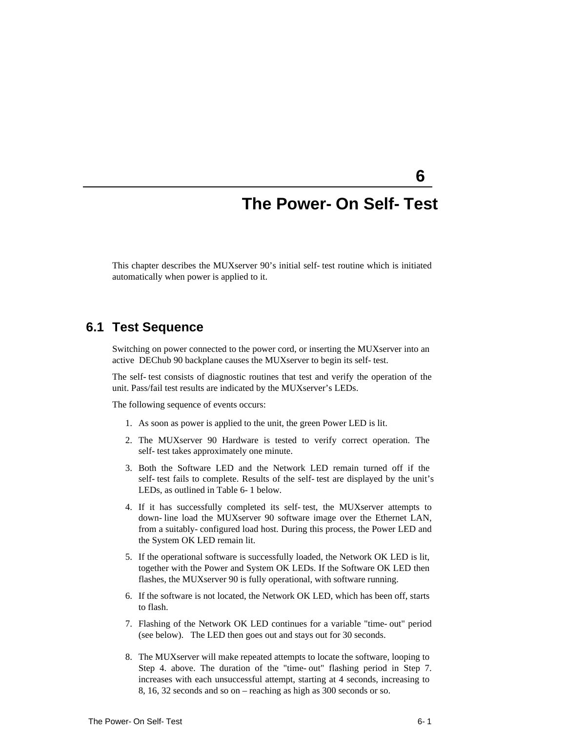# 6

# The Power- On Self- Test

This chapter describes the MUXserver 90’s initial self- test routine which is initiated automatically when power is applied to it.

## 6.1 Test Sequence

Switching on power connected to the power cord, or inserting the MUXserver into an active DEChub 90 backplane causes the MUXserver to begin its self- test.

The self- test consists of diagnostic routines that test and verify the operation of the unit. Pass/fail test results are indicated by the MUXserver’s LEDs.

The following sequence of events occurs:

1. As soon as power is applied to the unit, the green Power LED is lit.
2. The MUXserver 90 Hardware is tested to verify correct operation. The self- test takes approximately one minute.
3. Both the Software LED and the Network LED remain turned off if the self- test fails to complete. Results of the self- test are displayed by the unit’s LEDs, as outlined in Table 6- 1 below.
4. If it has successfully completed its self- test, the MUXserver attempts to down- line load the MUXserver 90 software image over the Ethernet LAN, from a suitably- configured load host. During this process, the Power LED and the System OK LED remain lit.
5. If the operational software is successfully loaded, the Network OK LED is lit, together with the Power and System OK LEDs. If the Software OK LED then flashes, the MUXserver 90 is fully operational, with software running.
6. If the software is not located, the Network OK LED, which has been off, starts to flash.
7. Flashing of the Network OK LED continues for a variable "time- out" period (see below). The LED then goes out and stays out for 30 seconds.
8. The MUXserver will make repeated attempts to locate the software, looping to Step 4. above. The duration of the "time- out" flashing period in Step 7. increases with each unsuccessful attempt, starting at 4 seconds, increasing to 8, 16, 32 seconds and so on – reaching as high as 300 seconds or so.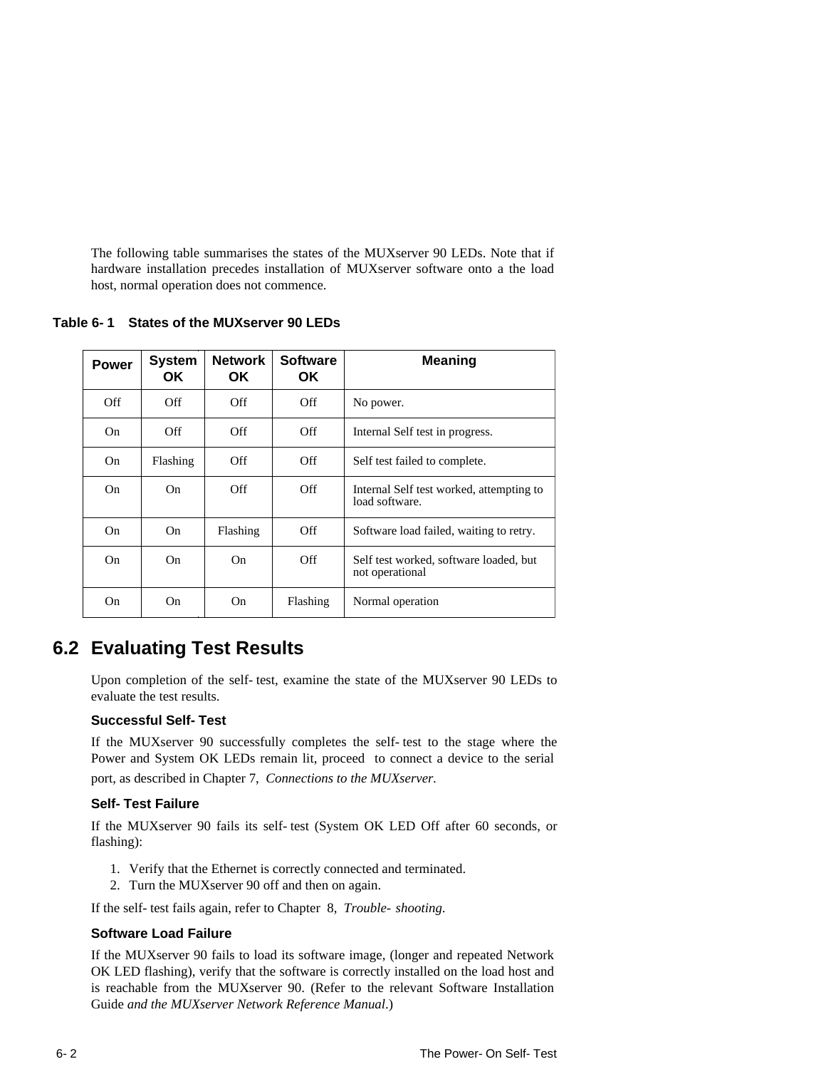The following table summarises the states of the MUXserver 90 LEDs. Note that if hardware installation precedes installation of MUXserver software onto a the load host, normal operation does not commence.

**Table 6- 1 States of the MUXserver 90 LEDs**

| Power | System OK | Network OK | Software OK | Meaning |
|---|---|---|---|---|
| Off | Off | Off | Off | No power. |
| On | Off | Off | Off | Internal Self test in progress. |
| On | Flashing | Off | Off | Self test failed to complete. |
| On | On | Off | Off | Internal Self test worked, attempting to load software. |
| On | On | Flashing | Off | Software load failed, waiting to retry. |
| On | On | On | Off | Self test worked, software loaded, but not operational |
| On | On | On | Flashing | Normal operation |

## 6.2 Evaluating Test Results

Upon completion of the self- test, examine the state of the MUXserver 90 LEDs to evaluate the test results.

### Successful Self- Test

If the MUXserver 90 successfully completes the self- test to the stage where the Power and System OK LEDs remain lit, proceed to connect a device to the serial port, as described in Chapter 7, *Connections to the MUXserver.*

### Self- Test Failure

If the MUXserver 90 fails its self- test (System OK LED Off after 60 seconds, or flashing):

1. Verify that the Ethernet is correctly connected and terminated.
2. Turn the MUXserver 90 off and then on again.

If the self- test fails again, refer to Chapter 8, *Trouble- shooting.*

### Software Load Failure

If the MUXserver 90 fails to load its software image, (longer and repeated Network OK LED flashing), verify that the software is correctly installed on the load host and is reachable from the MUXserver 90. (Refer to the relevant Software Installation Guide *and the MUXserver Network Reference Manual*.)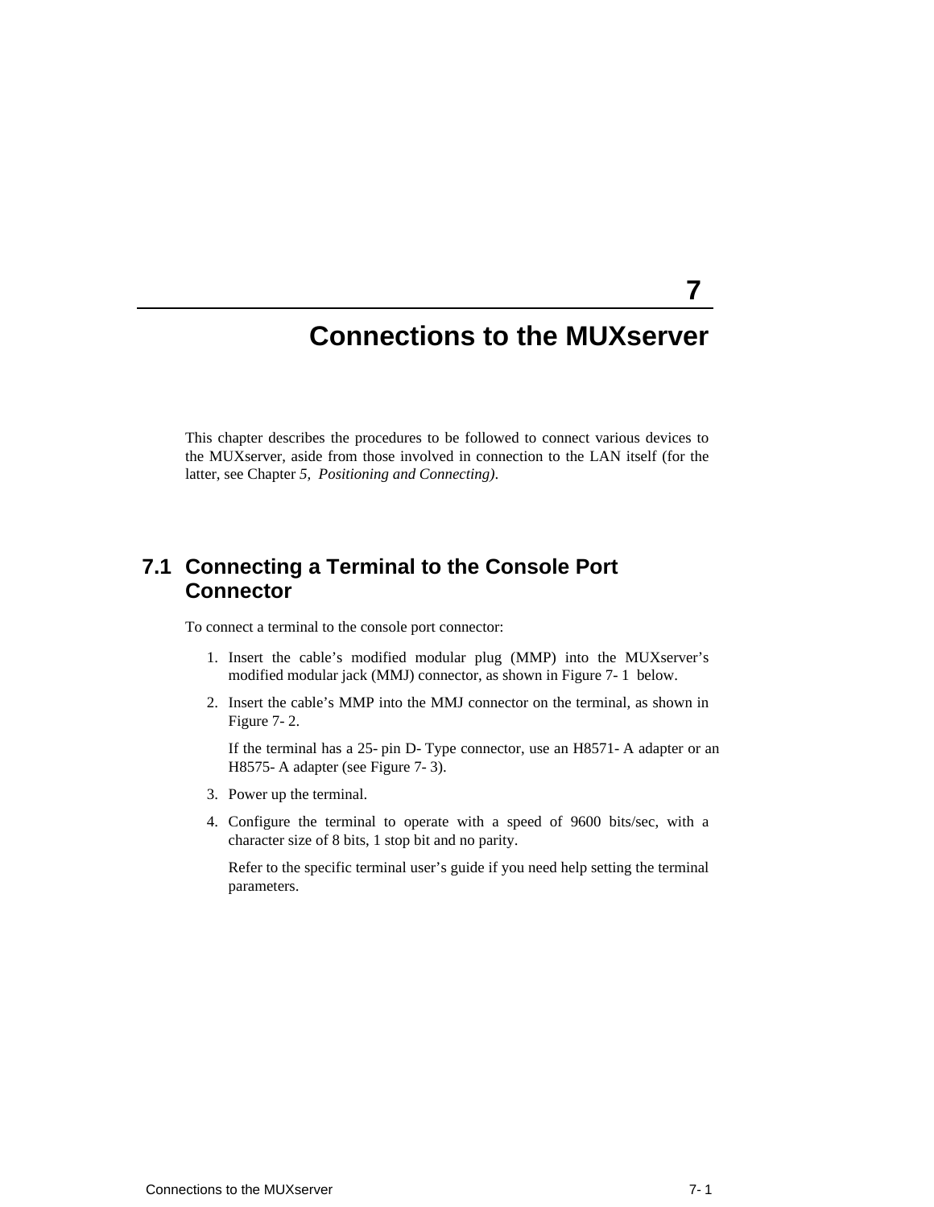# 7 Connections to the MUXserver

This chapter describes the procedures to be followed to connect various devices to the MUXserver, aside from those involved in connection to the LAN itself (for the latter, see Chapter *5, Positioning and Connecting)*.

## 7.1 Connecting a Terminal to the Console Port Connector

To connect a terminal to the console port connector:

1. Insert the cable’s modified modular plug (MMP) into the MUXserver’s modified modular jack (MMJ) connector, as shown in Figure 7- 1 below.
2. Insert the cable’s MMP into the MMJ connector on the terminal, as shown in Figure 7- 2.

   If the terminal has a 25- pin D- Type connector, use an H8571- A adapter or an H8575- A adapter (see Figure 7- 3).
3. Power up the terminal.
4. Configure the terminal to operate with a speed of 9600 bits/sec, with a character size of 8 bits, 1 stop bit and no parity.

   Refer to the specific terminal user’s guide if you need help setting the terminal parameters.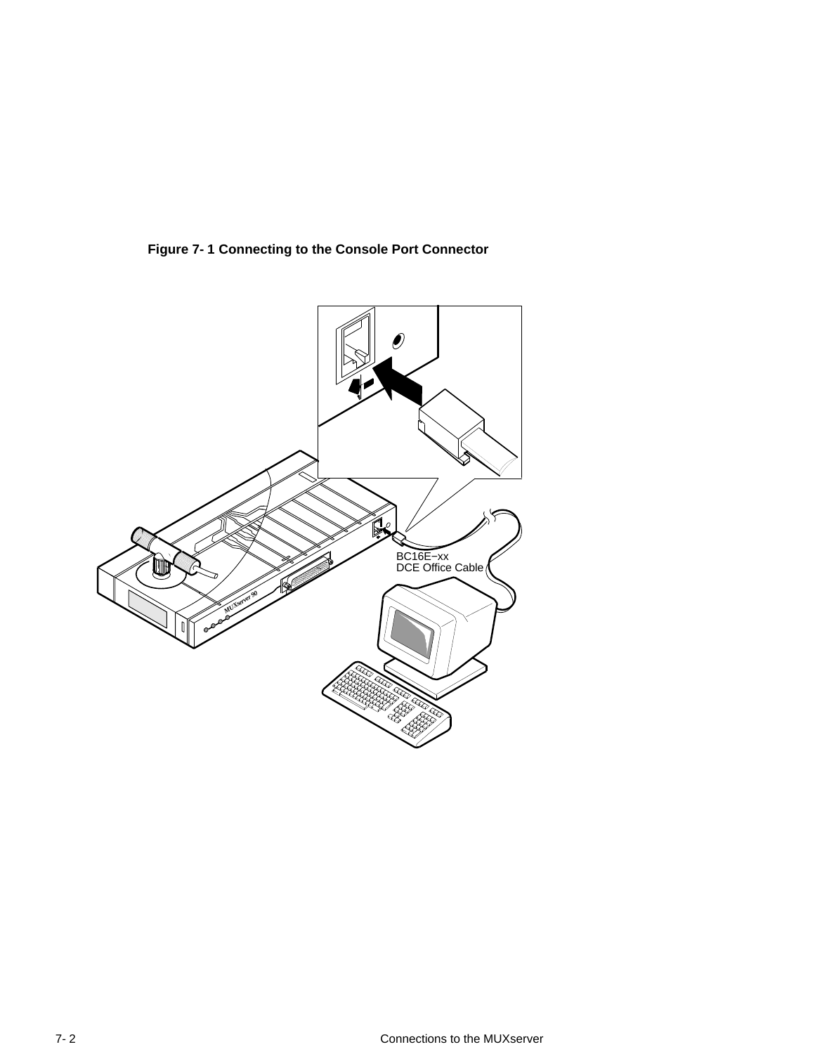**Figure 7- 1 Connecting to the Console Port Connector**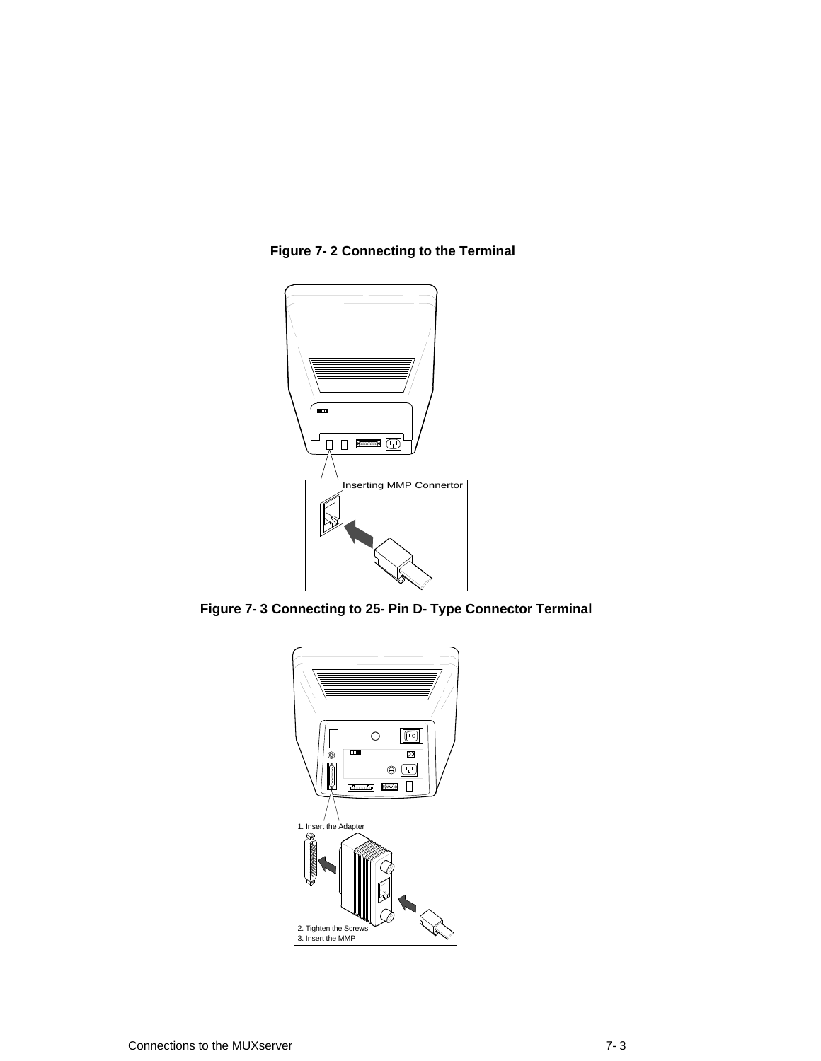**Figure 7- 2 Connecting to the Terminal**

Inserting MMP Connertor

**Figure 7- 3 Connecting to 25- Pin D- Type Connector Terminal**

1. Insert the Adapter

2. Tighten the Screws

3. Insert the MMP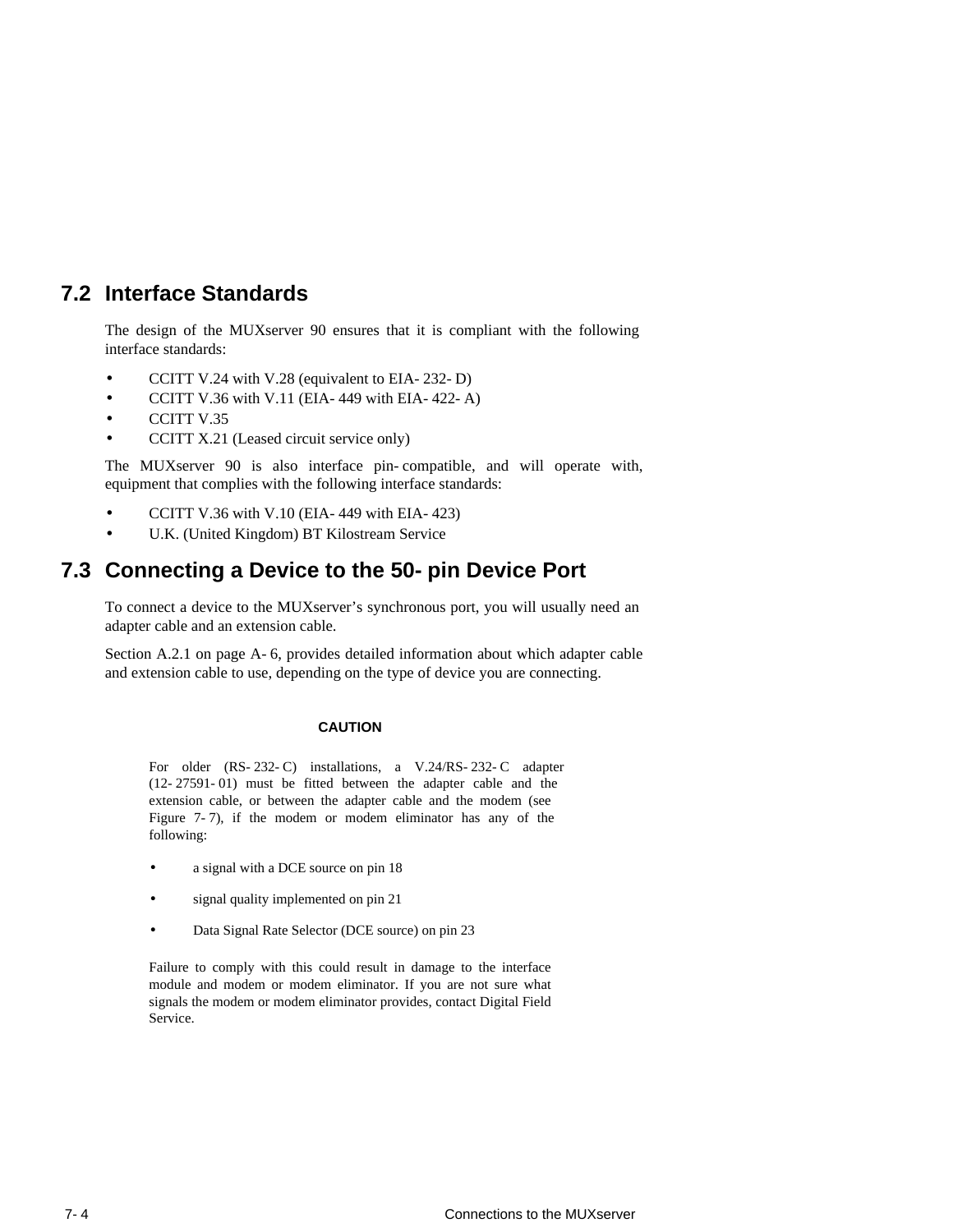## 7.2 Interface Standards

The design of the MUXserver 90 ensures that it is compliant with the following interface standards:

- CCITT V.24 with V.28 (equivalent to EIA-232-D)
- CCITT V.36 with V.11 (EIA-449 with EIA-422-A)
- CCITT V.35
- CCITT X.21 (Leased circuit service only)

The MUXserver 90 is also interface pin-compatible, and will operate with, equipment that complies with the following interface standards:

- CCITT V.36 with V.10 (EIA-449 with EIA-423)
- U.K. (United Kingdom) BT Kilostream Service

## 7.3 Connecting a Device to the 50-pin Device Port

To connect a device to the MUXserver's synchronous port, you will usually need an adapter cable and an extension cable.

Section A.2.1 on page A-6, provides detailed information about which adapter cable and extension cable to use, depending on the type of device you are connecting.

**CAUTION**

For older (RS-232-C) installations, a V.24/RS-232-C adapter (12-27591-01) must be fitted between the adapter cable and the extension cable, or between the adapter cable and the modem (see Figure 7-7), if the modem or modem eliminator has any of the following:

- a signal with a DCE source on pin 18
- signal quality implemented on pin 21
- Data Signal Rate Selector (DCE source) on pin 23

Failure to comply with this could result in damage to the interface module and modem or modem eliminator. If you are not sure what signals the modem or modem eliminator provides, contact Digital Field Service.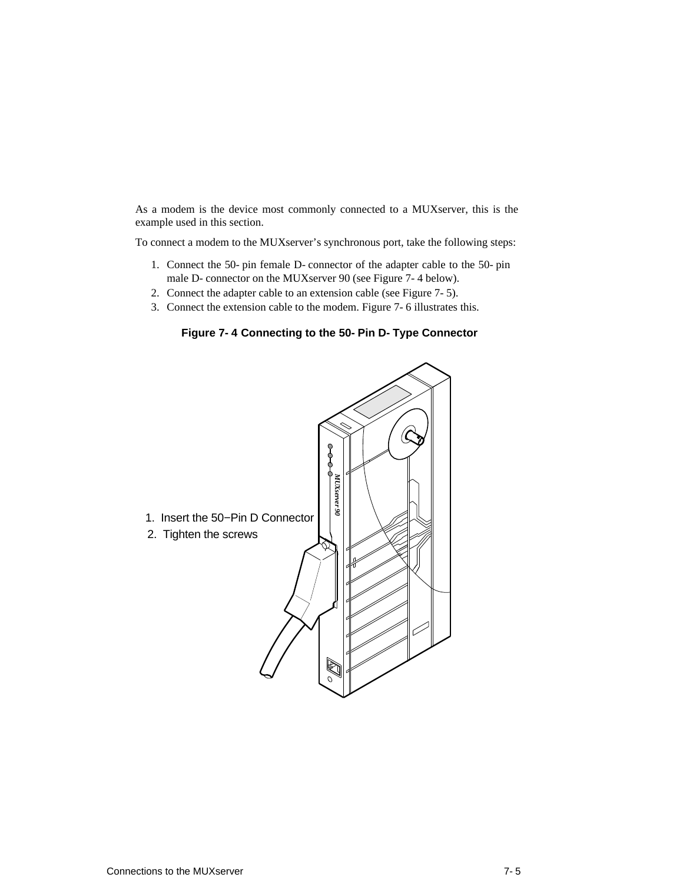As a modem is the device most commonly connected to a MUXserver, this is the example used in this section.

To connect a modem to the MUXserver's synchronous port, take the following steps:

1. Connect the 50- pin female D- connector of the adapter cable to the 50- pin male D- connector on the MUXserver 90 (see Figure 7- 4 below).
2. Connect the adapter cable to an extension cable (see Figure 7- 5).
3. Connect the extension cable to the modem. Figure 7- 6 illustrates this.

**Figure 7- 4 Connecting to the 50- Pin D- Type Connector**

1. Insert the 50−Pin D Connector
2. Tighten the screws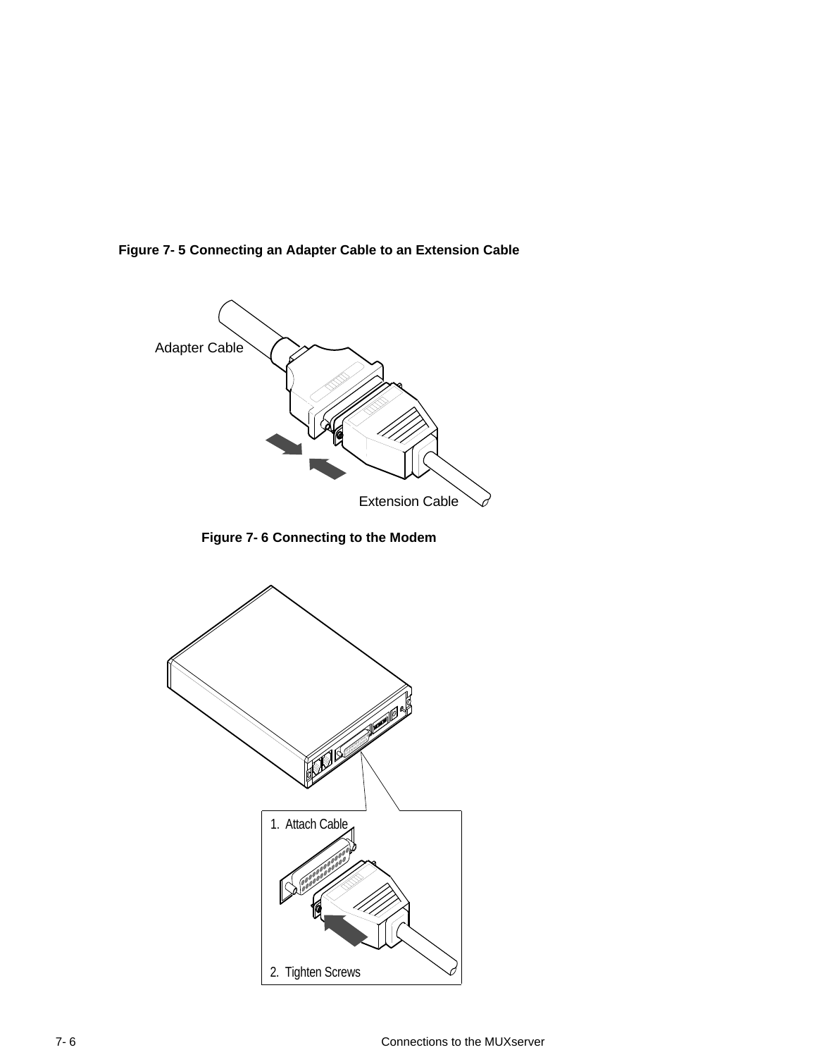**Figure 7- 5 Connecting an Adapter Cable to an Extension Cable**

Adapter Cable

Extension Cable

**Figure 7- 6 Connecting to the Modem**

1. Attach Cable

2. Tighten Screws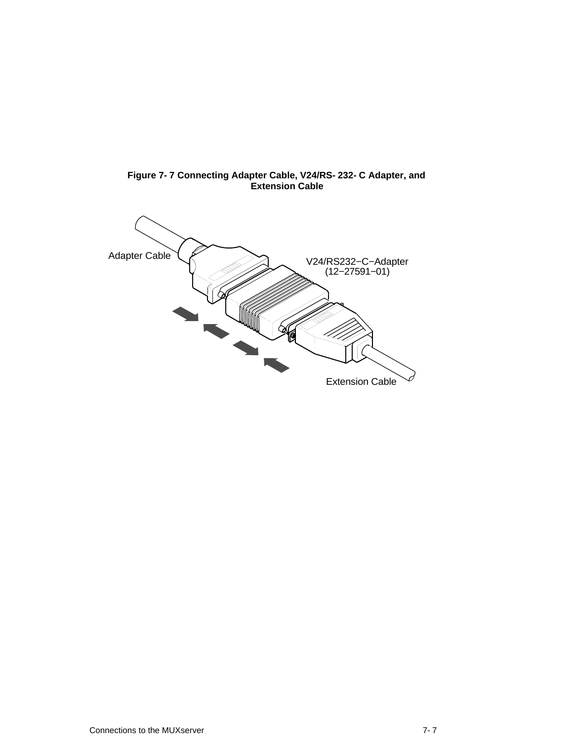**Figure 7- 7 Connecting Adapter Cable, V24/RS- 232- C Adapter, and Extension Cable**

Adapter Cable

V24/RS232−C−Adapter (12−27591−01)

Extension Cable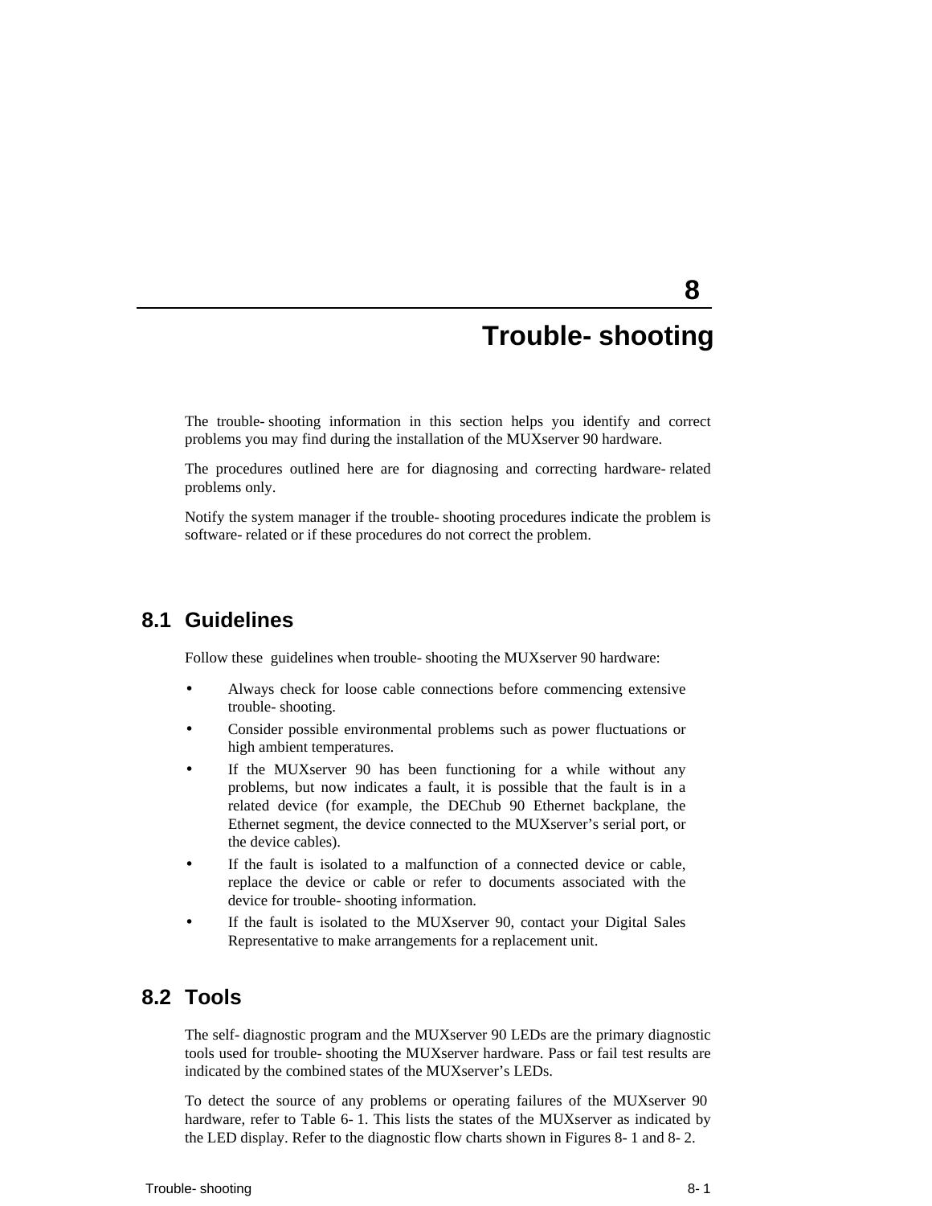# 8 Trouble- shooting

The trouble- shooting information in this section helps you identify and correct problems you may find during the installation of the MUXserver 90 hardware.

The procedures outlined here are for diagnosing and correcting hardware- related problems only.

Notify the system manager if the trouble- shooting procedures indicate the problem is software- related or if these procedures do not correct the problem.

## 8.1 Guidelines

Follow these guidelines when trouble- shooting the MUXserver 90 hardware:

- Always check for loose cable connections before commencing extensive trouble- shooting.
- Consider possible environmental problems such as power fluctuations or high ambient temperatures.
- If the MUXserver 90 has been functioning for a while without any problems, but now indicates a fault, it is possible that the fault is in a related device (for example, the DEChub 90 Ethernet backplane, the Ethernet segment, the device connected to the MUXserver's serial port, or the device cables).
- If the fault is isolated to a malfunction of a connected device or cable, replace the device or cable or refer to documents associated with the device for trouble- shooting information.
- If the fault is isolated to the MUXserver 90, contact your Digital Sales Representative to make arrangements for a replacement unit.

## 8.2 Tools

The self- diagnostic program and the MUXserver 90 LEDs are the primary diagnostic tools used for trouble- shooting the MUXserver hardware. Pass or fail test results are indicated by the combined states of the MUXserver's LEDs.

To detect the source of any problems or operating failures of the MUXserver 90 hardware, refer to Table 6- 1. This lists the states of the MUXserver as indicated by the LED display. Refer to the diagnostic flow charts shown in Figures 8- 1 and 8- 2.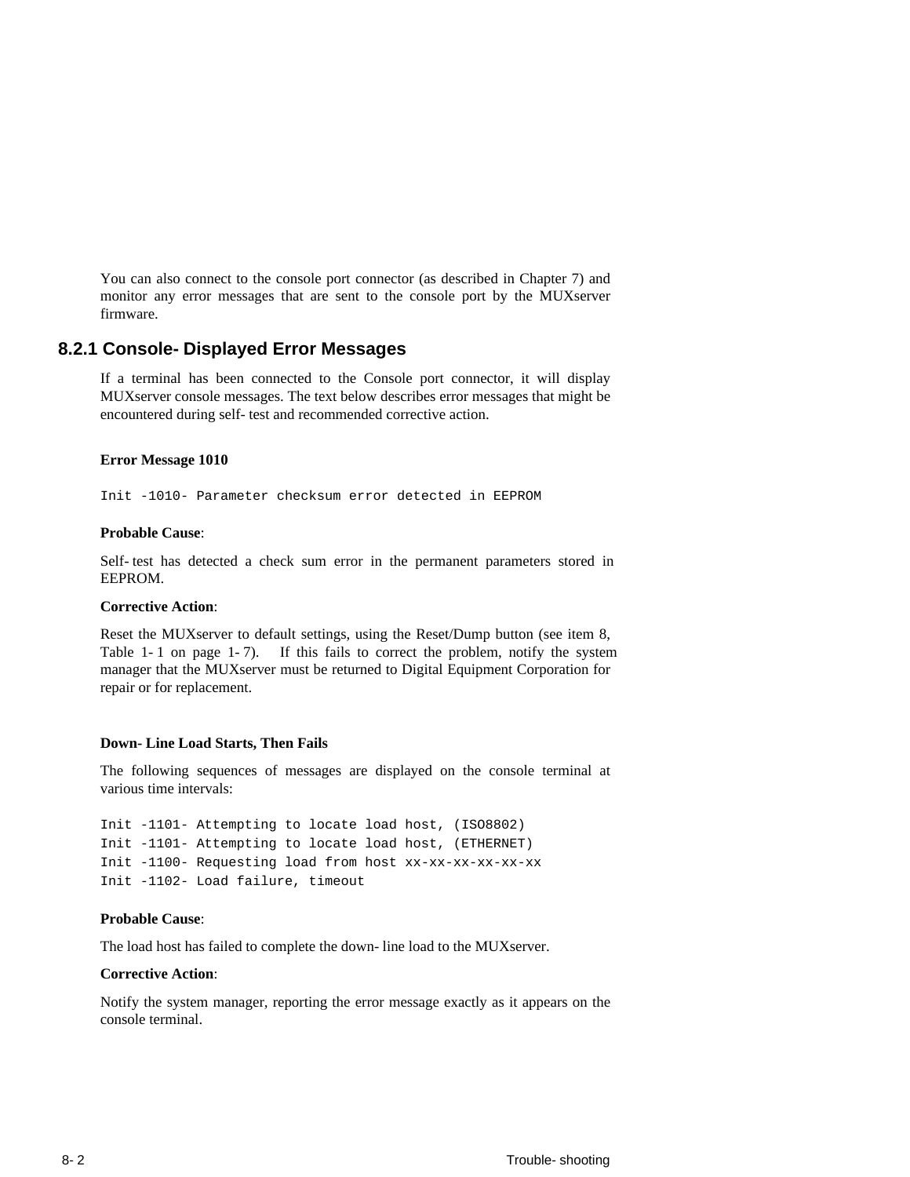You can also connect to the console port connector (as described in Chapter 7) and monitor any error messages that are sent to the console port by the MUXserver firmware.

### 8.2.1 Console- Displayed Error Messages

If a terminal has been connected to the Console port connector, it will display MUXserver console messages. The text below describes error messages that might be encountered during self- test and recommended corrective action.

**Error Message 1010**

```
Init -1010- Parameter checksum error detected in EEPROM
```

**Probable Cause**:

Self- test has detected a check sum error in the permanent parameters stored in EEPROM.

**Corrective Action**:

Reset the MUXserver to default settings, using the Reset/Dump button (see item 8, Table 1- 1 on page 1- 7). If this fails to correct the problem, notify the system manager that the MUXserver must be returned to Digital Equipment Corporation for repair or for replacement.

**Down- Line Load Starts, Then Fails**

The following sequences of messages are displayed on the console terminal at various time intervals:

```
Init -1101- Attempting to locate load host, (ISO8802)
Init -1101- Attempting to locate load host, (ETHERNET)
Init -1100- Requesting load from host xx-xx-xx-xx-xx-xx
Init -1102- Load failure, timeout
```

**Probable Cause**:

The load host has failed to complete the down- line load to the MUXserver.

**Corrective Action**:

Notify the system manager, reporting the error message exactly as it appears on the console terminal.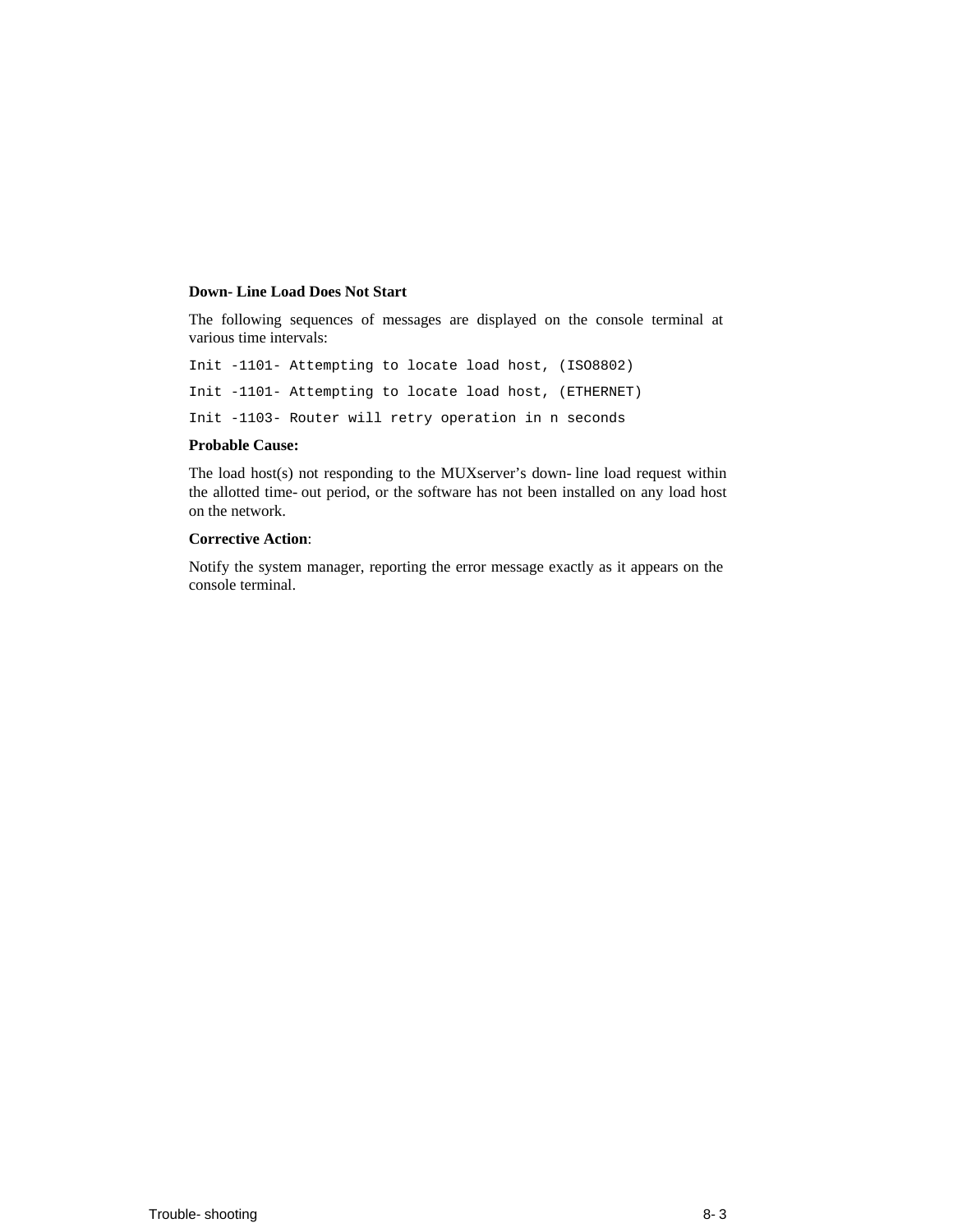**Down- Line Load Does Not Start**

The following sequences of messages are displayed on the console terminal at various time intervals:

```
Init -1101- Attempting to locate load host, (ISO8802)
Init -1101- Attempting to locate load host, (ETHERNET)
Init -1103- Router will retry operation in n seconds
```

**Probable Cause:**

The load host(s) not responding to the MUXserver's down- line load request within the allotted time- out period, or the software has not been installed on any load host on the network.

**Corrective Action**:

Notify the system manager, reporting the error message exactly as it appears on the console terminal.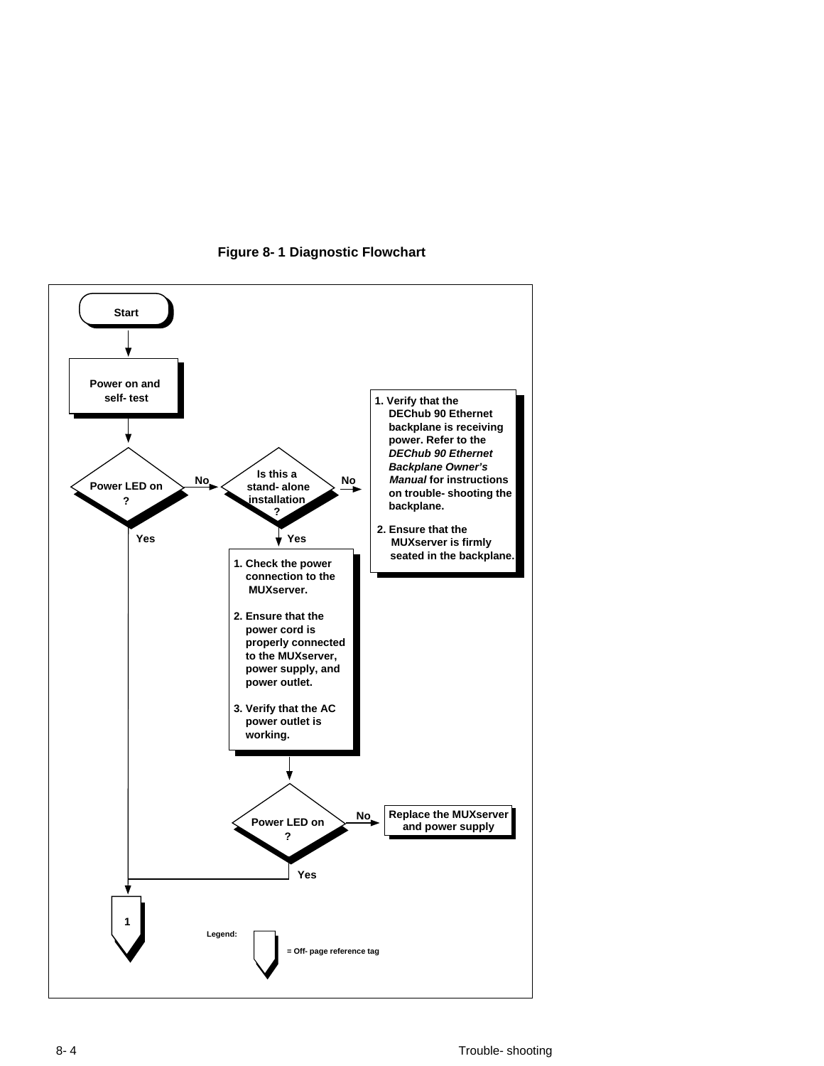**Figure 8-1 Diagnostic Flowchart**

Start

Power on and self-test

Power LED on ?

No

Is this a stand-alone installation ?

No

1. Verify that the DEChub 90 Ethernet backplane is receiving power. Refer to the *DEChub 90 Ethernet Backplane Owner's Manual* for instructions on trouble-shooting the backplane.

2. Ensure that the MUXserver is firmly seated in the backplane.

Yes

Yes

1. Check the power connection to the MUXserver.

2. Ensure that the power cord is properly connected to the MUXserver, power supply, and power outlet.

3. Verify that the AC power outlet is working.

Power LED on ?

No

Replace the MUXserver and power supply

Yes

1

Legend:

= Off-page reference tag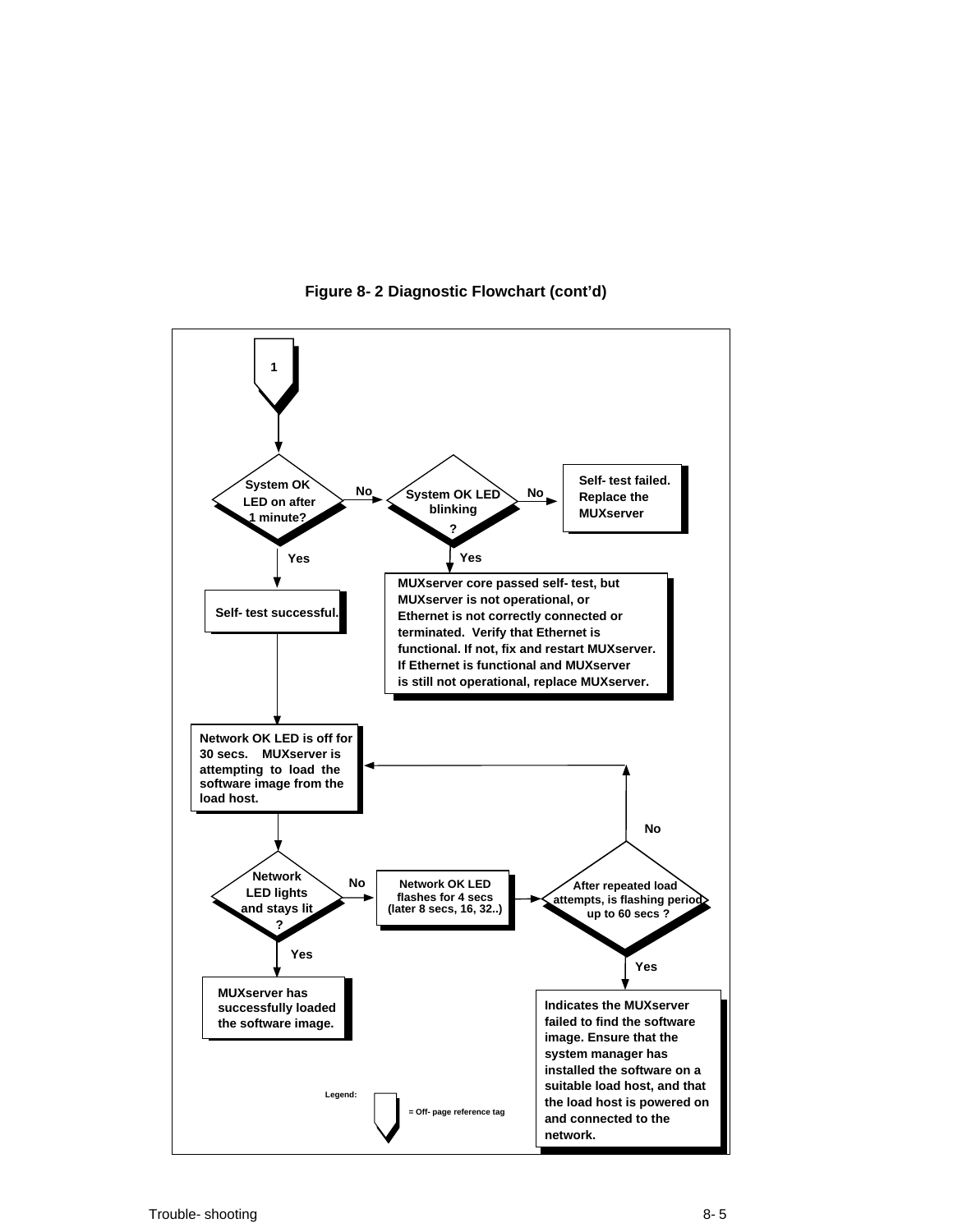**Figure 8- 2 Diagnostic Flowchart (cont'd)**

1

System OK LED on after 1 minute?

No

System OK LED blinking ?

No

Self- test failed. Replace the MUXserver

Yes

Yes

Self- test successful.

MUXserver core passed self- test, but MUXserver is not operational, or Ethernet is not correctly connected or terminated. Verify that Ethernet is functional. If not, fix and restart MUXserver. If Ethernet is functional and MUXserver is still not operational, replace MUXserver.

Network OK LED is off for 30 secs. MUXserver is attempting to load the software image from the load host.

No

Network LED lights and stays lit ?

No

Network OK LED flashes for 4 secs (later 8 secs, 16, 32..)

After repeated load attempts, is flashing period up to 60 secs ?

Yes

Yes

MUXserver has successfully loaded the software image.

Indicates the MUXserver failed to find the software image. Ensure that the system manager has installed the software on a suitable load host, and that the load host is powered on and connected to the network.

Legend:

= Off- page reference tag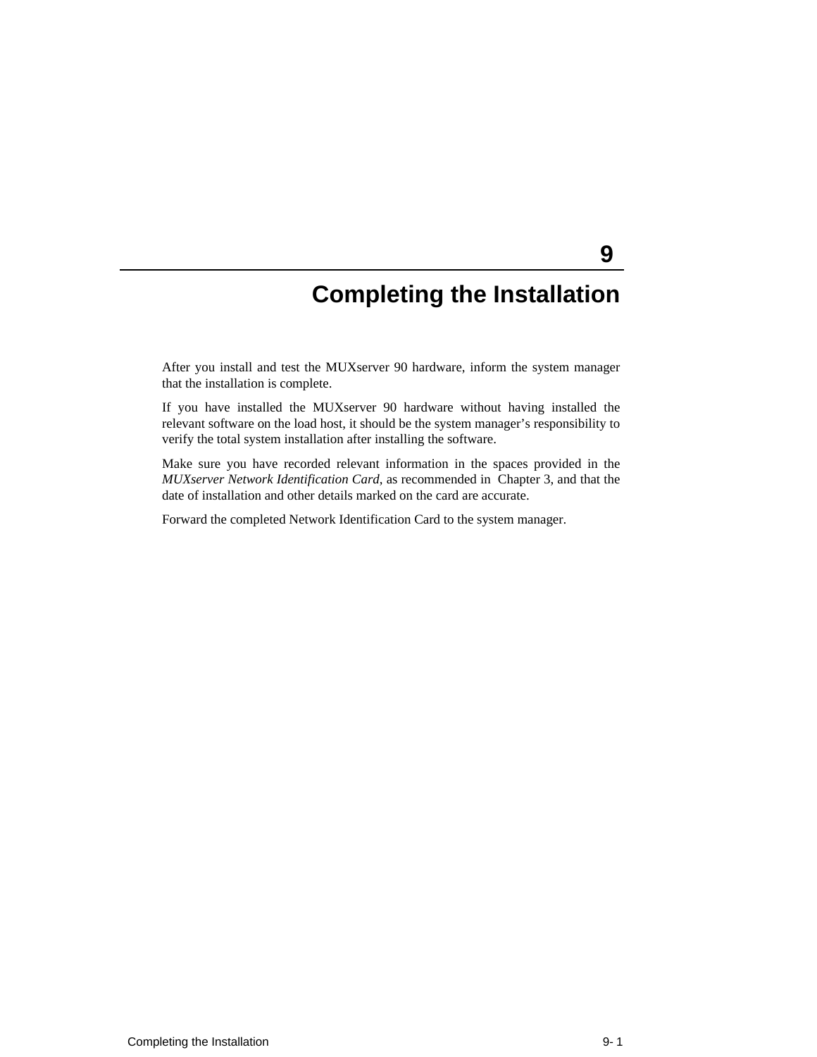# 9 Completing the Installation

After you install and test the MUXserver 90 hardware, inform the system manager that the installation is complete.

If you have installed the MUXserver 90 hardware without having installed the relevant software on the load host, it should be the system manager’s responsibility to verify the total system installation after installing the software.

Make sure you have recorded relevant information in the spaces provided in the *MUXserver Network Identification Card*, as recommended in Chapter 3, and that the date of installation and other details marked on the card are accurate.

Forward the completed Network Identification Card to the system manager.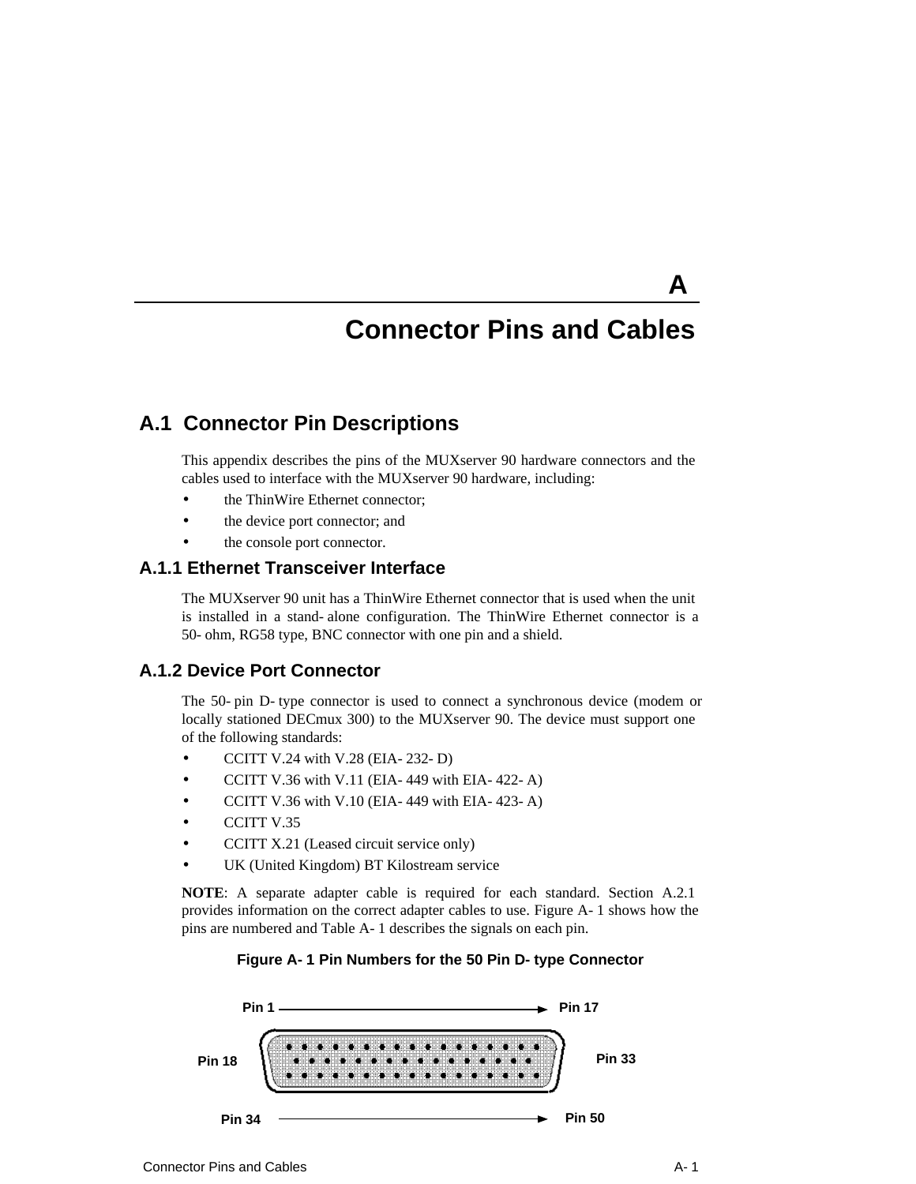# A

# Connector Pins and Cables

## A.1 Connector Pin Descriptions

This appendix describes the pins of the MUXserver 90 hardware connectors and the cables used to interface with the MUXserver 90 hardware, including:

- the ThinWire Ethernet connector;
- the device port connector; and
- the console port connector.

### A.1.1 Ethernet Transceiver Interface

The MUXserver 90 unit has a ThinWire Ethernet connector that is used when the unit is installed in a stand-alone configuration. The ThinWire Ethernet connector is a 50-ohm, RG58 type, BNC connector with one pin and a shield.

### A.1.2 Device Port Connector

The 50-pin D-type connector is used to connect a synchronous device (modem or locally stationed DECmux 300) to the MUXserver 90. The device must support one of the following standards:

- CCITT V.24 with V.28 (EIA-232-D)
- CCITT V.36 with V.11 (EIA-449 with EIA-422-A)
- CCITT V.36 with V.10 (EIA-449 with EIA-423-A)
- CCITT V.35
- CCITT X.21 (Leased circuit service only)
- UK (United Kingdom) BT Kilostream service

**NOTE**: A separate adapter cable is required for each standard. Section A.2.1 provides information on the correct adapter cables to use. Figure A-1 shows how the pins are numbered and Table A-1 describes the signals on each pin.

**Figure A-1 Pin Numbers for the 50 Pin D-type Connector**

Pin 1 → Pin 17

Pin 18 … Pin 33

Pin 34 → Pin 50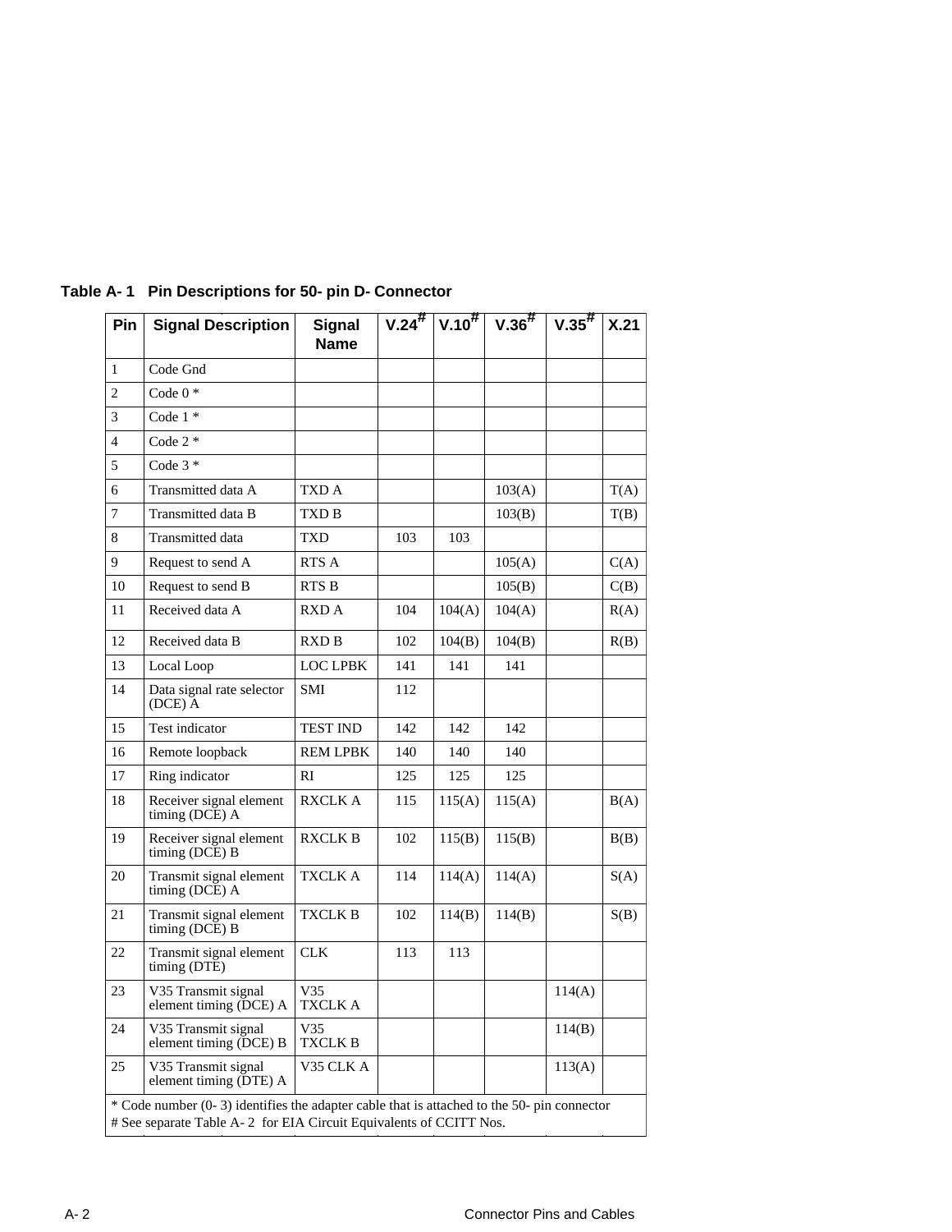**Table A- 1 Pin Descriptions for 50- pin D- Connector**

| Pin | Signal Description | Signal Name | V.24# | V.10# | V.36# | V.35# | X.21 |
|---|---|---|---|---|---|---|---|
| 1 | Code Gnd | | | | | | |
| 2 | Code 0 * | | | | | | |
| 3 | Code 1 * | | | | | | |
| 4 | Code 2 * | | | | | | |
| 5 | Code 3 * | | | | | | |
| 6 | Transmitted data A | TXD A | | | 103(A) | | T(A) |
| 7 | Transmitted data B | TXD B | | | 103(B) | | T(B) |
| 8 | Transmitted data | TXD | 103 | 103 | | | |
| 9 | Request to send A | RTS A | | | 105(A) | | C(A) |
| 10 | Request to send B | RTS B | | | 105(B) | | C(B) |
| 11 | Received data A | RXD A | 104 | 104(A) | 104(A) | | R(A) |
| 12 | Received data B | RXD B | 102 | 104(B) | 104(B) | | R(B) |
| 13 | Local Loop | LOC LPBK | 141 | 141 | 141 | | |
| 14 | Data signal rate selector (DCE) A | SMI | 112 | | | | |
| 15 | Test indicator | TEST IND | 142 | 142 | 142 | | |
| 16 | Remote loopback | REM LPBK | 140 | 140 | 140 | | |
| 17 | Ring indicator | RI | 125 | 125 | 125 | | |
| 18 | Receiver signal element timing (DCE) A | RXCLK A | 115 | 115(A) | 115(A) | | B(A) |
| 19 | Receiver signal element timing (DCE) B | RXCLK B | 102 | 115(B) | 115(B) | | B(B) |
| 20 | Transmit signal element timing (DCE) A | TXCLK A | 114 | 114(A) | 114(A) | | S(A) |
| 21 | Transmit signal element timing (DCE) B | TXCLK B | 102 | 114(B) | 114(B) | | S(B) |
| 22 | Transmit signal element timing (DTE) | CLK | 113 | 113 | | | |
| 23 | V35 Transmit signal element timing (DCE) A | V35 TXCLK A | | | | 114(A) | |
| 24 | V35 Transmit signal element timing (DCE) B | V35 TXCLK B | | | | 114(B) | |
| 25 | V35 Transmit signal element timing (DTE) A | V35 CLK A | | | | 113(A) | |

\* Code number (0- 3) identifies the adapter cable that is attached to the 50- pin connector
# See separate Table A- 2 for EIA Circuit Equivalents of CCITT Nos.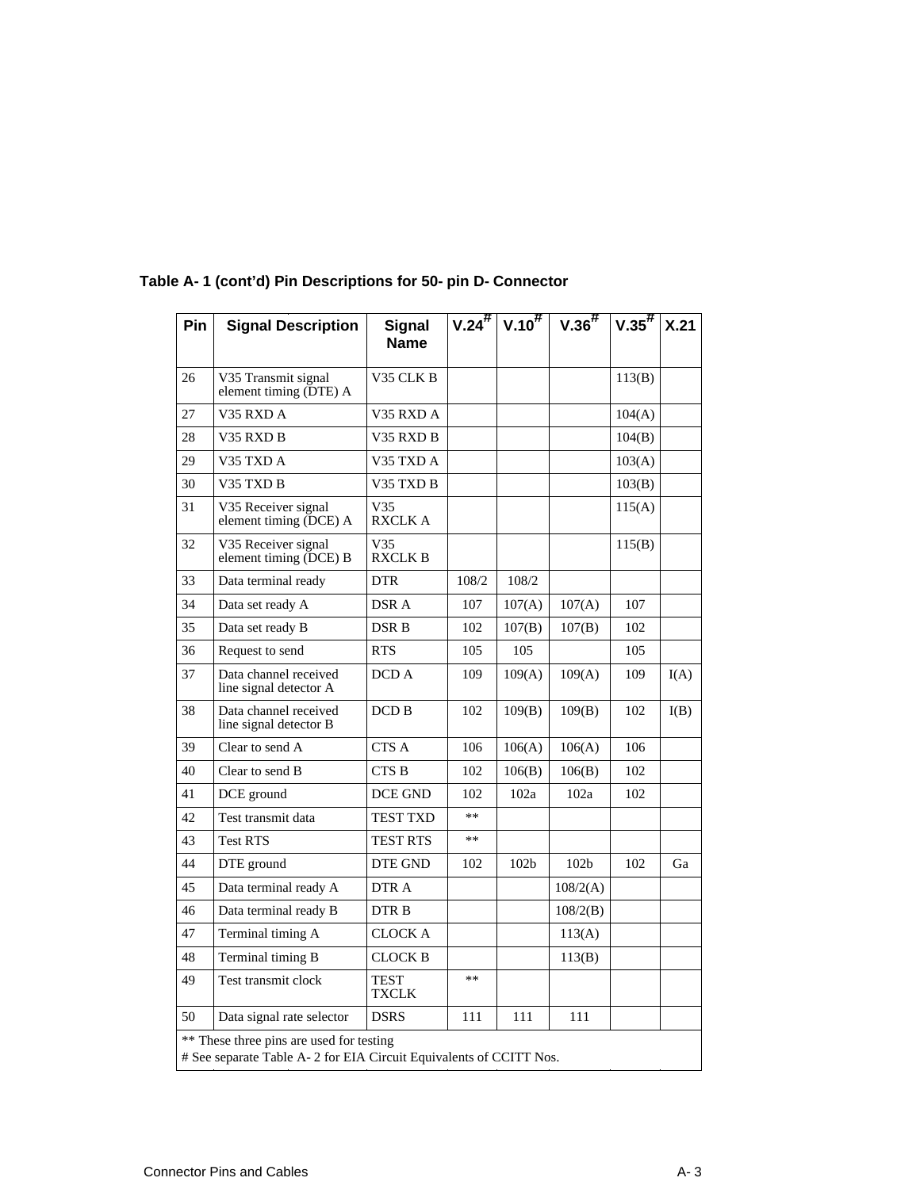**Table A- 1 (cont'd) Pin Descriptions for 50- pin D- Connector**

| Pin | Signal Description | Signal Name | V.24# | V.10# | V.36# | V.35# | X.21 |
|---|---|---|---|---|---|---|---|
| 26 | V35 Transmit signal element timing (DTE) A | V35 CLK B | | | | 113(B) | |
| 27 | V35 RXD A | V35 RXD A | | | | 104(A) | |
| 28 | V35 RXD B | V35 RXD B | | | | 104(B) | |
| 29 | V35 TXD A | V35 TXD A | | | | 103(A) | |
| 30 | V35 TXD B | V35 TXD B | | | | 103(B) | |
| 31 | V35 Receiver signal element timing (DCE) A | V35 RXCLK A | | | | 115(A) | |
| 32 | V35 Receiver signal element timing (DCE) B | V35 RXCLK B | | | | 115(B) | |
| 33 | Data terminal ready | DTR | 108/2 | 108/2 | | | |
| 34 | Data set ready A | DSR A | 107 | 107(A) | 107(A) | 107 | |
| 35 | Data set ready B | DSR B | 102 | 107(B) | 107(B) | 102 | |
| 36 | Request to send | RTS | 105 | 105 | | 105 | |
| 37 | Data channel received line signal detector A | DCD A | 109 | 109(A) | 109(A) | 109 | I(A) |
| 38 | Data channel received line signal detector B | DCD B | 102 | 109(B) | 109(B) | 102 | I(B) |
| 39 | Clear to send A | CTS A | 106 | 106(A) | 106(A) | 106 | |
| 40 | Clear to send B | CTS B | 102 | 106(B) | 106(B) | 102 | |
| 41 | DCE ground | DCE GND | 102 | 102a | 102a | 102 | |
| 42 | Test transmit data | TEST TXD | ** | | | | |
| 43 | Test RTS | TEST RTS | ** | | | | |
| 44 | DTE ground | DTE GND | 102 | 102b | 102b | 102 | Ga |
| 45 | Data terminal ready A | DTR A | | | 108/2(A) | | |
| 46 | Data terminal ready B | DTR B | | | 108/2(B) | | |
| 47 | Terminal timing A | CLOCK A | | | 113(A) | | |
| 48 | Terminal timing B | CLOCK B | | | 113(B) | | |
| 49 | Test transmit clock | TEST TXCLK | ** | | | | |
| 50 | Data signal rate selector | DSRS | 111 | 111 | 111 | | |

** These three pins are used for testing
# See separate Table A- 2 for EIA Circuit Equivalents of CCITT Nos.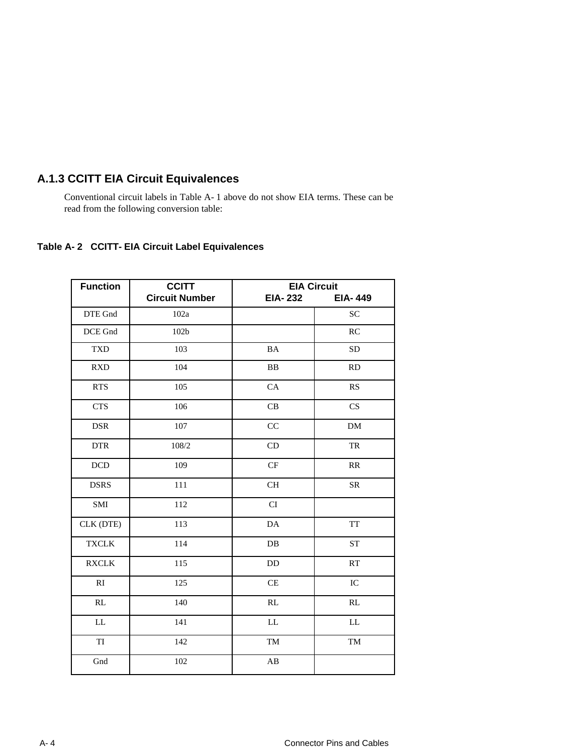### A.1.3 CCITT EIA Circuit Equivalences

Conventional circuit labels in Table A- 1 above do not show EIA terms. These can be read from the following conversion table:

**Table A- 2 CCITT- EIA Circuit Label Equivalences**

| Function | CCITT Circuit Number | EIA Circuit EIA- 232 | EIA- 449 |
|---|---|---|---|
| DTE Gnd | 102a | | SC |
| DCE Gnd | 102b | | RC |
| TXD | 103 | BA | SD |
| RXD | 104 | BB | RD |
| RTS | 105 | CA | RS |
| CTS | 106 | CB | CS |
| DSR | 107 | CC | DM |
| DTR | 108/2 | CD | TR |
| DCD | 109 | CF | RR |
| DSRS | 111 | CH | SR |
| SMI | 112 | CI | |
| CLK (DTE) | 113 | DA | TT |
| TXCLK | 114 | DB | ST |
| RXCLK | 115 | DD | RT |
| RI | 125 | CE | IC |
| RL | 140 | RL | RL |
| LL | 141 | LL | LL |
| TI | 142 | TM | TM |
| Gnd | 102 | AB | |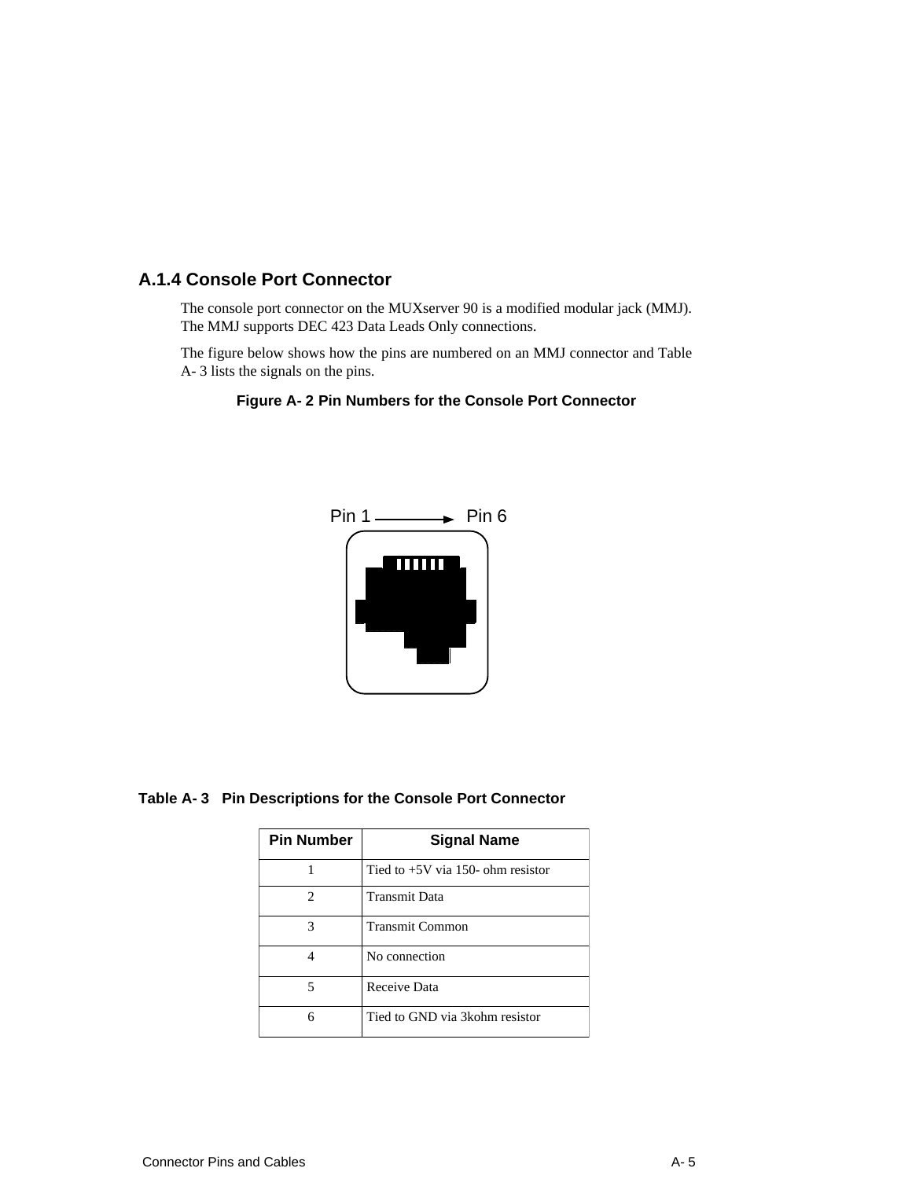### A.1.4 Console Port Connector

The console port connector on the MUXserver 90 is a modified modular jack (MMJ). The MMJ supports DEC 423 Data Leads Only connections.

The figure below shows how the pins are numbered on an MMJ connector and Table A- 3 lists the signals on the pins.

**Figure A- 2 Pin Numbers for the Console Port Connector**

Pin 1 → Pin 6

**Table A- 3 Pin Descriptions for the Console Port Connector**

| Pin Number | Signal Name |
|---|---|
| 1 | Tied to +5V via 150- ohm resistor |
| 2 | Transmit Data |
| 3 | Transmit Common |
| 4 | No connection |
| 5 | Receive Data |
| 6 | Tied to GND via 3kohm resistor |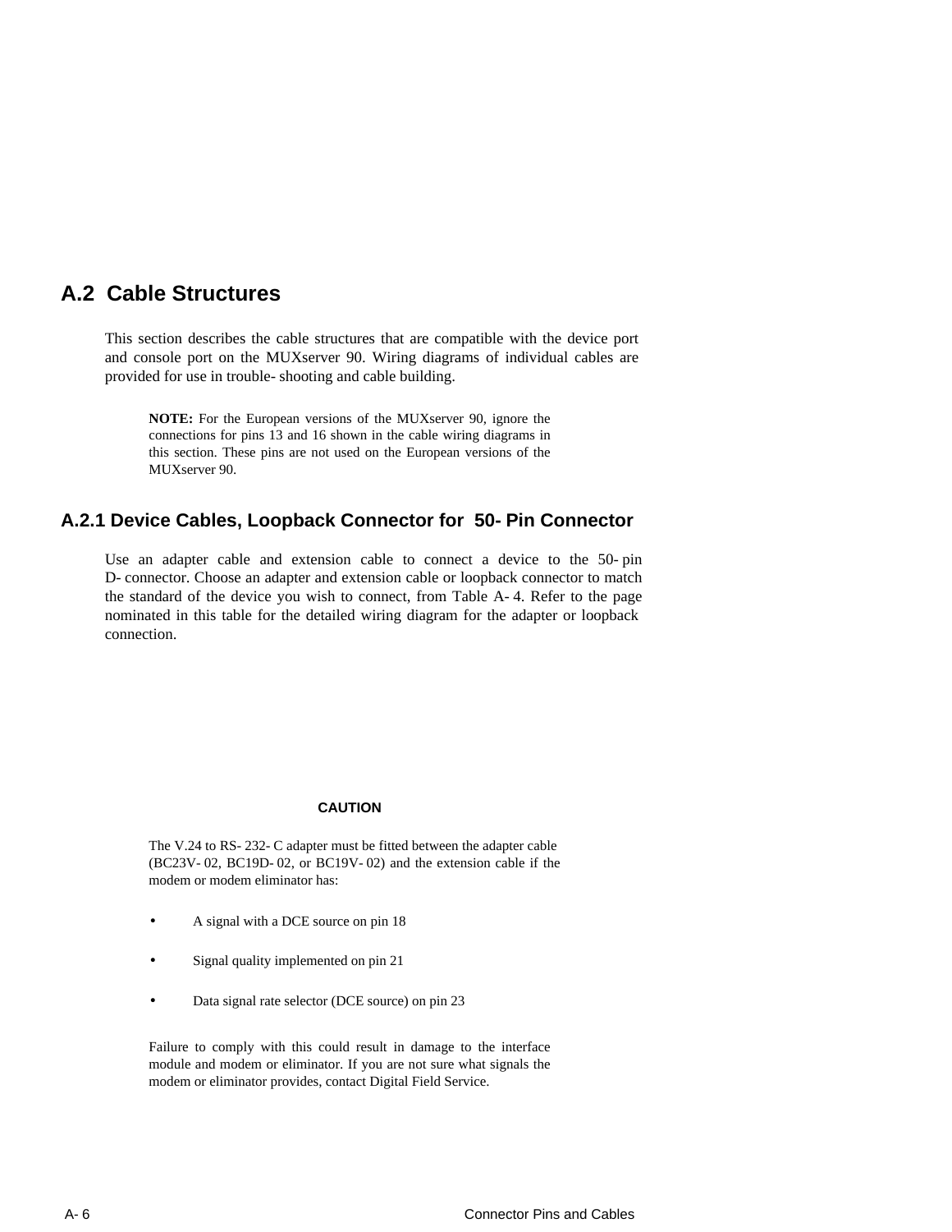## A.2 Cable Structures

This section describes the cable structures that are compatible with the device port and console port on the MUXserver 90. Wiring diagrams of individual cables are provided for use in trouble- shooting and cable building.

> **NOTE:** For the European versions of the MUXserver 90, ignore the connections for pins 13 and 16 shown in the cable wiring diagrams in this section. These pins are not used on the European versions of the MUXserver 90.

### A.2.1 Device Cables, Loopback Connector for 50- Pin Connector

Use an adapter cable and extension cable to connect a device to the 50- pin D- connector. Choose an adapter and extension cable or loopback connector to match the standard of the device you wish to connect, from Table A- 4. Refer to the page nominated in this table for the detailed wiring diagram for the adapter or loopback connection.

**CAUTION**

The V.24 to RS- 232- C adapter must be fitted between the adapter cable (BC23V- 02, BC19D- 02, or BC19V- 02) and the extension cable if the modem or modem eliminator has:

- A signal with a DCE source on pin 18
- Signal quality implemented on pin 21
- Data signal rate selector (DCE source) on pin 23

Failure to comply with this could result in damage to the interface module and modem or eliminator. If you are not sure what signals the modem or eliminator provides, contact Digital Field Service.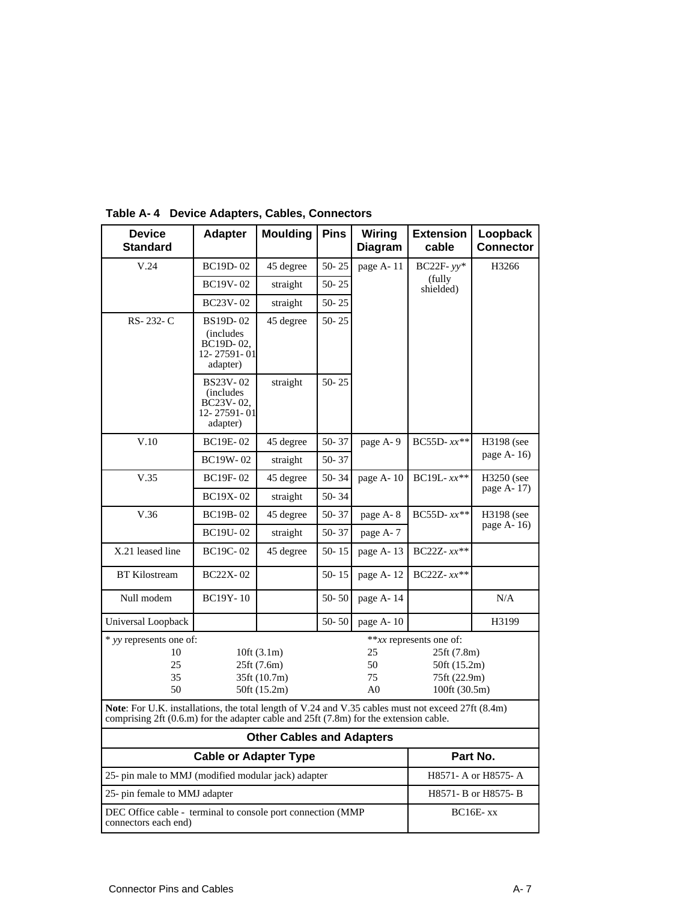**Table A-4 Device Adapters, Cables, Connectors**

| Device Standard | Adapter | Moulding | Pins | Wiring Diagram | Extension cable | Loopback Connector |
|---|---|---|---|---|---|---|
| V.24 | BC19D-02 | 45 degree | 50-25 | page A-11 | BC22F-*yy** (fully shielded) | H3266 |
| | BC19V-02 | straight | 50-25 | | | |
| | BC23V-02 | straight | 50-25 | | | |
| RS-232-C | BS19D-02 (includes BC19D-02, 12-27591-01 adapter) | 45 degree | 50-25 | | | |
| | BS23V-02 (includes BC23V-02, 12-27591-01 adapter) | straight | 50-25 | | | |
| V.10 | BC19E-02 | 45 degree | 50-37 | page A-9 | BC55D-*xx*** | H3198 (see page A-16) |
| | BC19W-02 | straight | 50-37 | | | |
| V.35 | BC19F-02 | 45 degree | 50-34 | page A-10 | BC19L-*xx*** | H3250 (see page A-17) |
| | BC19X-02 | straight | 50-34 | | | |
| V.36 | BC19B-02 | 45 degree | 50-37 | page A-8 | BC55D-*xx*** | H3198 (see page A-16) |
| | BC19U-02 | straight | 50-37 | page A-7 | | |
| X.21 leased line | BC19C-02 | 45 degree | 50-15 | page A-13 | BC22Z-*xx*** | |
| BT Kilostream | BC22X-02 | | 50-15 | page A-12 | BC22Z-*xx*** | |
| Null modem | BC19Y-10 | | 50-50 | page A-14 | | N/A |
| Universal Loopback | | | 50-50 | page A-10 | | H3199 |

\* *yy* represents one of:

| | |
|---|---|
| 10 | 10ft (3.1m) |
| 25 | 25ft (7.6m) |
| 35 | 35ft (10.7m) |
| 50 | 50ft (15.2m) |

\*\**xx* represents one of:

| | |
|---|---|
| 25 | 25ft (7.8m) |
| 50 | 50ft (15.2m) |
| 75 | 75ft (22.9m) |
| A0 | 100ft (30.5m) |

**Note**: For U.K. installations, the total length of V.24 and V.35 cables must not exceed 27ft (8.4m) comprising 2ft (0.6.m) for the adapter cable and 25ft (7.8m) for the extension cable.

**Other Cables and Adapters**

| Cable or Adapter Type | Part No. |
|---|---|
| 25-pin male to MMJ (modified modular jack) adapter | H8571-A or H8575-A |
| 25-pin female to MMJ adapter | H8571-B or H8575-B |
| DEC Office cable - terminal to console port connection (MMP connectors each end) | BC16E-xx |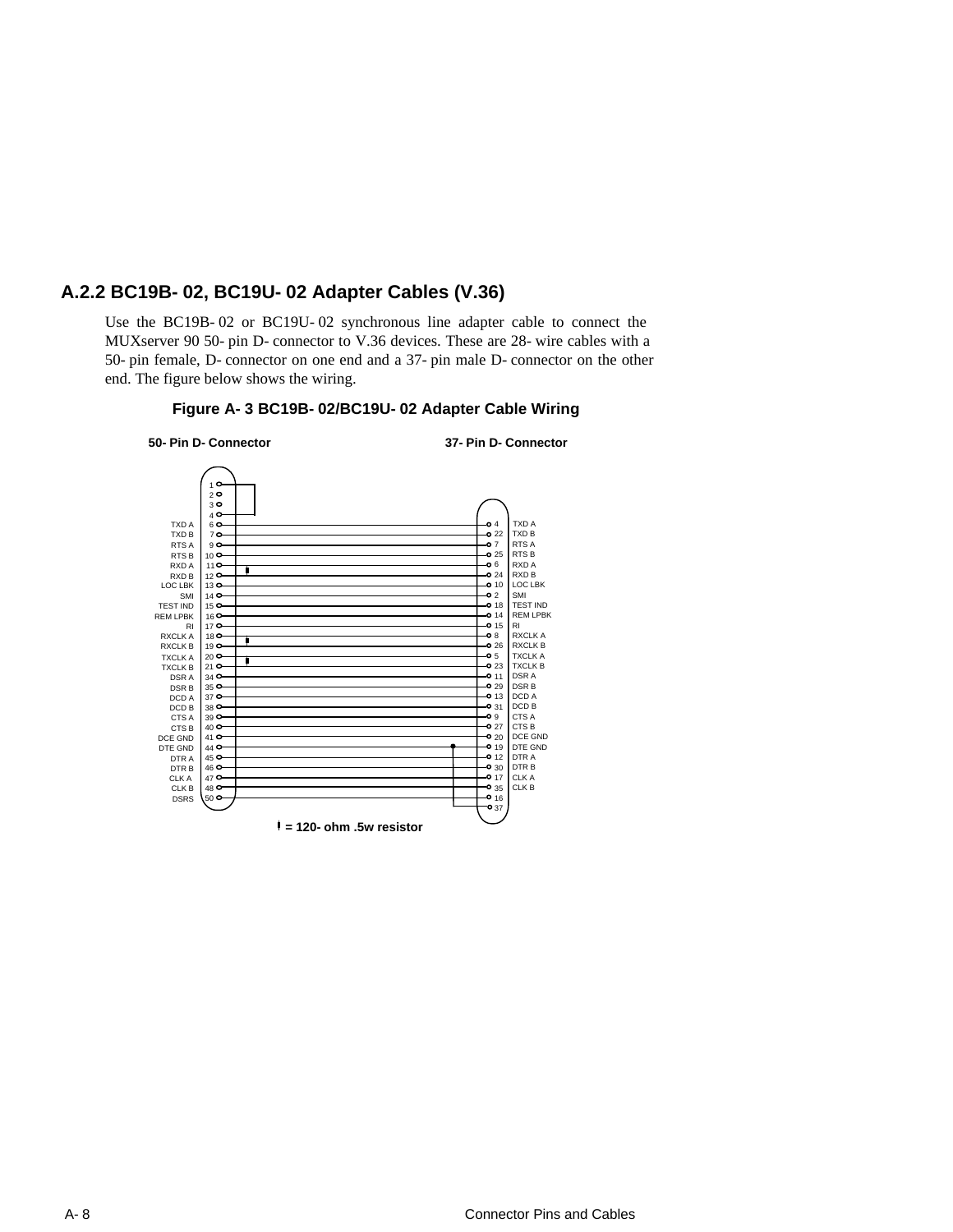### A.2.2 BC19B- 02, BC19U- 02 Adapter Cables (V.36)

Use the BC19B- 02 or BC19U- 02 synchronous line adapter cable to connect the MUXserver 90 50- pin D- connector to V.36 devices. These are 28- wire cables with a 50- pin female, D- connector on one end and a 37- pin male D- connector on the other end. The figure below shows the wiring.

**Figure A- 3 BC19B- 02/BC19U- 02 Adapter Cable Wiring**

**50- Pin D- Connector** **37- Pin D- Connector**

| Signal | 50-Pin | 37-Pin | Signal |
|---|---|---|---|
| | 1 | | |
| | 2 | | |
| | 3 | | |
| | 4 | | |
| TXD A | 6 | 4 | TXD A |
| TXD B | 7 | 22 | TXD B |
| RTS A | 9 | 7 | RTS A |
| RTS B | 10 | 25 | RTS B |
| RXD A | 11 | 6 | RXD A |
| RXD B | 12 | 24 | RXD B |
| LOC LBK | 13 | 10 | LOC LBK |
| SMI | 14 | 2 | SMI |
| TEST IND | 15 | 18 | TEST IND |
| REM LPBK | 16 | 14 | REM LPBK |
| RI | 17 | 15 | RI |
| RXCLK A | 18 | 8 | RXCLK A |
| RXCLK B | 19 | 26 | RXCLK B |
| TXCLK A | 20 | 5 | TXCLK A |
| TXCLK B | 21 | 23 | TXCLK B |
| DSR A | 34 | 11 | DSR A |
| DSR B | 35 | 29 | DSR B |
| DCD A | 37 | 13 | DCD A |
| DCD B | 38 | 31 | DCD B |
| CTS A | 39 | 9 | CTS A |
| CTS B | 40 | 27 | CTS B |
| DCE GND | 41 | 20 | DCE GND |
| DTE GND | 44 | 19 | DTE GND |
| DTR A | 45 | 12 | DTR A |
| DTR B | 46 | 30 | DTR B |
| CLK A | 47 | 17 | CLK A |
| CLK B | 48 | 35 | CLK B |
| DSRS | 50 | 16 | |
| | | 37 | |

▮ = 120- ohm .5w resistor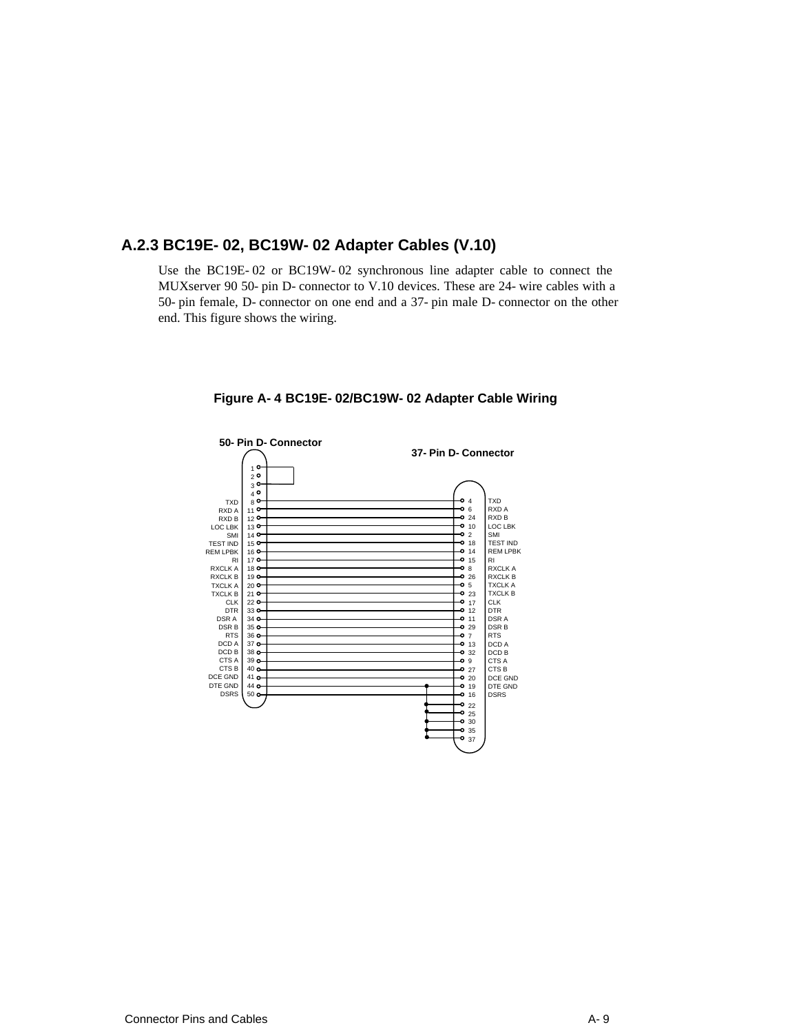### A.2.3 BC19E- 02, BC19W- 02 Adapter Cables (V.10)

Use the BC19E- 02 or BC19W- 02 synchronous line adapter cable to connect the MUXserver 90 50- pin D- connector to V.10 devices. These are 24- wire cables with a 50- pin female, D- connector on one end and a 37- pin male D- connector on the other end. This figure shows the wiring.

**Figure A- 4 BC19E- 02/BC19W- 02 Adapter Cable Wiring**

| Signal | 50- Pin D- Connector | 37- Pin D- Connector | Signal |
|---|---|---|---|
| | 1 | | |
| | 2 | | |
| | 3 | | |
| | 4 | | |
| TXD | 8 | 4 | TXD |
| RXD A | 11 | 6 | RXD A |
| RXD B | 12 | 24 | RXD B |
| LOC LBK | 13 | 10 | LOC LBK |
| SMI | 14 | 2 | SMI |
| TEST IND | 15 | 18 | TEST IND |
| REM LPBK | 16 | 14 | REM LPBK |
| RI | 17 | 15 | RI |
| RXCLK A | 18 | 8 | RXCLK A |
| RXCLK B | 19 | 26 | RXCLK B |
| TXCLK A | 20 | 5 | TXCLK A |
| TXCLK B | 21 | 23 | TXCLK B |
| CLK | 22 | 17 | CLK |
| DTR | 33 | 12 | DTR |
| DSR A | 34 | 11 | DSR A |
| DSR B | 35 | 29 | DSR B |
| RTS | 36 | 7 | RTS |
| DCD A | 37 | 13 | DCD A |
| DCD B | 38 | 32 | DCD B |
| CTS A | 39 | 9 | CTS A |
| CTS B | 40 | 27 | CTS B |
| DCE GND | 41 | 20 | DCE GND |
| DTE GND | 44 | 19 | DTE GND |
| DSRS | 50 | 16 | DSRS |
| | | 22 | |
| | | 25 | |
| | | 30 | |
| | | 35 | |
| | | 37 | |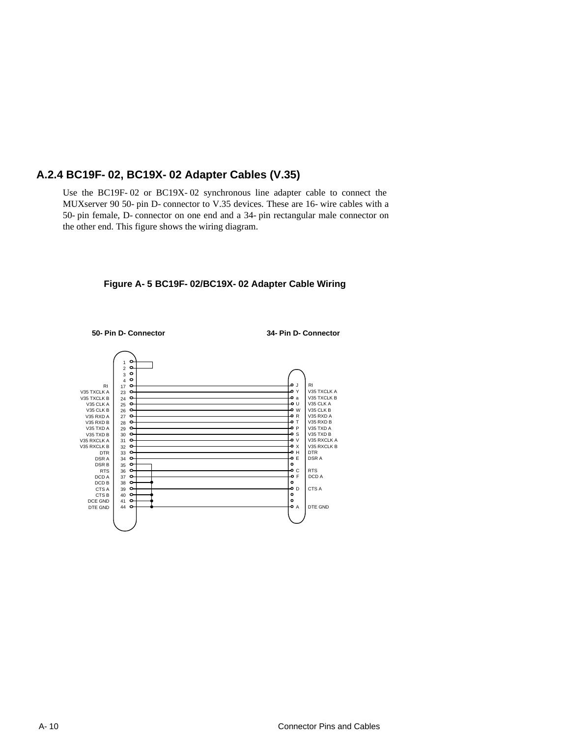### A.2.4 BC19F-02, BC19X-02 Adapter Cables (V.35)

Use the BC19F-02 or BC19X-02 synchronous line adapter cable to connect the MUXserver 90 50-pin D-connector to V.35 devices. These are 16-wire cables with a 50-pin female, D-connector on one end and a 34-pin rectangular male connector on the other end. This figure shows the wiring diagram.

**Figure A-5 BC19F-02/BC19X-02 Adapter Cable Wiring**

| 50-Pin D-Connector Signal | Pin | 34-Pin D-Connector Pin | Signal |
|---|---|---|---|
| | 1 | | |
| | 2 | | |
| | 3 | | |
| | 4 | | |
| RI | 17 | J | RI |
| V35 TXCLK A | 23 | Y | V35 TXCLK A |
| V35 TXCLK B | 24 | a | V35 TXCLK B |
| V35 CLK A | 25 | U | V35 CLK A |
| V35 CLK B | 26 | W | V35 CLK B |
| V35 RXD A | 27 | R | V35 RXD A |
| V35 RXD B | 28 | T | V35 RXD B |
| V35 TXD A | 29 | P | V35 TXD A |
| V35 TXD B | 30 | S | V35 TXD B |
| V35 RXCLK A | 31 | V | V35 RXCLK A |
| V35 RXCLK B | 32 | X | V35 RXCLK B |
| DTR | 33 | H | DTR |
| DSR A | 34 | E | DSR A |
| DSR B | 35 | | |
| RTS | 36 | C | RTS |
| DCD A | 37 | F | DCD A |
| DCD B | 38 | | |
| CTS A | 39 | D | CTS A |
| CTS B | 40 | | |
| DCE GND | 41 | | |
| DTE GND | 44 | A | DTE GND |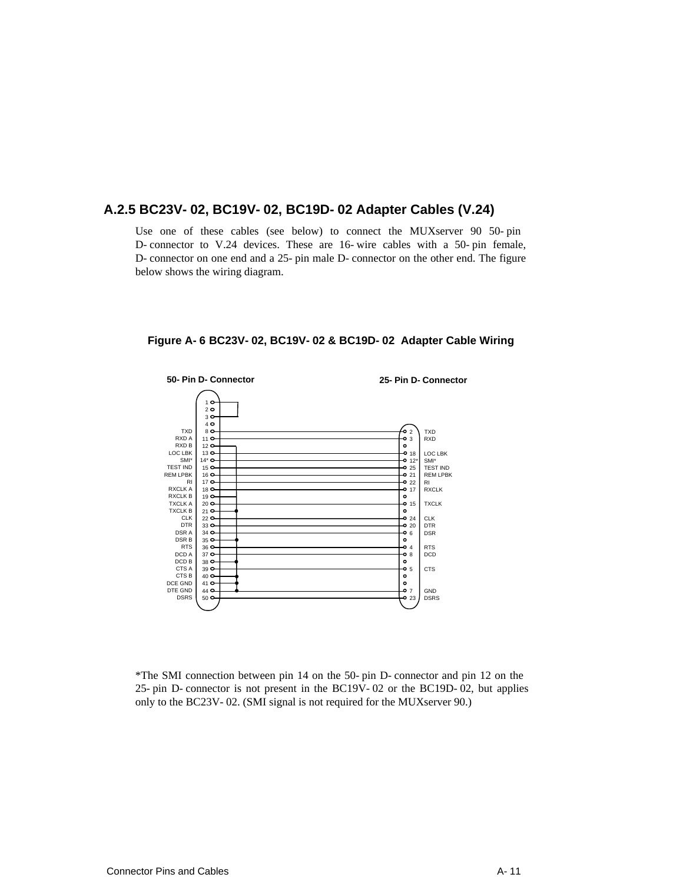### A.2.5 BC23V-02, BC19V-02, BC19D-02 Adapter Cables (V.24)

Use one of these cables (see below) to connect the MUXserver 90 50-pin D-connector to V.24 devices. These are 16-wire cables with a 50-pin female, D-connector on one end and a 25-pin male D-connector on the other end. The figure below shows the wiring diagram.

**Figure A-6 BC23V-02, BC19V-02 & BC19D-02 Adapter Cable Wiring**

| 50-Pin D-Connector Signal | 50-Pin | 25-Pin | 25-Pin D-Connector Signal |
|---|---|---|---|
| | 1 | | |
| | 2 | | |
| | 3 | | |
| | 4 | | |
| TXD | 8 | 2 | TXD |
| RXD A | 11 | 3 | RXD |
| RXD B | 12 | | |
| LOC LBK | 13 | 18 | LOC LBK |
| SMI* | 14* | 12* | SMI* |
| TEST IND | 15 | 25 | TEST IND |
| REM LPBK | 16 | 21 | REM LPBK |
| RI | 17 | 22 | RI |
| RXCLK A | 18 | 17 | RXCLK |
| RXCLK B | 19 | | |
| TXCLK A | 20 | 15 | TXCLK |
| TXCLK B | 21 | | |
| CLK | 22 | 24 | CLK |
| DTR | 33 | 20 | DTR |
| DSR A | 34 | 6 | DSR |
| DSR B | 35 | | |
| RTS | 36 | 4 | RTS |
| DCD A | 37 | 8 | DCD |
| DCD B | 38 | | |
| CTS A | 39 | 5 | CTS |
| CTS B | 40 | | |
| DCE GND | 41 | | |
| DTE GND | 44 | 7 | GND |
| DSRS | 50 | 23 | DSRS |

*The SMI connection between pin 14 on the 50-pin D-connector and pin 12 on the 25-pin D-connector is not present in the BC19V-02 or the BC19D-02, but applies only to the BC23V-02. (SMI signal is not required for the MUXserver 90.)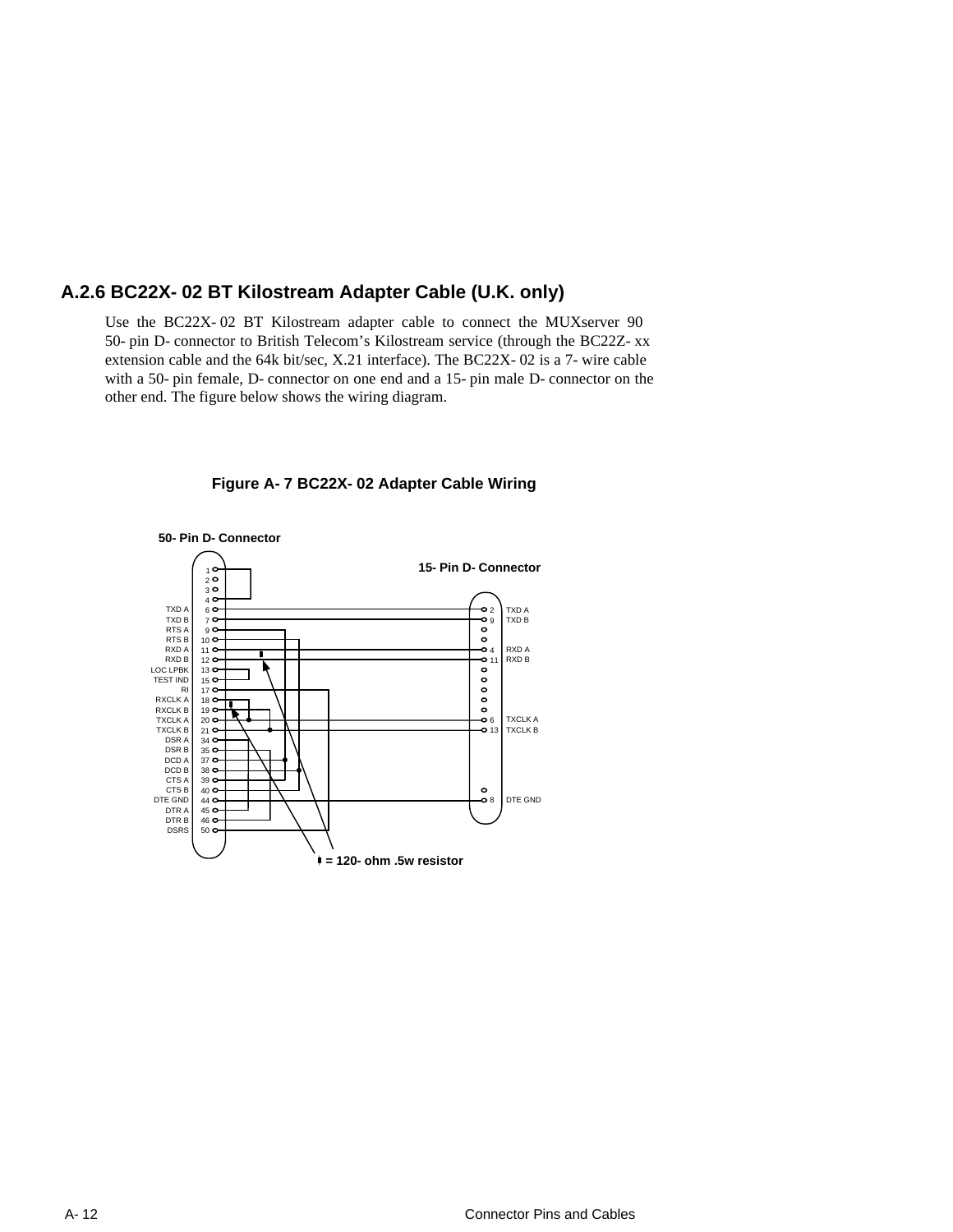## A.2.6 BC22X- 02 BT Kilostream Adapter Cable (U.K. only)

Use the BC22X- 02 BT Kilostream adapter cable to connect the MUXserver 90 50- pin D- connector to British Telecom's Kilostream service (through the BC22Z- xx extension cable and the 64k bit/sec, X.21 interface). The BC22X- 02 is a 7- wire cable with a 50- pin female, D- connector on one end and a 15- pin male D- connector on the other end. The figure below shows the wiring diagram.

**Figure A- 7 BC22X- 02 Adapter Cable Wiring**

**50- Pin D- Connector**

**15- Pin D- Connector**

| Signal | 50-Pin | 15-Pin | Signal |
|---|---|---|---|
| | 1 | | |
| | 2 | | |
| | 3 | | |
| | 4 | | |
| TXD A | 6 | 2 | TXD A |
| TXD B | 7 | 9 | TXD B |
| RTS A | 9 | | |
| RTS B | 10 | | |
| RXD A | 11 | 4 | RXD A |
| RXD B | 12 | 11 | RXD B |
| LOC LPBK | 13 | | |
| TEST IND | 15 | | |
| RI | 17 | | |
| RXCLK A | 18 | | |
| RXCLK B | 19 | | |
| TXCLK A | 20 | 6 | TXCLK A |
| TXCLK B | 21 | 13 | TXCLK B |
| DSR A | 34 | | |
| DSR B | 35 | | |
| DCD A | 37 | | |
| DCD B | 38 | | |
| CTS A | 39 | | |
| CTS B | 40 | | |
| DTE GND | 44 | 8 | DTE GND |
| DTR A | 45 | | |
| DTR B | 46 | | |
| DSRS | 50 | | |

= 120- ohm .5w resistor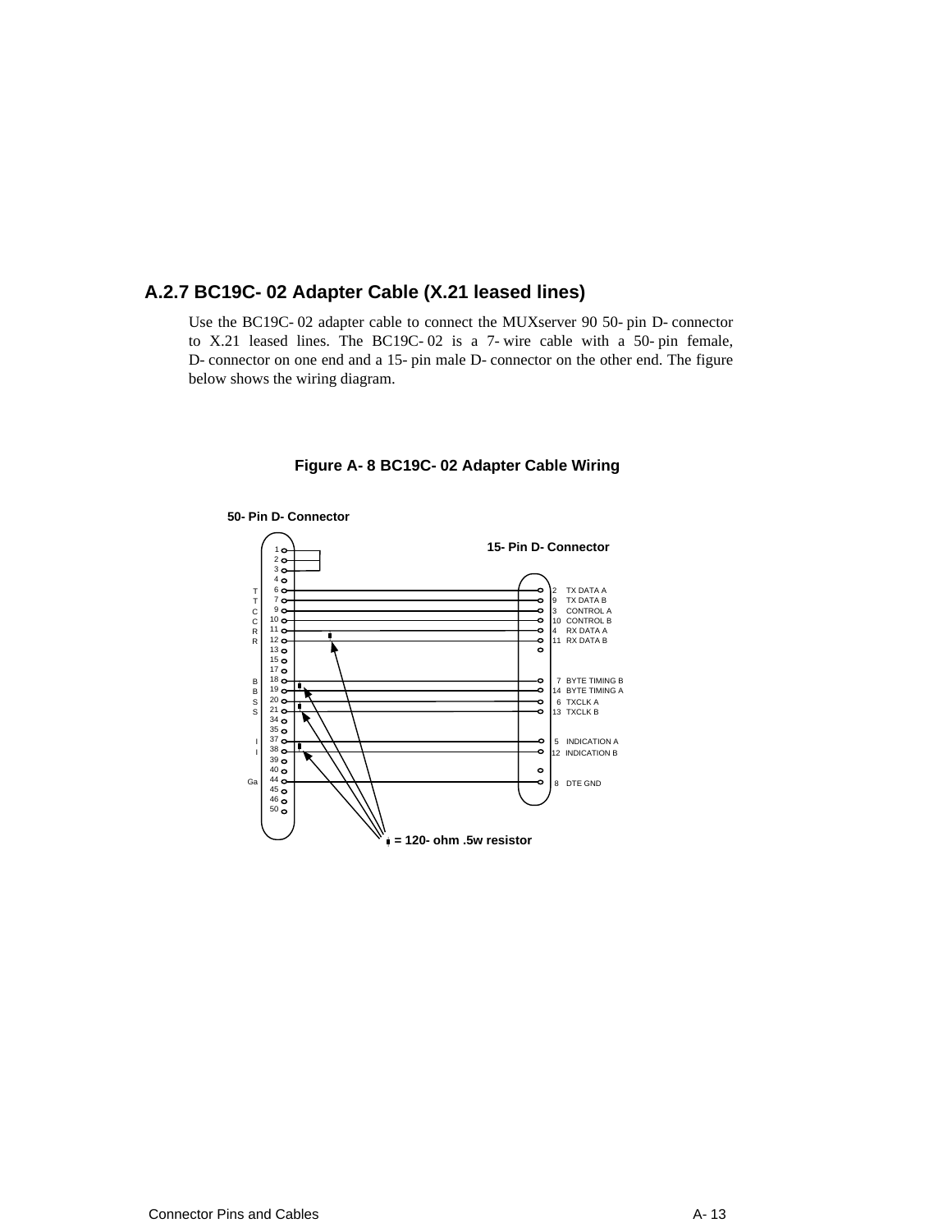### A.2.7 BC19C- 02 Adapter Cable (X.21 leased lines)

Use the BC19C- 02 adapter cable to connect the MUXserver 90 50- pin D- connector to X.21 leased lines. The BC19C- 02 is a 7- wire cable with a 50- pin female, D- connector on one end and a 15- pin male D- connector on the other end. The figure below shows the wiring diagram.

**Figure A- 8 BC19C- 02 Adapter Cable Wiring**

**50- Pin D- Connector**

**15- Pin D- Connector**

| 50-Pin Signal | 50-Pin | 15-Pin | 15-Pin Signal |
|---|---|---|---|
| T | 6 | 2 | TX DATA A |
| T | 7 | 9 | TX DATA B |
| C | 9 | 3 | CONTROL A |
| C | 10 | 10 | CONTROL B |
| R | 11 | 4 | RX DATA A |
| R | 12 | 11 | RX DATA B |
| B | 18 | 7 | BYTE TIMING B |
| B | 19 | 14 | BYTE TIMING A |
| S | 20 | 6 | TXCLK A |
| S | 21 | 13 | TXCLK B |
| I | 37 | 5 | INDICATION A |
| I | 38 | 12 | INDICATION B |
| Ga | 44 | 8 | DTE GND |

▮ = 120- ohm .5w resistor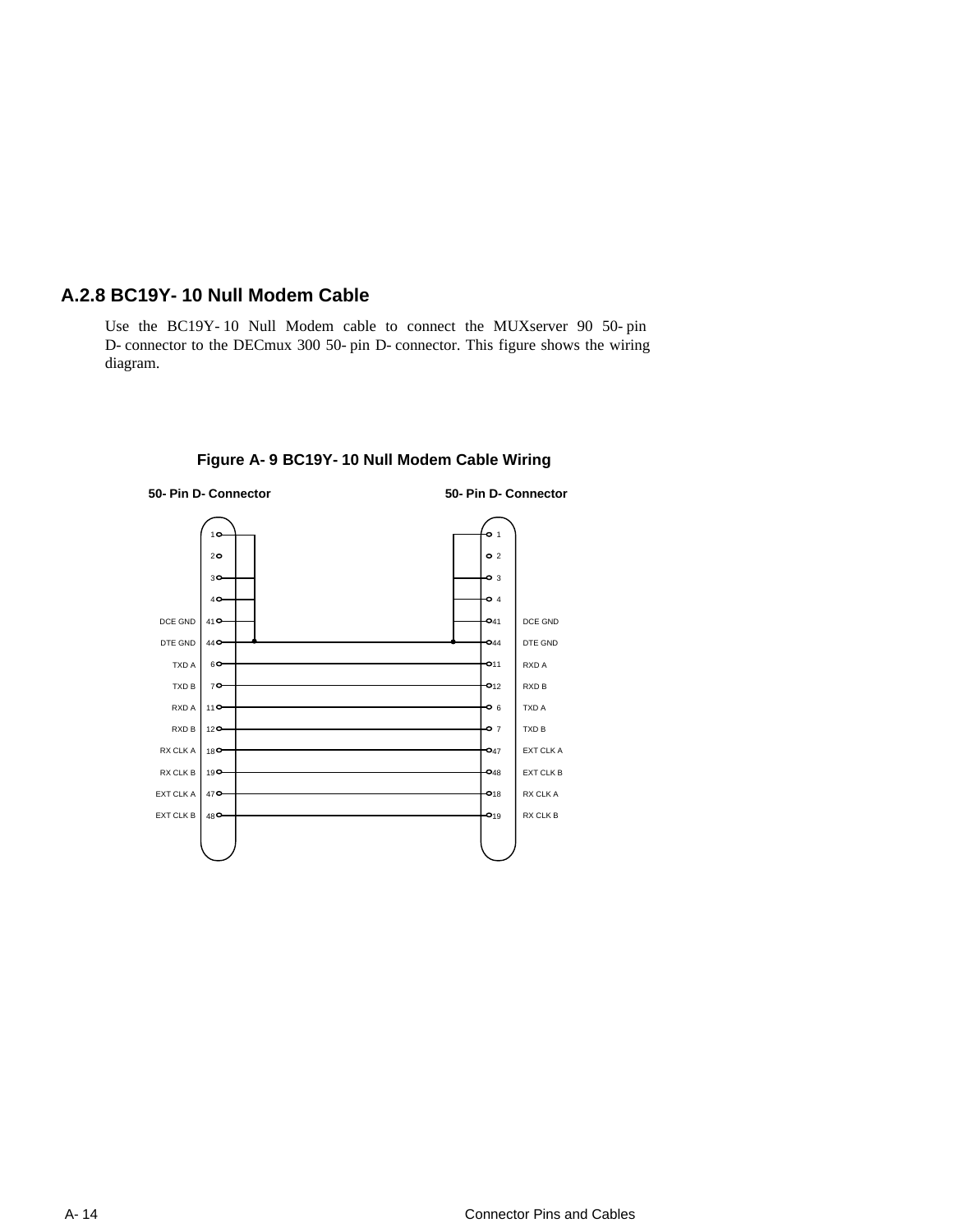### A.2.8 BC19Y-10 Null Modem Cable

Use the BC19Y-10 Null Modem cable to connect the MUXserver 90 50-pin D-connector to the DECmux 300 50-pin D-connector. This figure shows the wiring diagram.

**Figure A-9 BC19Y-10 Null Modem Cable Wiring**

| 50-Pin D-Connector | | | 50-Pin D-Connector | |
|---|---|---|---|---|
| Signal | Pin | | Pin | Signal |
| | 1 | | 1 | |
| | 2 | | 2 | |
| | 3 | | 3 | |
| | 4 | | 4 | |
| DCE GND | 41 | | 41 | DCE GND |
| DTE GND | 44 | | 44 | DTE GND |
| TXD A | 6 | | 11 | RXD A |
| TXD B | 7 | | 12 | RXD B |
| RXD A | 11 | | 6 | TXD A |
| RXD B | 12 | | 7 | TXD B |
| RX CLK A | 18 | | 47 | EXT CLK A |
| RX CLK B | 19 | | 48 | EXT CLK B |
| EXT CLK A | 47 | | 18 | RX CLK A |
| EXT CLK B | 48 | | 19 | RX CLK B |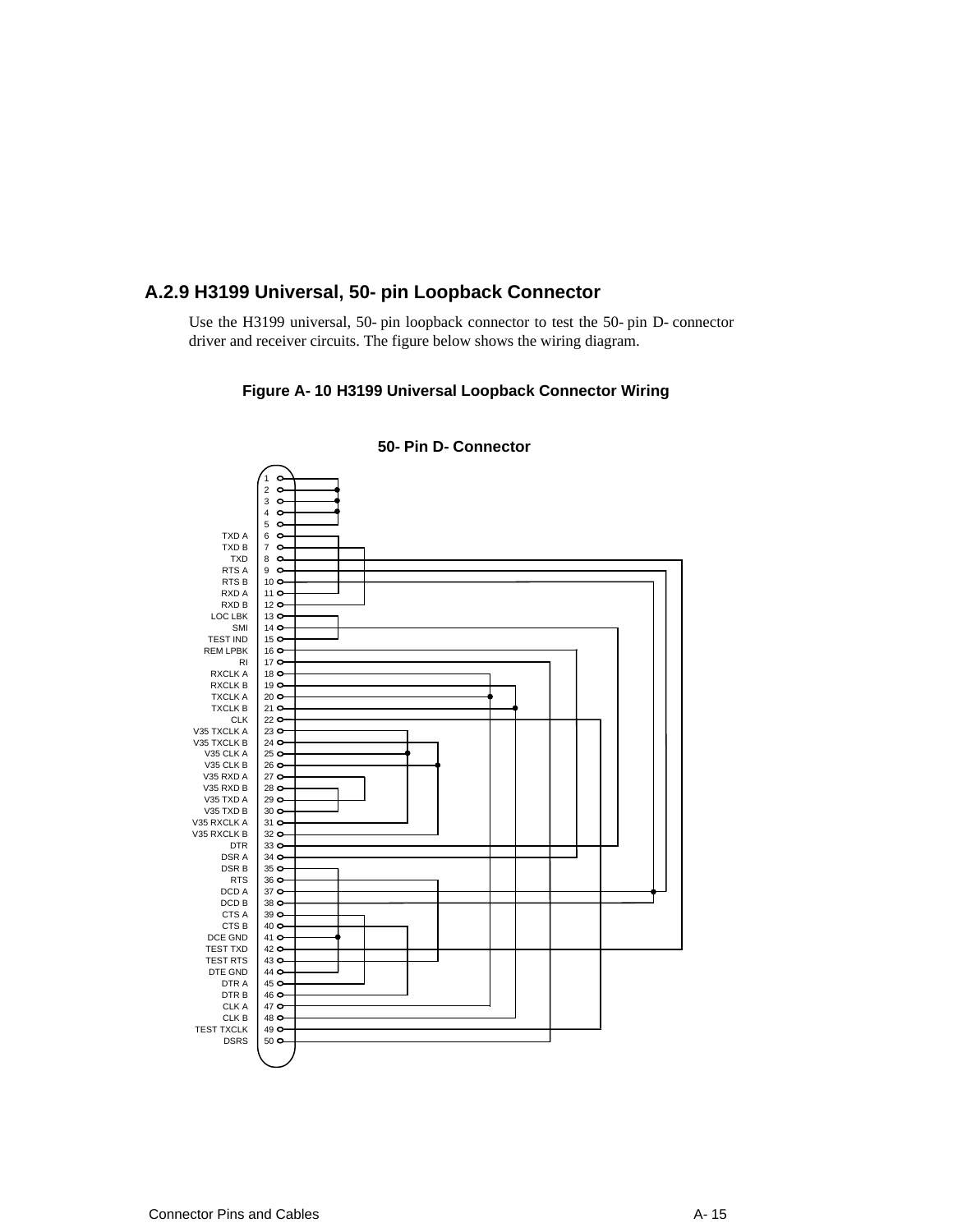## A.2.9 H3199 Universal, 50- pin Loopback Connector

Use the H3199 universal, 50- pin loopback connector to test the 50- pin D- connector driver and receiver circuits. The figure below shows the wiring diagram.

**Figure A- 10 H3199 Universal Loopback Connector Wiring**

**50- Pin D- Connector**

| Pin | Signal |
|---|---|
| 1 | |
| 2 | |
| 3 | |
| 4 | |
| 5 | |
| 6 | TXD A |
| 7 | TXD B |
| 8 | TXD |
| 9 | RTS A |
| 10 | RTS B |
| 11 | RXD A |
| 12 | RXD B |
| 13 | LOC LBK |
| 14 | SMI |
| 15 | TEST IND |
| 16 | REM LPBK |
| 17 | RI |
| 18 | RXCLK A |
| 19 | RXCLK B |
| 20 | TXCLK A |
| 21 | TXCLK B |
| 22 | CLK |
| 23 | V35 TXCLK A |
| 24 | V35 TXCLK B |
| 25 | V35 CLK A |
| 26 | V35 CLK B |
| 27 | V35 RXD A |
| 28 | V35 RXD B |
| 29 | V35 TXD A |
| 30 | V35 TXD B |
| 31 | V35 RXCLK A |
| 32 | V35 RXCLK B |
| 33 | DTR |
| 34 | DSR A |
| 35 | DSR B |
| 36 | RTS |
| 37 | DCD A |
| 38 | DCD B |
| 39 | CTS A |
| 40 | CTS B |
| 41 | DCE GND |
| 42 | TEST TXD |
| 43 | TEST RTS |
| 44 | DTE GND |
| 45 | DTR A |
| 46 | DTR B |
| 47 | CLK A |
| 48 | CLK B |
| 49 | TEST TXCLK |
| 50 | DSRS |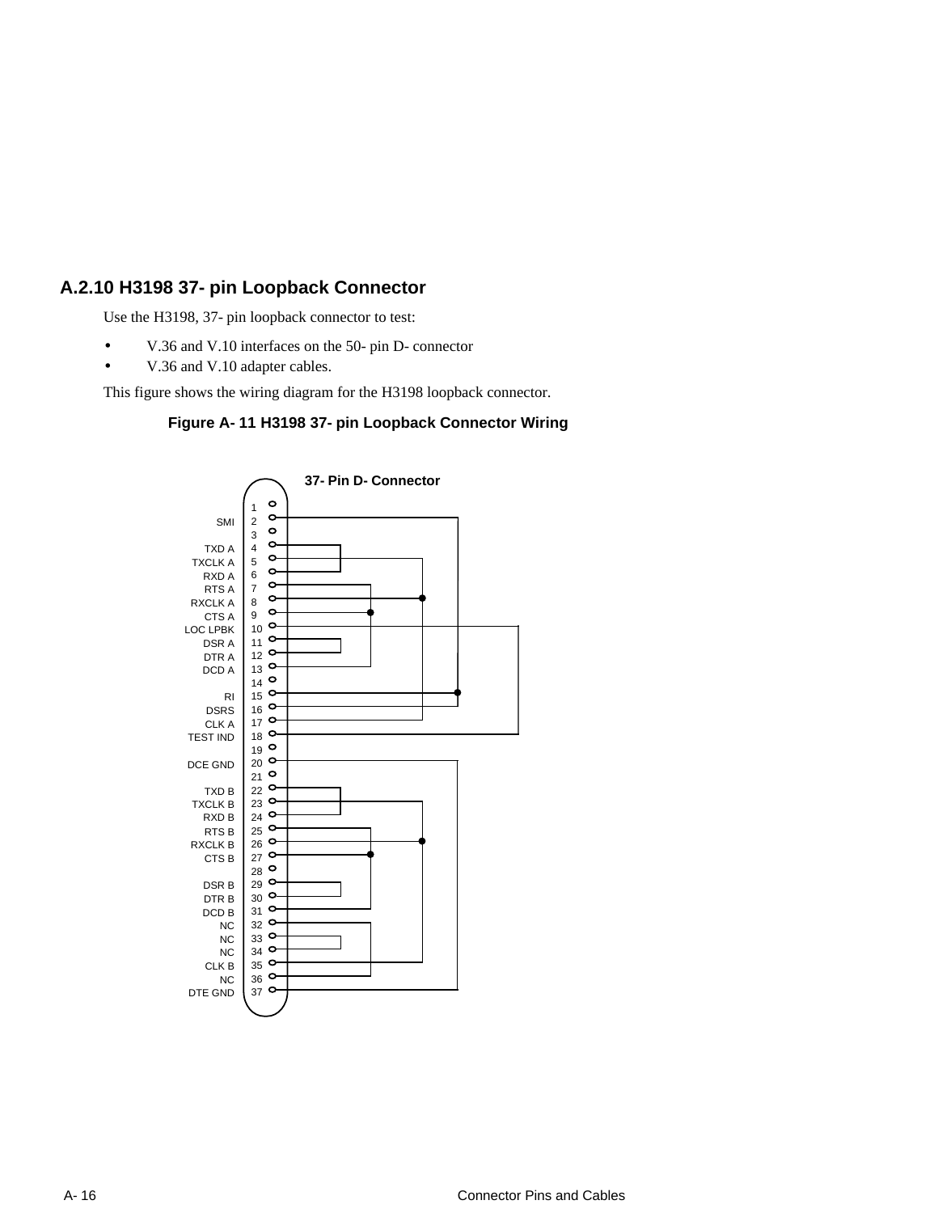## A.2.10 H3198 37- pin Loopback Connector

Use the H3198, 37- pin loopback connector to test:

- V.36 and V.10 interfaces on the 50- pin D- connector
- V.36 and V.10 adapter cables.

This figure shows the wiring diagram for the H3198 loopback connector.

**Figure A- 11 H3198 37- pin Loopback Connector Wiring**

37- Pin D- Connector

| Pin | Signal |
|---|---|
| 1 | |
| 2 | SMI |
| 3 | |
| 4 | TXD A |
| 5 | TXCLK A |
| 6 | RXD A |
| 7 | RTS A |
| 8 | RXCLK A |
| 9 | CTS A |
| 10 | LOC LPBK |
| 11 | DSR A |
| 12 | DTR A |
| 13 | DCD A |
| 14 | |
| 15 | RI |
| 16 | DSRS |
| 17 | CLK A |
| 18 | TEST IND |
| 19 | |
| 20 | DCE GND |
| 21 | |
| 22 | TXD B |
| 23 | TXCLK B |
| 24 | RXD B |
| 25 | RTS B |
| 26 | RXCLK B |
| 27 | CTS B |
| 28 | |
| 29 | DSR B |
| 30 | DTR B |
| 31 | DCD B |
| 32 | NC |
| 33 | NC |
| 34 | NC |
| 35 | CLK B |
| 36 | NC |
| 37 | DTE GND |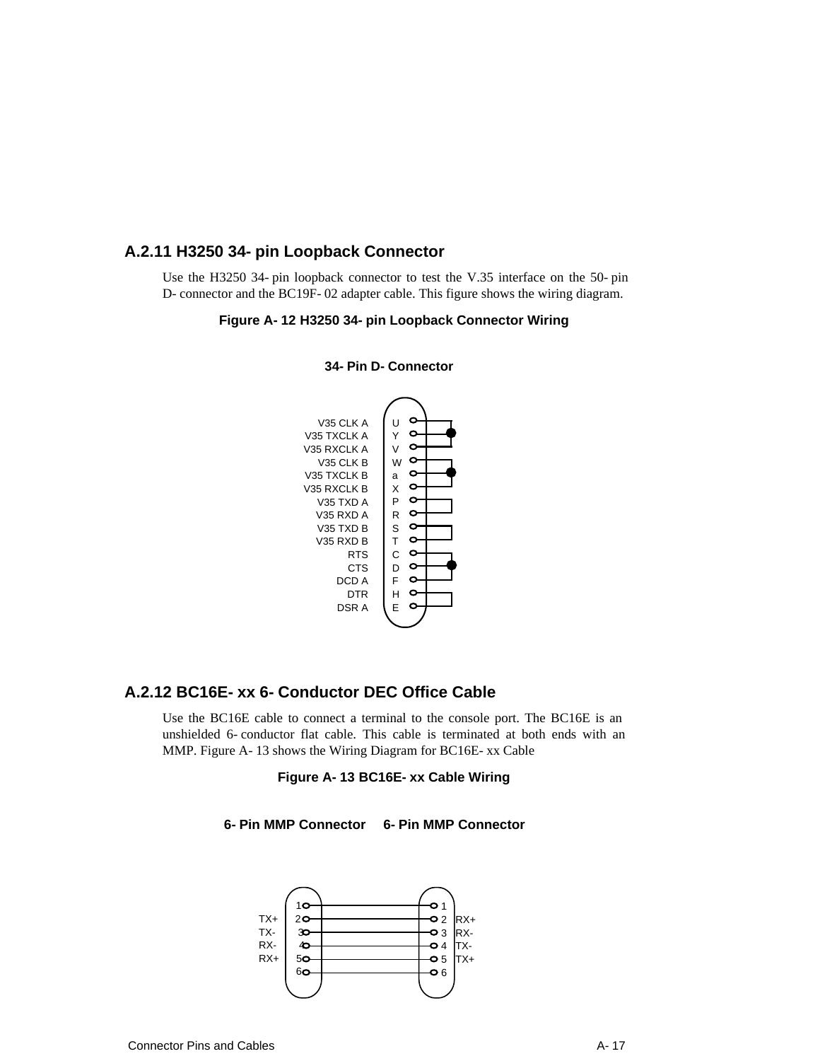### A.2.11 H3250 34- pin Loopback Connector

Use the H3250 34- pin loopback connector to test the V.35 interface on the 50- pin D- connector and the BC19F- 02 adapter cable. This figure shows the wiring diagram.

**Figure A- 12 H3250 34- pin Loopback Connector Wiring**

**34- Pin D- Connector**

| Signal | Pin |
|---|---|
| V35 CLK A | U |
| V35 TXCLK A | Y |
| V35 RXCLK A | V |
| V35 CLK B | W |
| V35 TXCLK B | a |
| V35 RXCLK B | X |
| V35 TXD A | P |
| V35 RXD A | R |
| V35 TXD B | S |
| V35 RXD B | T |
| RTS | C |
| CTS | D |
| DCD A | F |
| DTR | H |
| DSR A | E |

### A.2.12 BC16E- xx 6- Conductor DEC Office Cable

Use the BC16E cable to connect a terminal to the console port. The BC16E is an unshielded 6- conductor flat cable. This cable is terminated at both ends with an MMP. Figure A- 13 shows the Wiring Diagram for BC16E- xx Cable

**Figure A- 13 BC16E- xx Cable Wiring**

| 6- Pin MMP Connector Signal | Pin | Pin | 6- Pin MMP Connector Signal |
|---|---|---|---|
| | 1 | 1 | |
| TX+ | 2 | 2 | RX+ |
| TX- | 3 | 3 | RX- |
| RX- | 4 | 4 | TX- |
| RX+ | 5 | 5 | TX+ |
| | 6 | 6 | |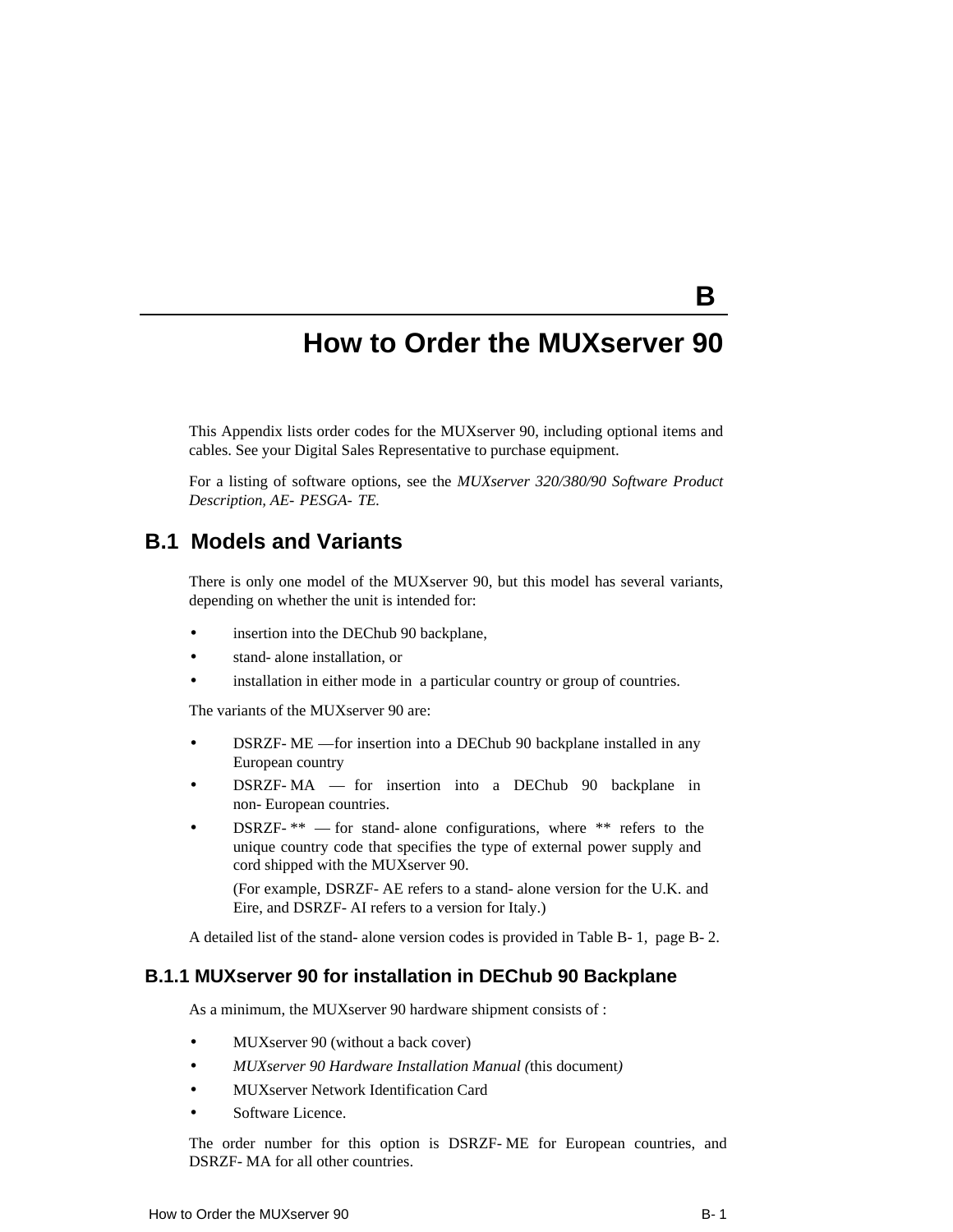# B

# How to Order the MUXserver 90

This Appendix lists order codes for the MUXserver 90, including optional items and cables. See your Digital Sales Representative to purchase equipment.

For a listing of software options, see the *MUXserver 320/380/90 Software Product Description, AE- PESGA- TE.*

## B.1 Models and Variants

There is only one model of the MUXserver 90, but this model has several variants, depending on whether the unit is intended for:

- insertion into the DEChub 90 backplane,
- stand- alone installation, or
- installation in either mode in a particular country or group of countries.

The variants of the MUXserver 90 are:

- DSRZF- ME —for insertion into a DEChub 90 backplane installed in any European country
- DSRZF- MA — for insertion into a DEChub 90 backplane in non- European countries.
- DSRZF- ** — for stand- alone configurations, where ** refers to the unique country code that specifies the type of external power supply and cord shipped with the MUXserver 90.

  (For example, DSRZF- AE refers to a stand- alone version for the U.K. and Eire, and DSRZF- AI refers to a version for Italy.)

A detailed list of the stand- alone version codes is provided in Table B- 1, page B- 2.

### B.1.1 MUXserver 90 for installation in DEChub 90 Backplane

As a minimum, the MUXserver 90 hardware shipment consists of :

- MUXserver 90 (without a back cover)
- *MUXserver 90 Hardware Installation Manual (*this document*)*
- MUXserver Network Identification Card
- Software Licence.

The order number for this option is DSRZF- ME for European countries, and DSRZF- MA for all other countries.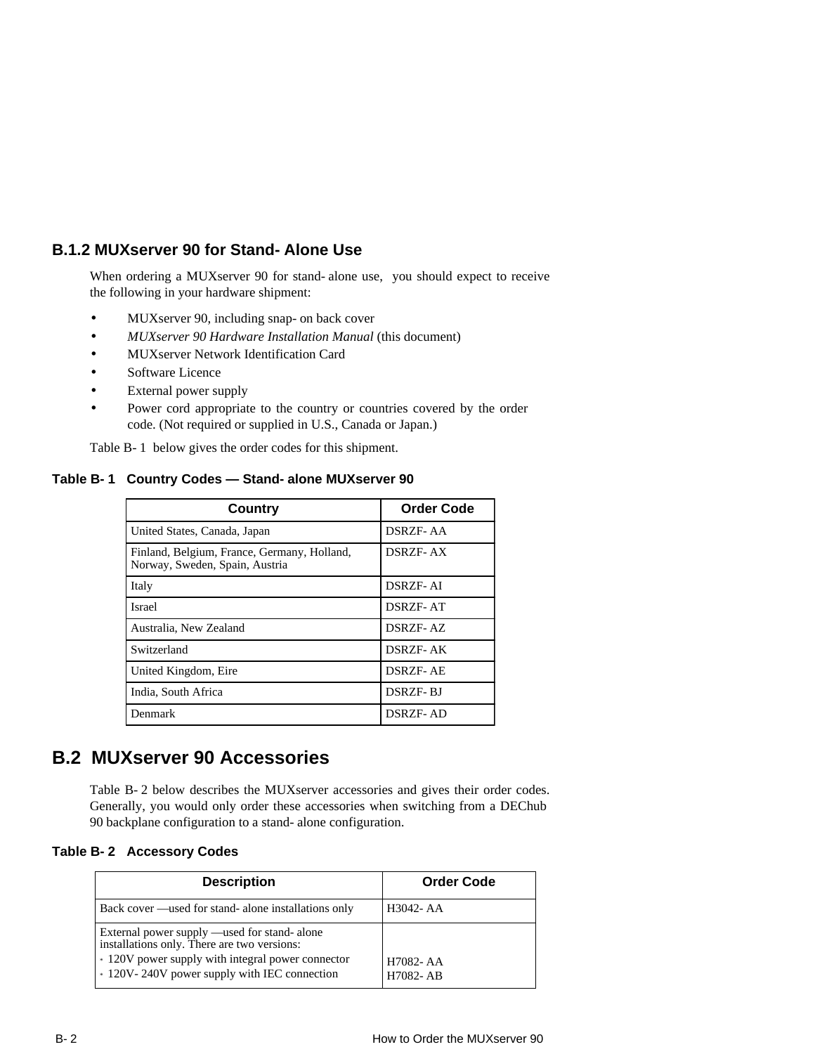### B.1.2 MUXserver 90 for Stand-Alone Use

When ordering a MUXserver 90 for stand-alone use, you should expect to receive the following in your hardware shipment:

- MUXserver 90, including snap-on back cover
- *MUXserver 90 Hardware Installation Manual* (this document)
- MUXserver Network Identification Card
- Software Licence
- External power supply
- Power cord appropriate to the country or countries covered by the order code. (Not required or supplied in U.S., Canada or Japan.)

Table B-1 below gives the order codes for this shipment.

**Table B-1 Country Codes — Stand-alone MUXserver 90**

| Country | Order Code |
|---|---|
| United States, Canada, Japan | DSRZF-AA |
| Finland, Belgium, France, Germany, Holland, Norway, Sweden, Spain, Austria | DSRZF-AX |
| Italy | DSRZF-AI |
| Israel | DSRZF-AT |
| Australia, New Zealand | DSRZF-AZ |
| Switzerland | DSRZF-AK |
| United Kingdom, Eire | DSRZF-AE |
| India, South Africa | DSRZF-BJ |
| Denmark | DSRZF-AD |

## B.2 MUXserver 90 Accessories

Table B-2 below describes the MUXserver accessories and gives their order codes. Generally, you would only order these accessories when switching from a DEChub 90 backplane configuration to a stand-alone configuration.

**Table B-2 Accessory Codes**

| Description | Order Code |
|---|---|
| Back cover —used for stand-alone installations only | H3042-AA |
| External power supply —used for stand-alone installations only. There are two versions:<br>• 120V power supply with integral power connector<br>• 120V-240V power supply with IEC connection | <br><br>H7082-AA<br>H7082-AB |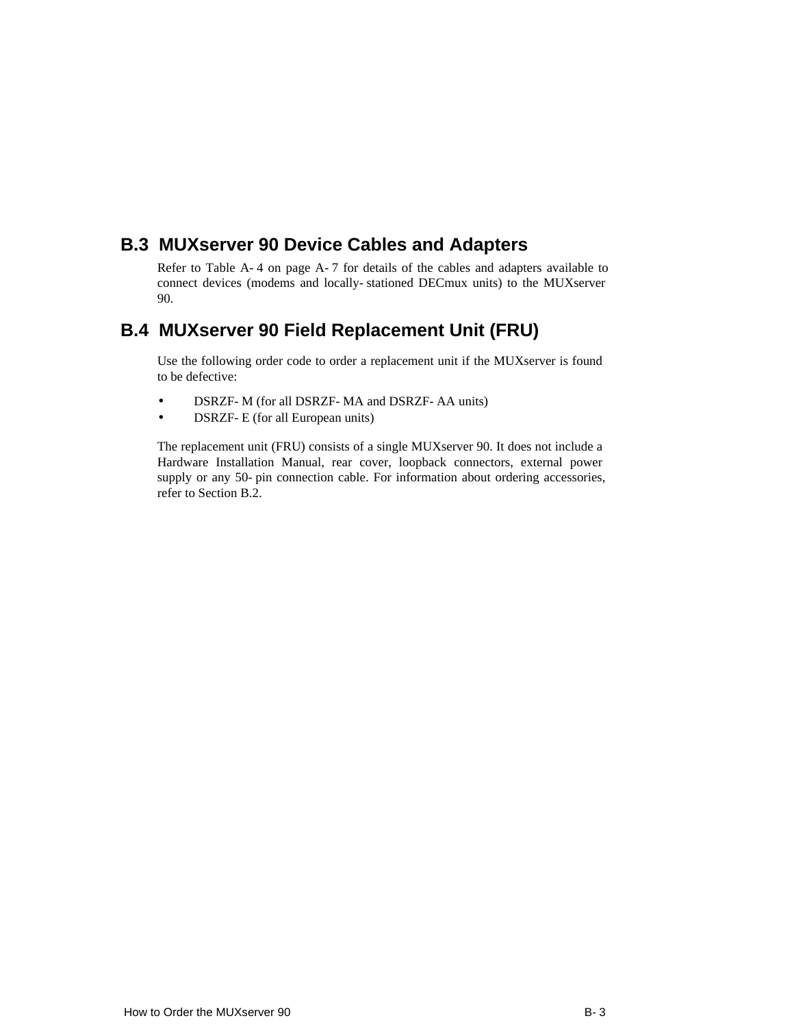## B.3 MUXserver 90 Device Cables and Adapters

Refer to Table A-4 on page A-7 for details of the cables and adapters available to connect devices (modems and locally-stationed DECmux units) to the MUXserver 90.

## B.4 MUXserver 90 Field Replacement Unit (FRU)

Use the following order code to order a replacement unit if the MUXserver is found to be defective:

- DSRZF-M (for all DSRZF-MA and DSRZF-AA units)
- DSRZF-E (for all European units)

The replacement unit (FRU) consists of a single MUXserver 90. It does not include a Hardware Installation Manual, rear cover, loopback connectors, external power supply or any 50-pin connection cable. For information about ordering accessories, refer to Section B.2.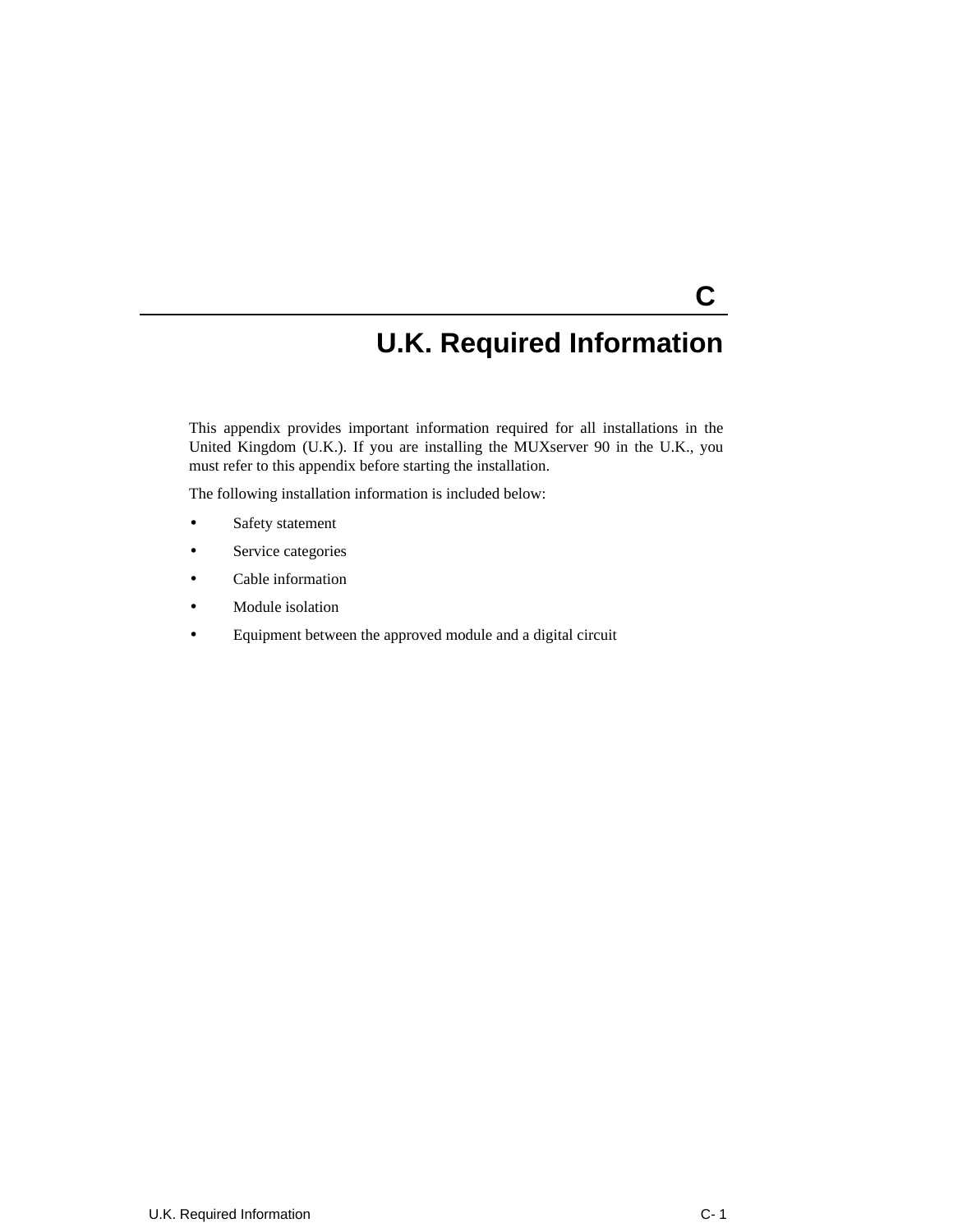# C

# U.K. Required Information

This appendix provides important information required for all installations in the United Kingdom (U.K.). If you are installing the MUXserver 90 in the U.K., you must refer to this appendix before starting the installation.

The following installation information is included below:

- Safety statement
- Service categories
- Cable information
- Module isolation
- Equipment between the approved module and a digital circuit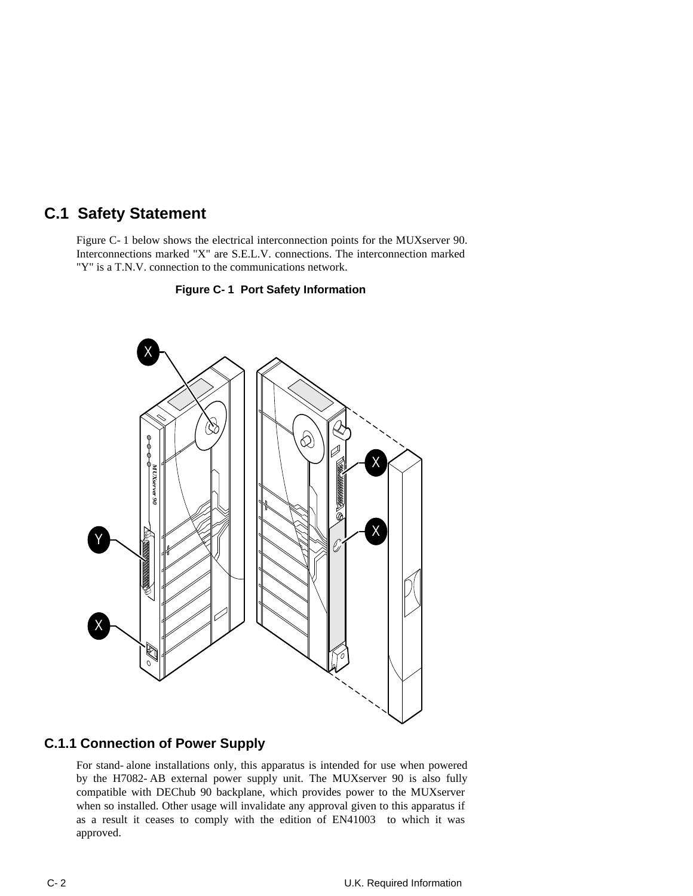## C.1 Safety Statement

Figure C-1 below shows the electrical interconnection points for the MUXserver 90. Interconnections marked "X" are S.E.L.V. connections. The interconnection marked "Y" is a T.N.V. connection to the communications network.

**Figure C-1 Port Safety Information**

### C.1.1 Connection of Power Supply

For stand-alone installations only, this apparatus is intended for use when powered by the H7082-AB external power supply unit. The MUXserver 90 is also fully compatible with DEChub 90 backplane, which provides power to the MUXserver when so installed. Other usage will invalidate any approval given to this apparatus if as a result it ceases to comply with the edition of EN41003 to which it was approved.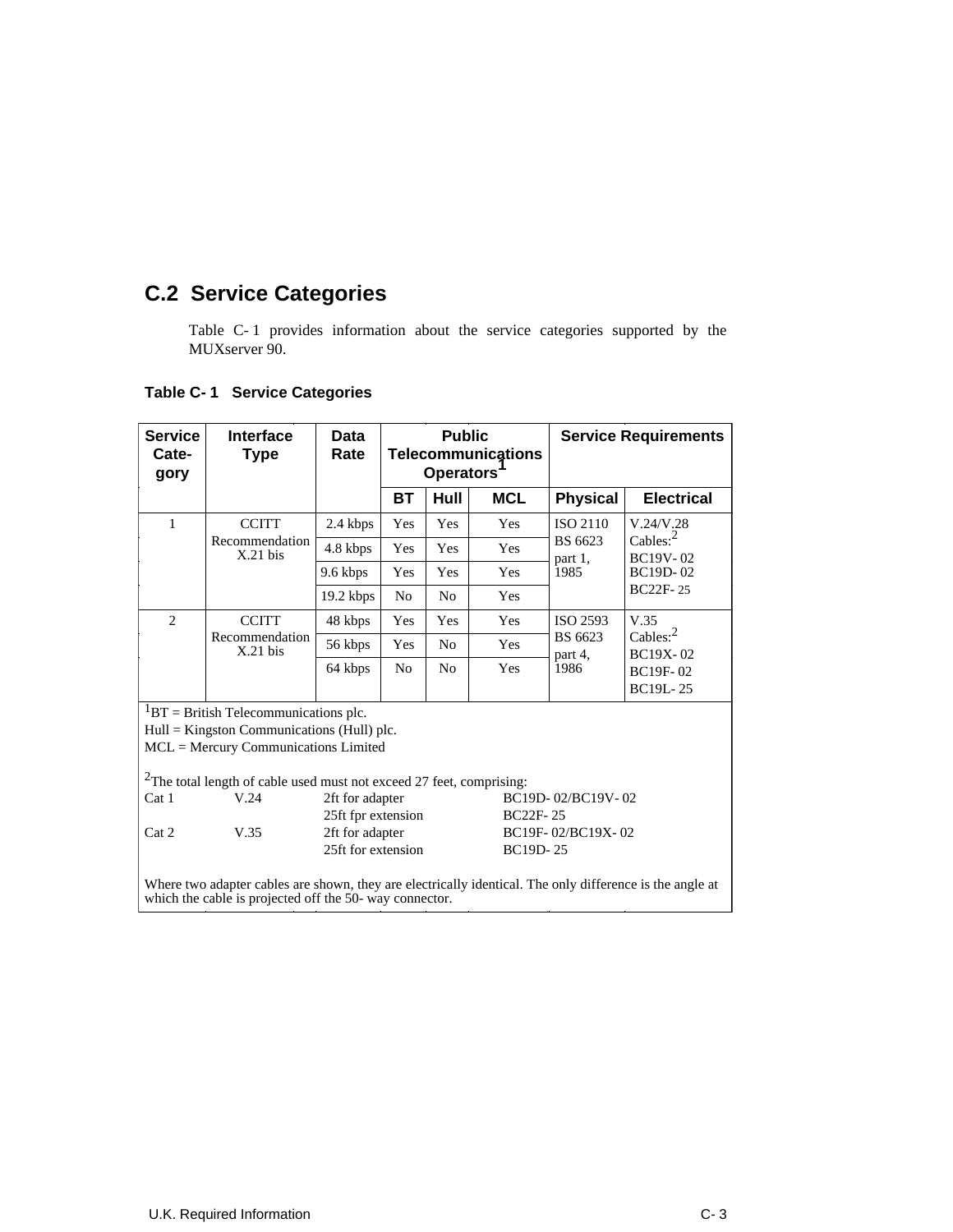## C.2 Service Categories

Table C-1 provides information about the service categories supported by the MUXserver 90.

**Table C-1 Service Categories**

| Service Category | Interface Type | Data Rate | Public Telecommunications Operators[1] | | | Service Requirements | |
|---|---|---|---|---|---|---|---|
| | | | BT | Hull | MCL | Physical | Electrical |
| 1 | CCITT Recommendation X.21 bis | 2.4 kbps | Yes | Yes | Yes | ISO 2110 BS 6623 part 1, 1985 | V.24/V.28 Cables:[2] BC19V-02 BC19D-02 BC22F-25 |
| | | 4.8 kbps | Yes | Yes | Yes | | |
| | | 9.6 kbps | Yes | Yes | Yes | | |
| | | 19.2 kbps | No | No | Yes | | |
| 2 | CCITT Recommendation X.21 bis | 48 kbps | Yes | Yes | Yes | ISO 2593 BS 6623 part 4, 1986 | V.35 Cables:[2] BC19X-02 BC19F-02 BC19L-25 |
| | | 56 kbps | Yes | No | Yes | | |
| | | 64 kbps | No | No | Yes | | |

[1]BT = British Telecommunications plc.
Hull = Kingston Communications (Hull) plc.
MCL = Mercury Communications Limited

[2]The total length of cable used must not exceed 27 feet, comprising:

| | | | |
|---|---|---|---|
| Cat 1 | V.24 | 2ft for adapter | BC19D-02/BC19V-02 |
| | | 25ft fpr extension | BC22F-25 |
| Cat 2 | V.35 | 2ft for adapter | BC19F-02/BC19X-02 |
| | | 25ft for extension | BC19D-25 |

Where two adapter cables are shown, they are electrically identical. The only difference is the angle at which the cable is projected off the 50-way connector.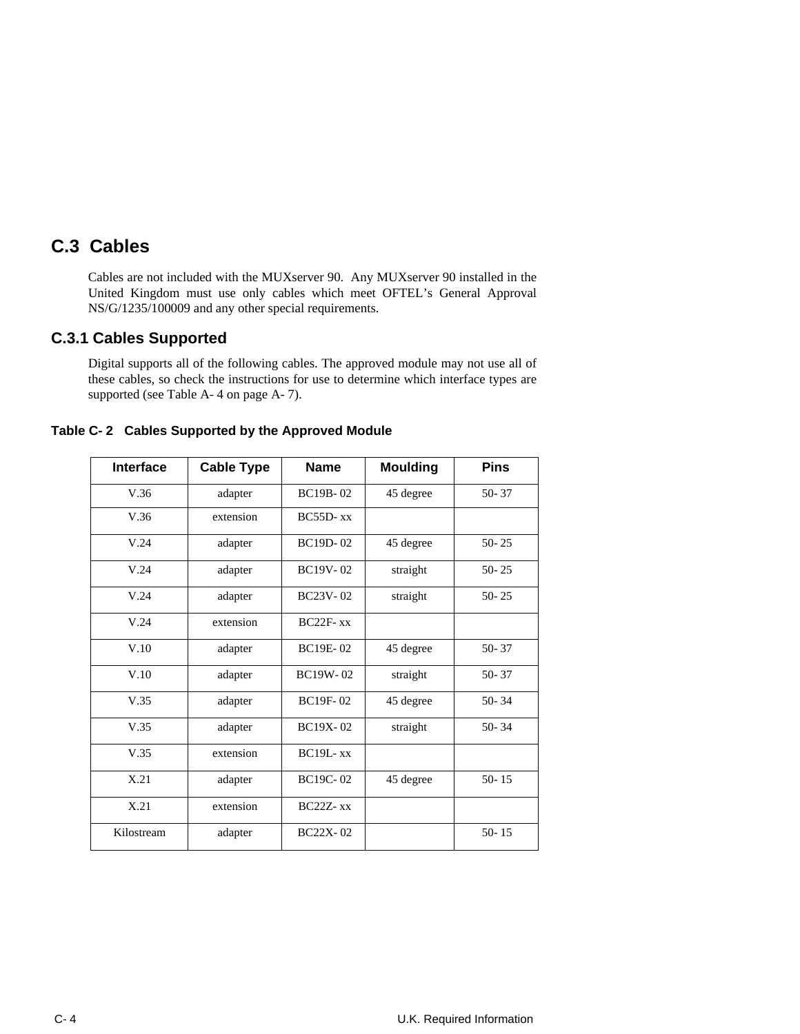## C.3 Cables

Cables are not included with the MUXserver 90. Any MUXserver 90 installed in the United Kingdom must use only cables which meet OFTEL's General Approval NS/G/1235/100009 and any other special requirements.

### C.3.1 Cables Supported

Digital supports all of the following cables. The approved module may not use all of these cables, so check the instructions for use to determine which interface types are supported (see Table A- 4 on page A- 7).

**Table C- 2 Cables Supported by the Approved Module**

| Interface | Cable Type | Name | Moulding | Pins |
|---|---|---|---|---|
| V.36 | adapter | BC19B- 02 | 45 degree | 50- 37 |
| V.36 | extension | BC55D- xx | | |
| V.24 | adapter | BC19D- 02 | 45 degree | 50- 25 |
| V.24 | adapter | BC19V- 02 | straight | 50- 25 |
| V.24 | adapter | BC23V- 02 | straight | 50- 25 |
| V.24 | extension | BC22F- xx | | |
| V.10 | adapter | BC19E- 02 | 45 degree | 50- 37 |
| V.10 | adapter | BC19W- 02 | straight | 50- 37 |
| V.35 | adapter | BC19F- 02 | 45 degree | 50- 34 |
| V.35 | adapter | BC19X- 02 | straight | 50- 34 |
| V.35 | extension | BC19L- xx | | |
| X.21 | adapter | BC19C- 02 | 45 degree | 50- 15 |
| X.21 | extension | BC22Z- xx | | |
| Kilostream | adapter | BC22X- 02 | | 50- 15 |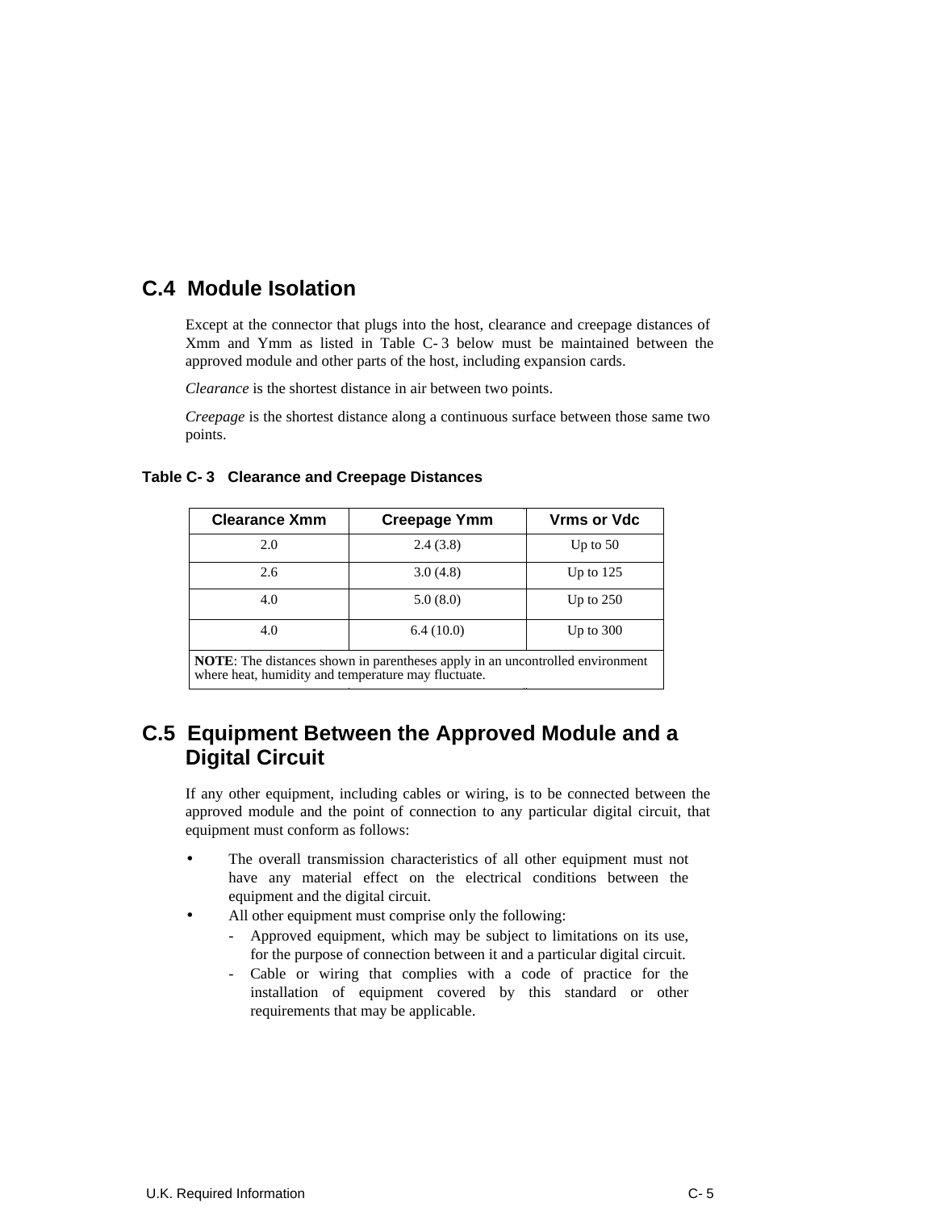## C.4 Module Isolation

Except at the connector that plugs into the host, clearance and creepage distances of Xmm and Ymm as listed in Table C-3 below must be maintained between the approved module and other parts of the host, including expansion cards.

*Clearance* is the shortest distance in air between two points.

*Creepage* is the shortest distance along a continuous surface between those same two points.

**Table C-3 Clearance and Creepage Distances**

| Clearance Xmm | Creepage Ymm | Vrms or Vdc |
|---|---|---|
| 2.0 | 2.4 (3.8) | Up to 50 |
| 2.6 | 3.0 (4.8) | Up to 125 |
| 4.0 | 5.0 (8.0) | Up to 250 |
| 4.0 | 6.4 (10.0) | Up to 300 |
| **NOTE**: The distances shown in parentheses apply in an uncontrolled environment where heat, humidity and temperature may fluctuate. | | |

## C.5 Equipment Between the Approved Module and a Digital Circuit

If any other equipment, including cables or wiring, is to be connected between the approved module and the point of connection to any particular digital circuit, that equipment must conform as follows:

- The overall transmission characteristics of all other equipment must not have any material effect on the electrical conditions between the equipment and the digital circuit.
- All other equipment must comprise only the following:
  - Approved equipment, which may be subject to limitations on its use, for the purpose of connection between it and a particular digital circuit.
  - Cable or wiring that complies with a code of practice for the installation of equipment covered by this standard or other requirements that may be applicable.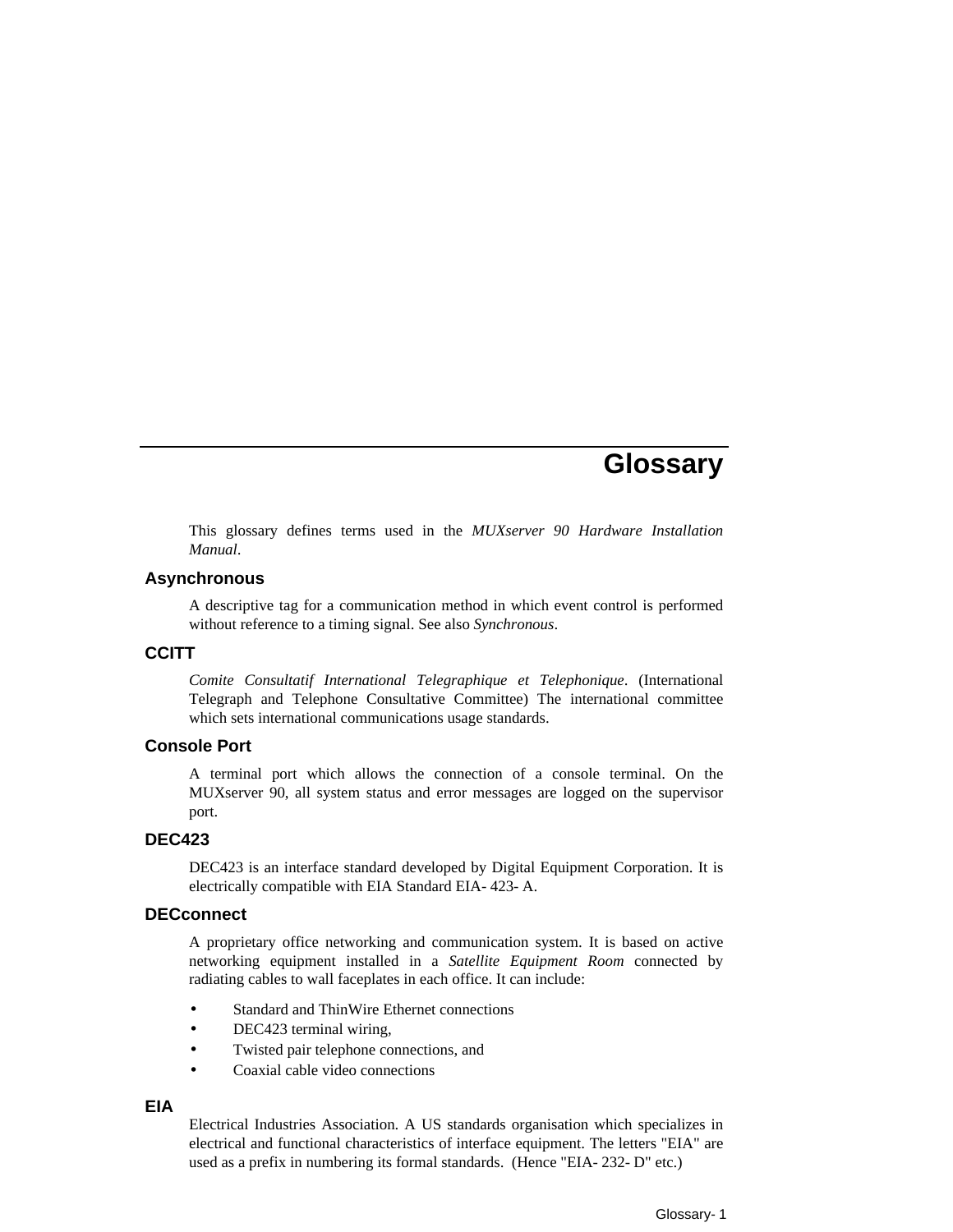# Glossary

This glossary defines terms used in the *MUXserver 90 Hardware Installation Manual*.

### Asynchronous

A descriptive tag for a communication method in which event control is performed without reference to a timing signal. See also *Synchronous*.

### CCITT

*Comite Consultatif International Telegraphique et Telephonique*. (International Telegraph and Telephone Consultative Committee) The international committee which sets international communications usage standards.

### Console Port

A terminal port which allows the connection of a console terminal. On the MUXserver 90, all system status and error messages are logged on the supervisor port.

### DEC423

DEC423 is an interface standard developed by Digital Equipment Corporation. It is electrically compatible with EIA Standard EIA- 423- A.

### DECconnect

A proprietary office networking and communication system. It is based on active networking equipment installed in a *Satellite Equipment Room* connected by radiating cables to wall faceplates in each office. It can include:

- Standard and ThinWire Ethernet connections
- DEC423 terminal wiring,
- Twisted pair telephone connections, and
- Coaxial cable video connections

### EIA

Electrical Industries Association. A US standards organisation which specializes in electrical and functional characteristics of interface equipment. The letters "EIA" are used as a prefix in numbering its formal standards. (Hence "EIA- 232- D" etc.)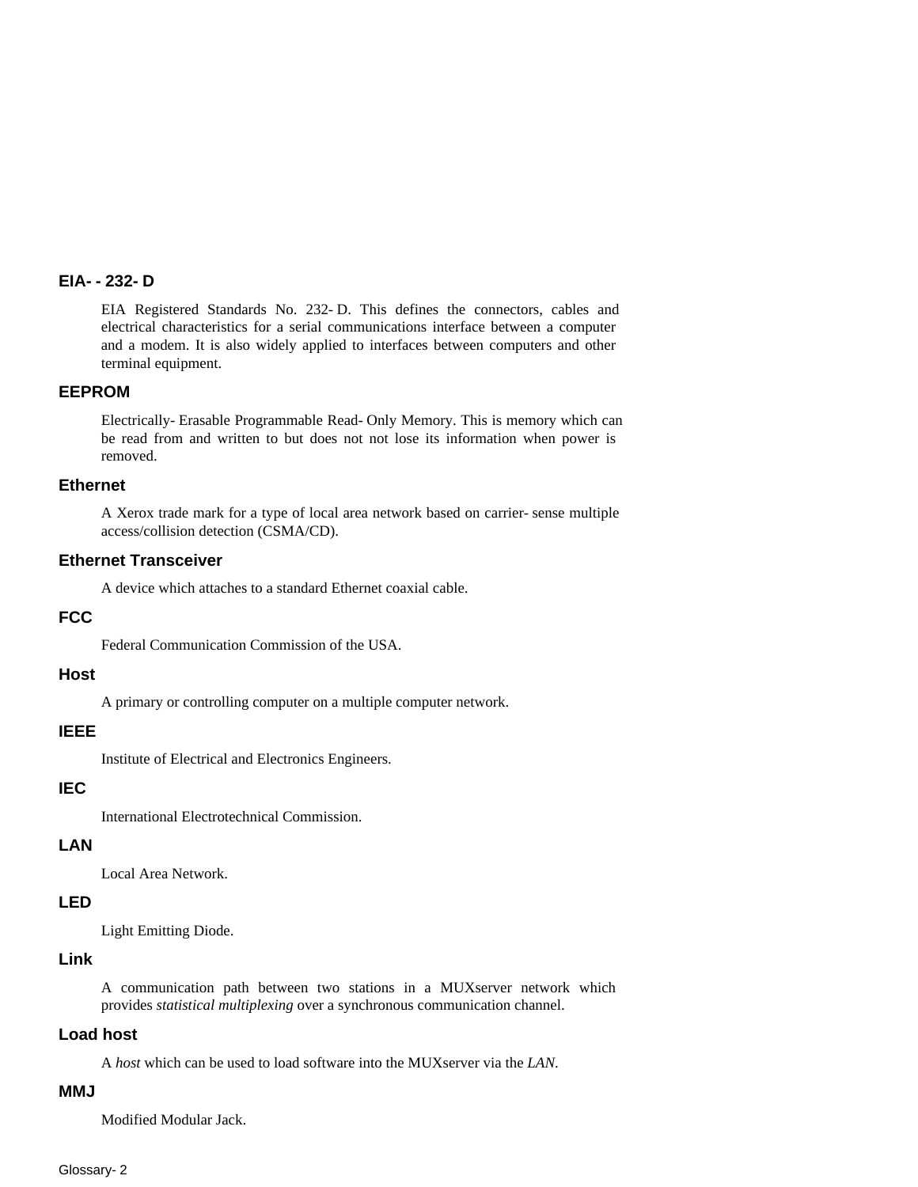### EIA- - 232- D

EIA Registered Standards No. 232- D. This defines the connectors, cables and electrical characteristics for a serial communications interface between a computer and a modem. It is also widely applied to interfaces between computers and other terminal equipment.

### EEPROM

Electrically- Erasable Programmable Read- Only Memory. This is memory which can be read from and written to but does not not lose its information when power is removed.

### Ethernet

A Xerox trade mark for a type of local area network based on carrier- sense multiple access/collision detection (CSMA/CD).

### Ethernet Transceiver

A device which attaches to a standard Ethernet coaxial cable.

### FCC

Federal Communication Commission of the USA.

### Host

A primary or controlling computer on a multiple computer network.

### IEEE

Institute of Electrical and Electronics Engineers.

### IEC

International Electrotechnical Commission.

### LAN

Local Area Network.

### LED

Light Emitting Diode.

### Link

A communication path between two stations in a MUXserver network which provides *statistical multiplexing* over a synchronous communication channel.

### Load host

A *host* which can be used to load software into the MUXserver via the *LAN*.

### MMJ

Modified Modular Jack.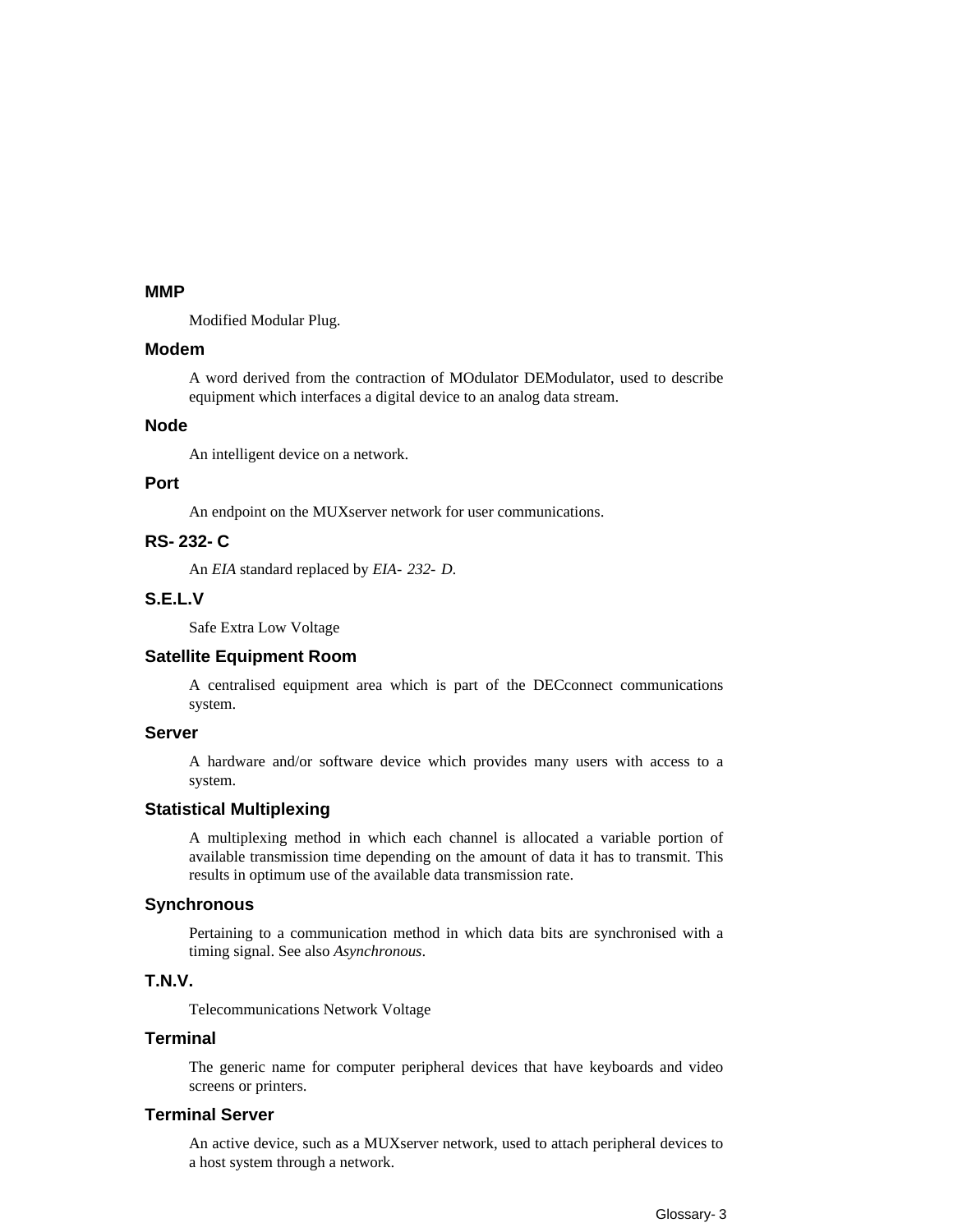**MMP**

Modified Modular Plug.

**Modem**

A word derived from the contraction of MOdulator DEModulator, used to describe equipment which interfaces a digital device to an analog data stream.

**Node**

An intelligent device on a network.

**Port**

An endpoint on the MUXserver network for user communications.

**RS-232-C**

An *EIA* standard replaced by *EIA-232-D*.

**S.E.L.V**

Safe Extra Low Voltage

**Satellite Equipment Room**

A centralised equipment area which is part of the DECconnect communications system.

**Server**

A hardware and/or software device which provides many users with access to a system.

**Statistical Multiplexing**

A multiplexing method in which each channel is allocated a variable portion of available transmission time depending on the amount of data it has to transmit. This results in optimum use of the available data transmission rate.

**Synchronous**

Pertaining to a communication method in which data bits are synchronised with a timing signal. See also *Asynchronous*.

**T.N.V.**

Telecommunications Network Voltage

**Terminal**

The generic name for computer peripheral devices that have keyboards and video screens or printers.

**Terminal Server**

An active device, such as a MUXserver network, used to attach peripheral devices to a host system through a network.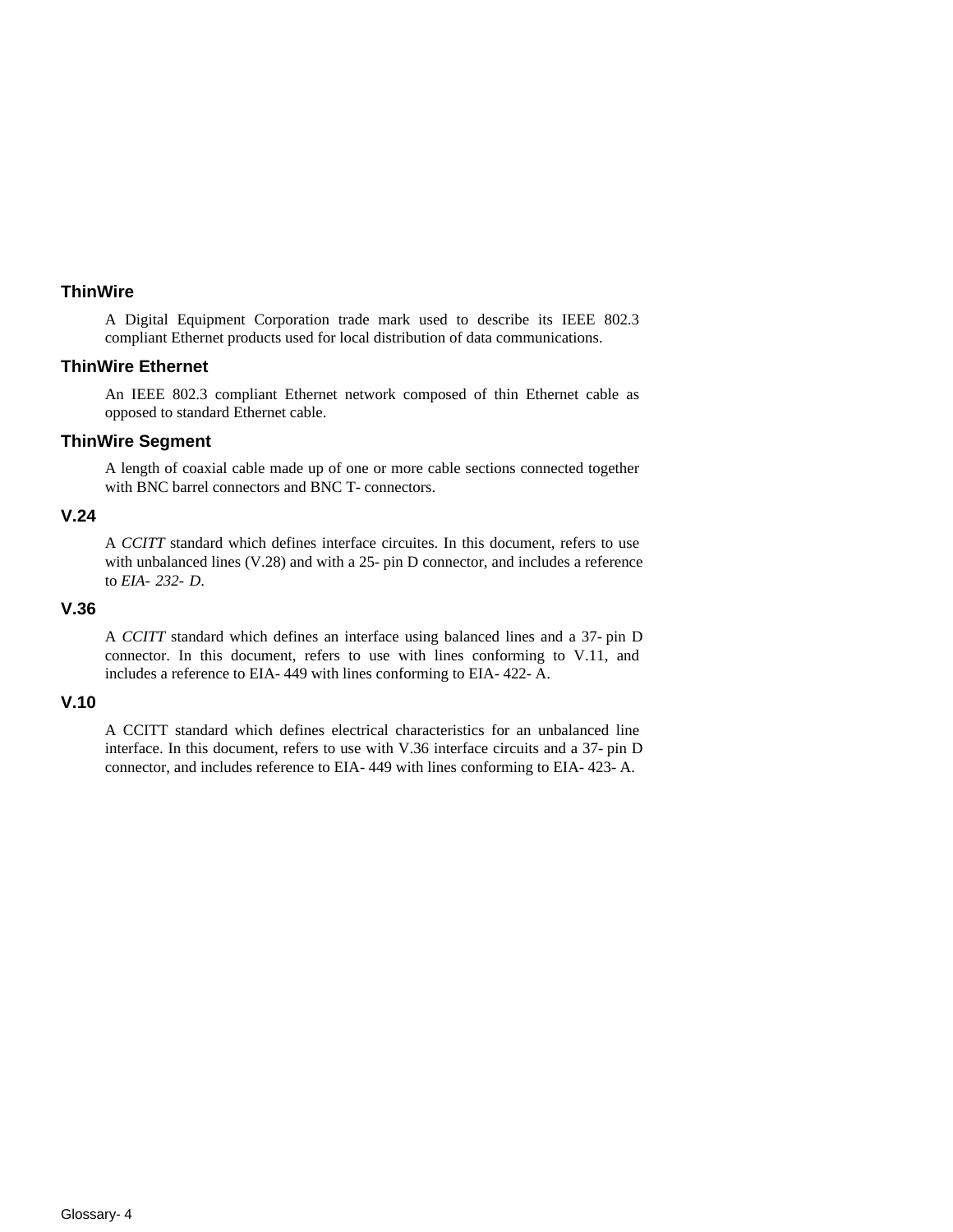### ThinWire

A Digital Equipment Corporation trade mark used to describe its IEEE 802.3 compliant Ethernet products used for local distribution of data communications.

### ThinWire Ethernet

An IEEE 802.3 compliant Ethernet network composed of thin Ethernet cable as opposed to standard Ethernet cable.

### ThinWire Segment

A length of coaxial cable made up of one or more cable sections connected together with BNC barrel connectors and BNC T- connectors.

### V.24

A *CCITT* standard which defines interface circuites. In this document, refers to use with unbalanced lines (V.28) and with a 25- pin D connector, and includes a reference to *EIA- 232- D*.

### V.36

A *CCITT* standard which defines an interface using balanced lines and a 37- pin D connector. In this document, refers to use with lines conforming to V.11, and includes a reference to EIA- 449 with lines conforming to EIA- 422- A.

### V.10

A CCITT standard which defines electrical characteristics for an unbalanced line interface. In this document, refers to use with V.36 interface circuits and a 37- pin D connector, and includes reference to EIA- 449 with lines conforming to EIA- 423- A.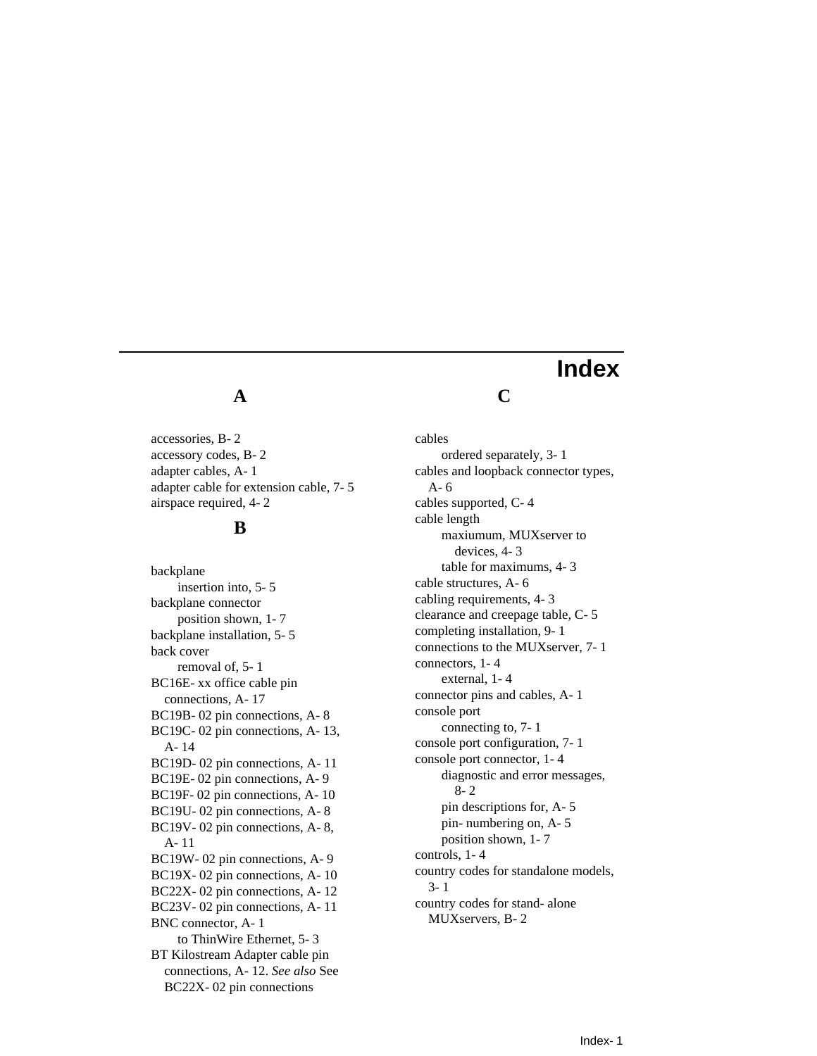# Index

## A

accessories, B- 2
accessory codes, B- 2
adapter cables, A- 1
adapter cable for extension cable, 7- 5
airspace required, 4- 2

## B

backplane
- insertion into, 5- 5

backplane connector
- position shown, 1- 7

backplane installation, 5- 5
back cover
- removal of, 5- 1

BC16E- xx office cable pin connections, A- 17
BC19B- 02 pin connections, A- 8
BC19C- 02 pin connections, A- 13, A- 14
BC19D- 02 pin connections, A- 11
BC19E- 02 pin connections, A- 9
BC19F- 02 pin connections, A- 10
BC19U- 02 pin connections, A- 8
BC19V- 02 pin connections, A- 8, A- 11
BC19W- 02 pin connections, A- 9
BC19X- 02 pin connections, A- 10
BC22X- 02 pin connections, A- 12
BC23V- 02 pin connections, A- 11
BNC connector, A- 1
- to ThinWire Ethernet, 5- 3

BT Kilostream Adapter cable pin connections, A- 12. *See also* See BC22X- 02 pin connections

## C

cables
- ordered separately, 3- 1

cables and loopback connector types, A- 6
cables supported, C- 4
cable length
- maxiumum, MUXserver to devices, 4- 3
- table for maximums, 4- 3

cable structures, A- 6
cabling requirements, 4- 3
clearance and creepage table, C- 5
completing installation, 9- 1
connections to the MUXserver, 7- 1
connectors, 1- 4
- external, 1- 4

connector pins and cables, A- 1
console port
- connecting to, 7- 1

console port configuration, 7- 1
console port connector, 1- 4
- diagnostic and error messages, 8- 2
- pin descriptions for, A- 5
- pin- numbering on, A- 5
- position shown, 1- 7

controls, 1- 4
country codes for standalone models, 3- 1
country codes for stand- alone MUXservers, B- 2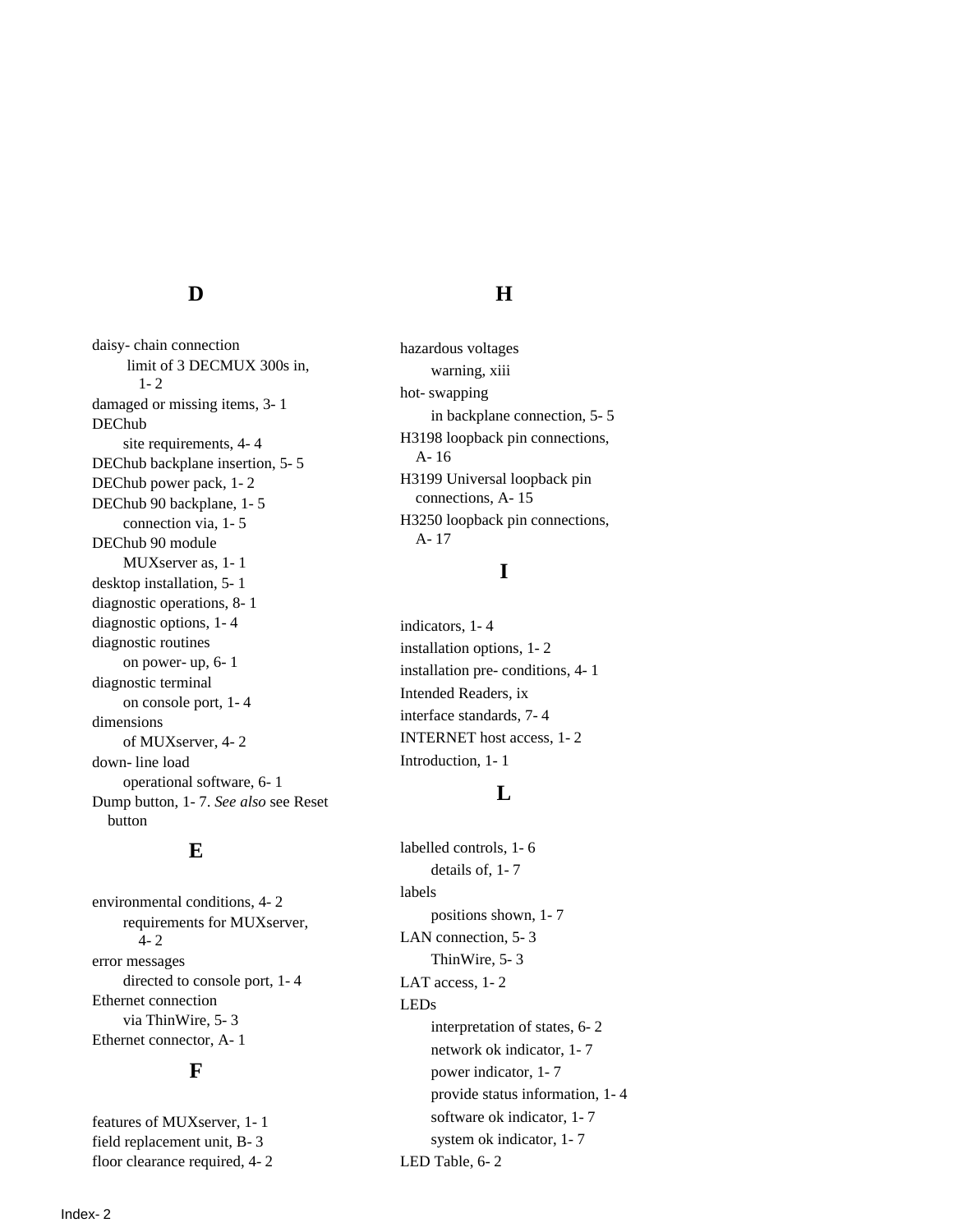## D

daisy- chain connection
  limit of 3 DECMUX 300s in, 1- 2
damaged or missing items, 3- 1
DEChub
  site requirements, 4- 4
DEChub backplane insertion, 5- 5
DEChub power pack, 1- 2
DEChub 90 backplane, 1- 5
  connection via, 1- 5
DEChub 90 module
  MUXserver as, 1- 1
desktop installation, 5- 1
diagnostic operations, 8- 1
diagnostic options, 1- 4
diagnostic routines
  on power- up, 6- 1
diagnostic terminal
  on console port, 1- 4
dimensions
  of MUXserver, 4- 2
down- line load
  operational software, 6- 1
Dump button, 1- 7. *See also* see Reset button

## E

environmental conditions, 4- 2
  requirements for MUXserver, 4- 2
error messages
  directed to console port, 1- 4
Ethernet connection
  via ThinWire, 5- 3
Ethernet connector, A- 1

## F

features of MUXserver, 1- 1
field replacement unit, B- 3
floor clearance required, 4- 2

## H

hazardous voltages
  warning, xiii
hot- swapping
  in backplane connection, 5- 5
H3198 loopback pin connections, A- 16
H3199 Universal loopback pin connections, A- 15
H3250 loopback pin connections, A- 17

## I

indicators, 1- 4
installation options, 1- 2
installation pre- conditions, 4- 1
Intended Readers, ix
interface standards, 7- 4
INTERNET host access, 1- 2
Introduction, 1- 1

## L

labelled controls, 1- 6
  details of, 1- 7
labels
  positions shown, 1- 7
LAN connection, 5- 3
  ThinWire, 5- 3
LAT access, 1- 2
LEDs
  interpretation of states, 6- 2
  network ok indicator, 1- 7
  power indicator, 1- 7
  provide status information, 1- 4
  software ok indicator, 1- 7
  system ok indicator, 1- 7
LED Table, 6- 2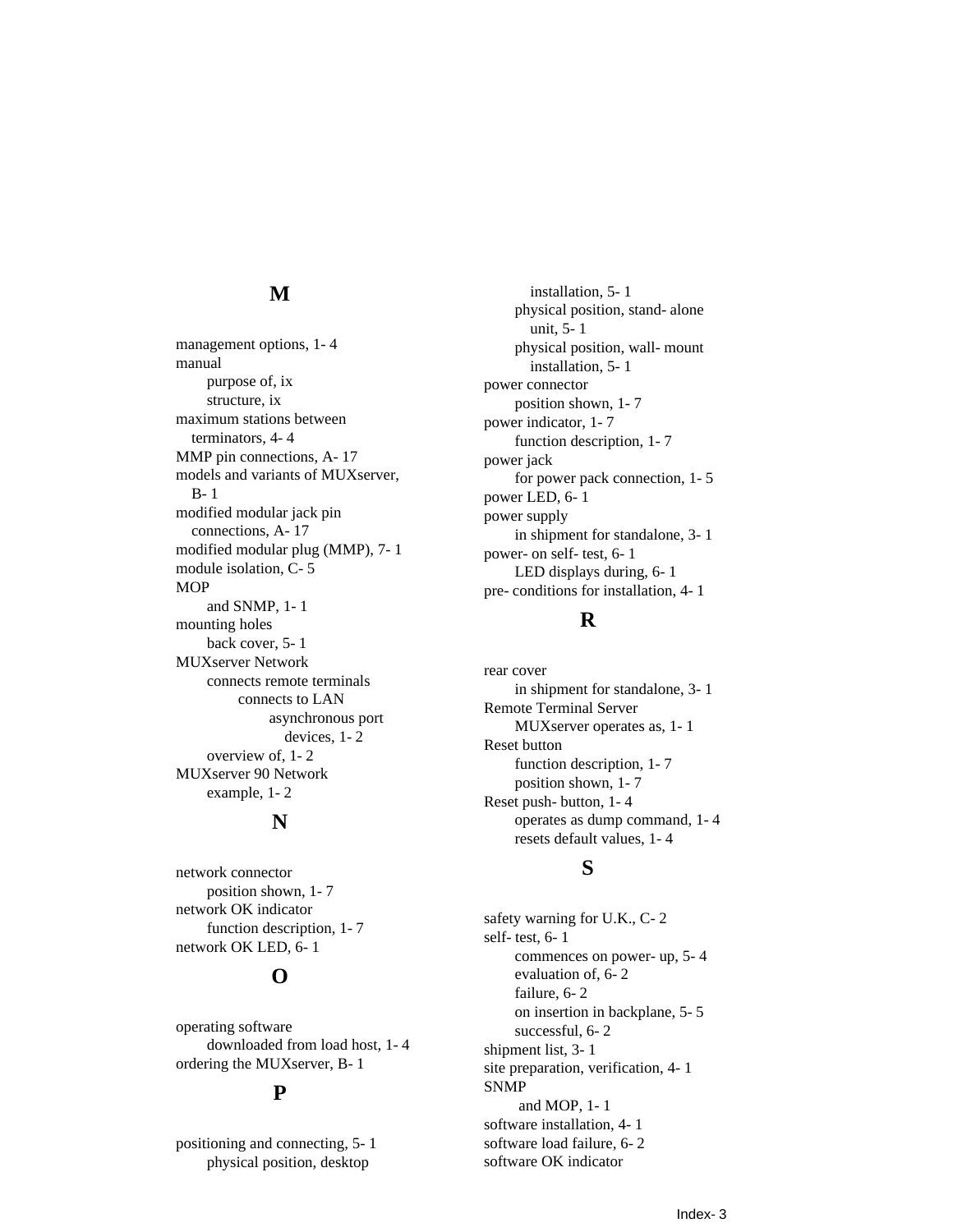## M

management options, 1- 4
manual
- purpose of, ix
- structure, ix

maximum stations between terminators, 4- 4
MMP pin connections, A- 17
models and variants of MUXserver, B- 1
modified modular jack pin connections, A- 17
modified modular plug (MMP), 7- 1
module isolation, C- 5
MOP
- and SNMP, 1- 1

mounting holes
- back cover, 5- 1

MUXserver Network
- connects remote terminals
  - connects to LAN
    - asynchronous port devices, 1- 2
- overview of, 1- 2

MUXserver 90 Network
- example, 1- 2

## N

network connector
- position shown, 1- 7

network OK indicator
- function description, 1- 7

network OK LED, 6- 1

## O

operating software
- downloaded from load host, 1- 4

ordering the MUXserver, B- 1

## P

positioning and connecting, 5- 1
- physical position, desktop installation, 5- 1
- physical position, stand- alone unit, 5- 1
- physical position, wall- mount installation, 5- 1

power connector
- position shown, 1- 7

power indicator, 1- 7
- function description, 1- 7

power jack
- for power pack connection, 1- 5

power LED, 6- 1
power supply
- in shipment for standalone, 3- 1

power- on self- test, 6- 1
- LED displays during, 6- 1

pre- conditions for installation, 4- 1

## R

rear cover
- in shipment for standalone, 3- 1

Remote Terminal Server
- MUXserver operates as, 1- 1

Reset button
- function description, 1- 7
- position shown, 1- 7

Reset push- button, 1- 4
- operates as dump command, 1- 4
- resets default values, 1- 4

## S

safety warning for U.K., C- 2
self- test, 6- 1
- commences on power- up, 5- 4
- evaluation of, 6- 2
- failure, 6- 2
- on insertion in backplane, 5- 5
- successful, 6- 2

shipment list, 3- 1
site preparation, verification, 4- 1
SNMP
- and MOP, 1- 1

software installation, 4- 1
software load failure, 6- 2
software OK indicator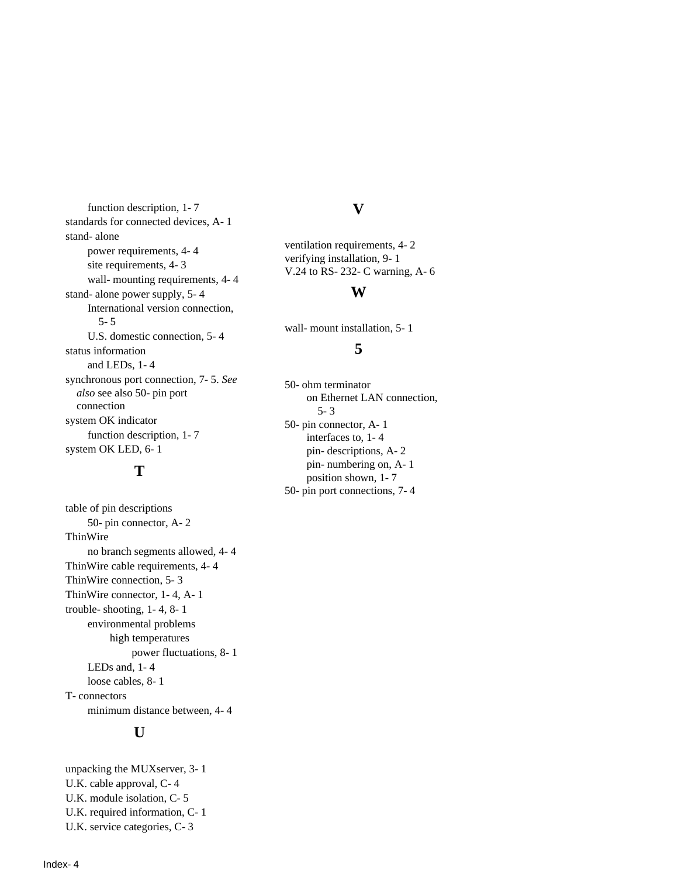function description, 1- 7
standards for connected devices, A- 1
stand- alone
  power requirements, 4- 4
  site requirements, 4- 3
  wall- mounting requirements, 4- 4
stand- alone power supply, 5- 4
  International version connection, 5- 5
  U.S. domestic connection, 5- 4
status information
  and LEDs, 1- 4
synchronous port connection, 7- 5. *See also* see also 50- pin port connection
system OK indicator
  function description, 1- 7
system OK LED, 6- 1

## T

table of pin descriptions
  50- pin connector, A- 2
ThinWire
  no branch segments allowed, 4- 4
ThinWire cable requirements, 4- 4
ThinWire connection, 5- 3
ThinWire connector, 1- 4, A- 1
trouble- shooting, 1- 4, 8- 1
  environmental problems
    high temperatures
      power fluctuations, 8- 1
  LEDs and, 1- 4
  loose cables, 8- 1
T- connectors
  minimum distance between, 4- 4

## U

unpacking the MUXserver, 3- 1
U.K. cable approval, C- 4
U.K. module isolation, C- 5
U.K. required information, C- 1
U.K. service categories, C- 3

## V

ventilation requirements, 4- 2
verifying installation, 9- 1
V.24 to RS- 232- C warning, A- 6

## W

wall- mount installation, 5- 1

## 5

50- ohm terminator
  on Ethernet LAN connection, 5- 3
50- pin connector, A- 1
  interfaces to, 1- 4
  pin- descriptions, A- 2
  pin- numbering on, A- 1
  position shown, 1- 7
50- pin port connections, 7- 4